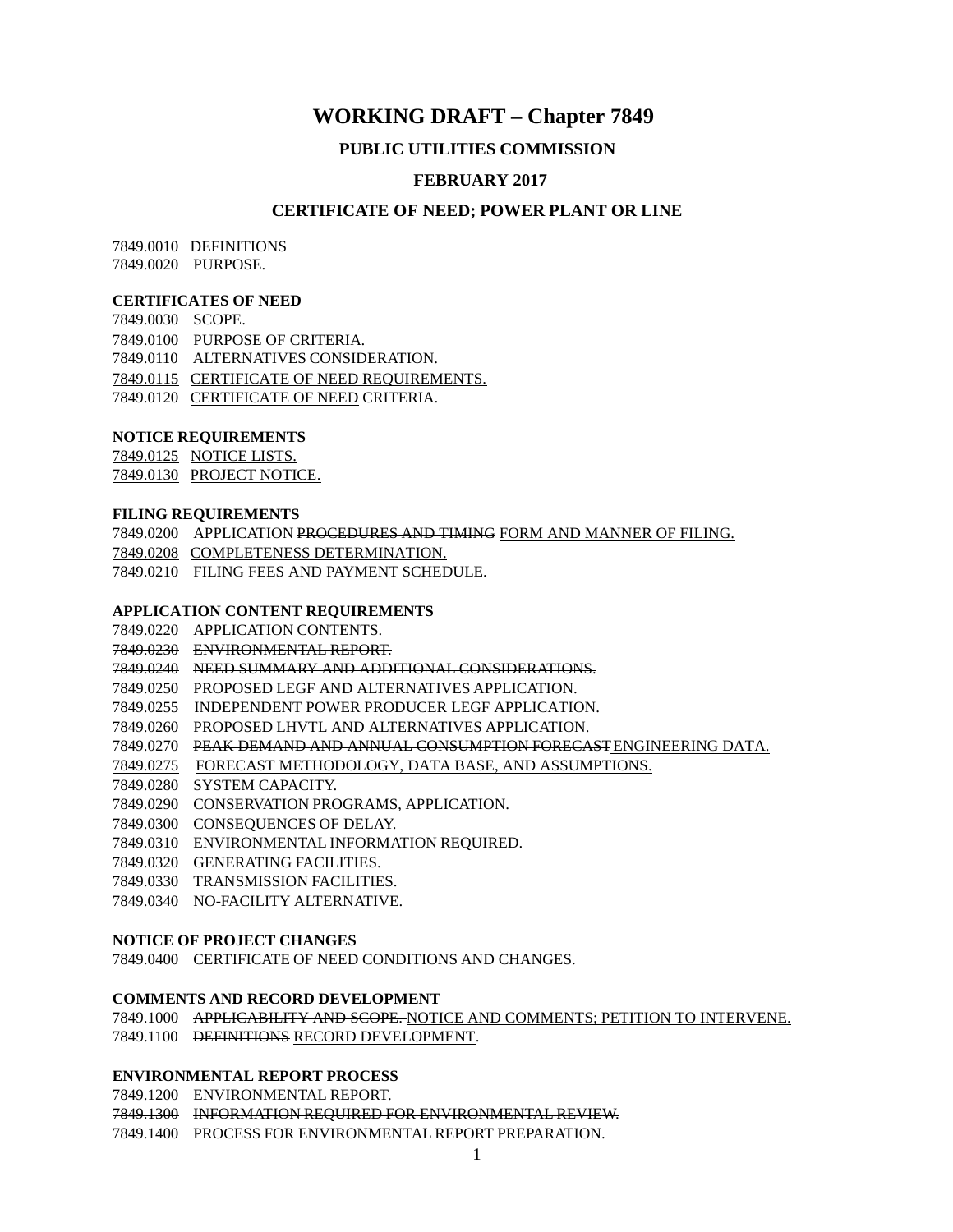# WORKING DRAFT – Chapter 7849

### PUBLIC UTILITIES COMMISSION

### FEBRUARY 2017

### CERTIFICATE OF NEED; POWER PLANT OR LINE

7849.0010 DEFINITIONS
7849.0020 PURPOSE.

**CERTIFICATES OF NEED**

7849.0030 SCOPE.
7849.0100 PURPOSE OF CRITERIA.
7849.0110 ALTERNATIVES CONSIDERATION.
<u>7849.0115 CERTIFICATE OF NEED REQUIREMENTS.</u>
7849.0120 <u>CERTIFICATE OF NEED</u> CRITERIA.

**NOTICE REQUIREMENTS**

<u>7849.0125 NOTICE LISTS.</u>
<u>7849.0130 PROJECT NOTICE.</u>

**FILING REQUIREMENTS**

7849.0200 APPLICATION ~~PROCEDURES AND TIMING~~ <u>FORM AND MANNER OF FILING.</u>
<u>7849.0208 COMPLETENESS DETERMINATION.</u>
7849.0210 FILING FEES AND PAYMENT SCHEDULE.

**APPLICATION CONTENT REQUIREMENTS**

7849.0220 APPLICATION CONTENTS.
~~7849.0230 ENVIRONMENTAL REPORT.~~
~~7849.0240 NEED SUMMARY AND ADDITIONAL CONSIDERATIONS.~~
7849.0250 PROPOSED LEGF AND ALTERNATIVES APPLICATION.
<u>7849.0255 INDEPENDENT POWER PRODUCER LEGF APPLICATION.</u>
7849.0260 PROPOSED ~~L~~HVTL AND ALTERNATIVES APPLICATION.
7849.0270 ~~PEAK DEMAND AND ANNUAL CONSUMPTION FORECAST~~ <u>ENGINEERING DATA.</u>
<u>7849.0275 FORECAST METHODOLOGY, DATA BASE, AND ASSUMPTIONS.</u>
7849.0280 SYSTEM CAPACITY.
7849.0290 CONSERVATION PROGRAMS, APPLICATION.
7849.0300 CONSEQUENCES OF DELAY.
7849.0310 ENVIRONMENTAL INFORMATION REQUIRED.
7849.0320 GENERATING FACILITIES.
7849.0330 TRANSMISSION FACILITIES.
7849.0340 NO-FACILITY ALTERNATIVE.

**NOTICE OF PROJECT CHANGES**

7849.0400 CERTIFICATE OF NEED CONDITIONS AND CHANGES.

**COMMENTS AND RECORD DEVELOPMENT**

7849.1000 ~~APPLICABILITY AND SCOPE.~~ <u>NOTICE AND COMMENTS; PETITION TO INTERVENE.</u>
7849.1100 ~~DEFINITIONS~~ <u>RECORD DEVELOPMENT</u>.

**ENVIRONMENTAL REPORT PROCESS**

7849.1200 ENVIRONMENTAL REPORT.
~~7849.1300 INFORMATION REQUIRED FOR ENVIRONMENTAL REVIEW.~~
7849.1400 PROCESS FOR ENVIRONMENTAL REPORT PREPARATION.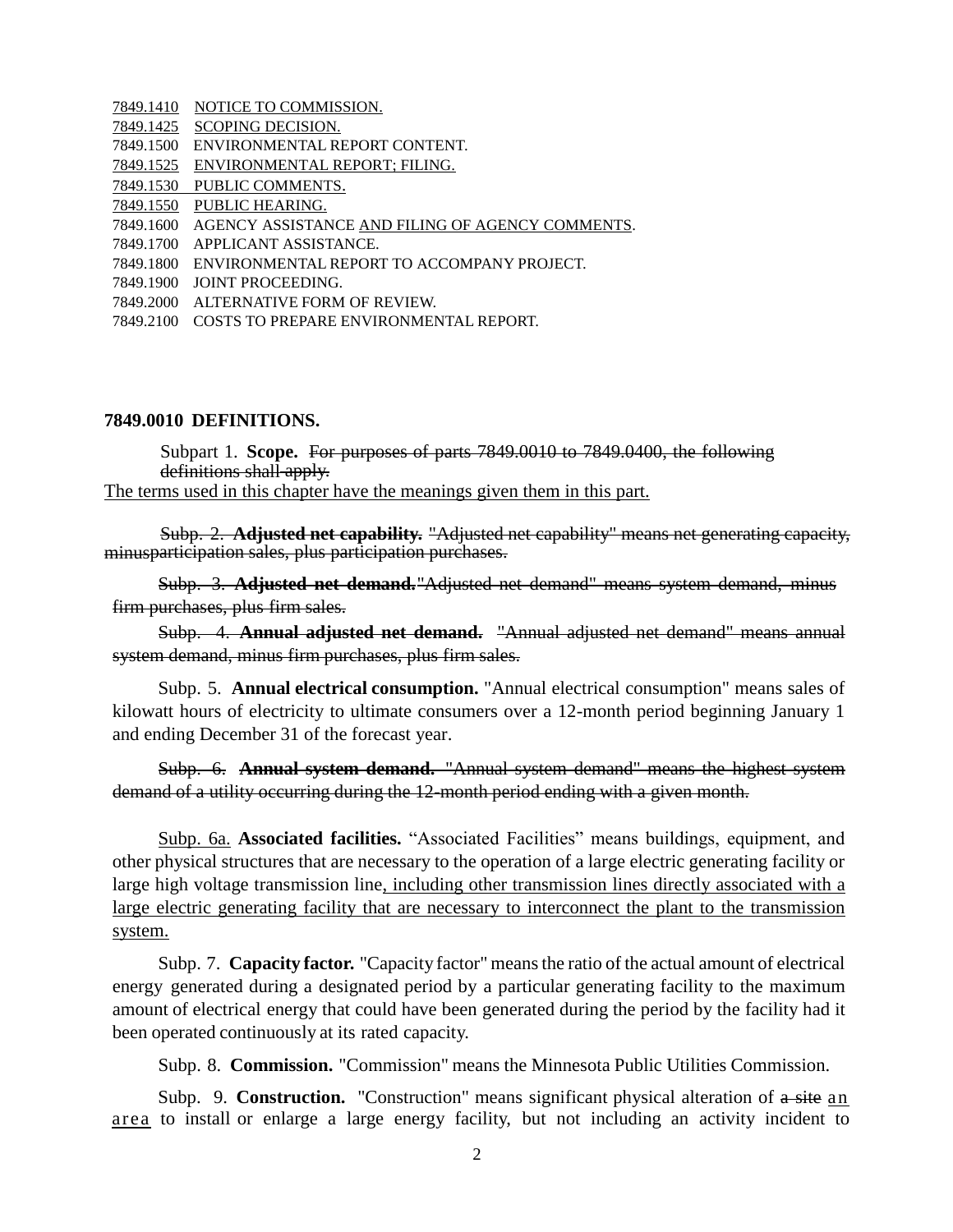7849.1410 NOTICE TO COMMISSION.
7849.1425 SCOPING DECISION.
7849.1500 ENVIRONMENTAL REPORT CONTENT.
7849.1525 ENVIRONMENTAL REPORT; FILING.
7849.1530 PUBLIC COMMENTS.
7849.1550 PUBLIC HEARING.
7849.1600 AGENCY ASSISTANCE AND FILING OF AGENCY COMMENTS.
7849.1700 APPLICANT ASSISTANCE.
7849.1800 ENVIRONMENTAL REPORT TO ACCOMPANY PROJECT.
7849.1900 JOINT PROCEEDING.
7849.2000 ALTERNATIVE FORM OF REVIEW.
7849.2100 COSTS TO PREPARE ENVIRONMENTAL REPORT.

## 7849.0010 DEFINITIONS.

Subpart 1. **Scope.** ~~For purposes of parts 7849.0010 to 7849.0400, the following definitions shall apply.~~
The terms used in this chapter have the meanings given them in this part.

~~Subp. 2. **Adjusted net capability.** "Adjusted net capability" means net generating capacity, minusparticipation sales, plus participation purchases.~~

~~Subp. 3. **Adjusted net demand.** "Adjusted net demand" means system demand, minus firm purchases, plus firm sales.~~

~~Subp. 4. **Annual adjusted net demand.** "Annual adjusted net demand" means annual system demand, minus firm purchases, plus firm sales.~~

Subp. 5. **Annual electrical consumption.** "Annual electrical consumption" means sales of kilowatt hours of electricity to ultimate consumers over a 12-month period beginning January 1 and ending December 31 of the forecast year.

~~Subp. 6. **Annual system demand.** "Annual system demand" means the highest system demand of a utility occurring during the 12-month period ending with a given month.~~

Subp. 6a. **Associated facilities.** "Associated Facilities" means buildings, equipment, and other physical structures that are necessary to the operation of a large electric generating facility or large high voltage transmission line, including other transmission lines directly associated with a large electric generating facility that are necessary to interconnect the plant to the transmission system.

Subp. 7. **Capacity factor.** "Capacity factor" means the ratio of the actual amount of electrical energy generated during a designated period by a particular generating facility to the maximum amount of electrical energy that could have been generated during the period by the facility had it been operated continuously at its rated capacity.

Subp. 8. **Commission.** "Commission" means the Minnesota Public Utilities Commission.

Subp. 9. **Construction.** "Construction" means significant physical alteration of ~~a site~~ an area to install or enlarge a large energy facility, but not including an activity incident to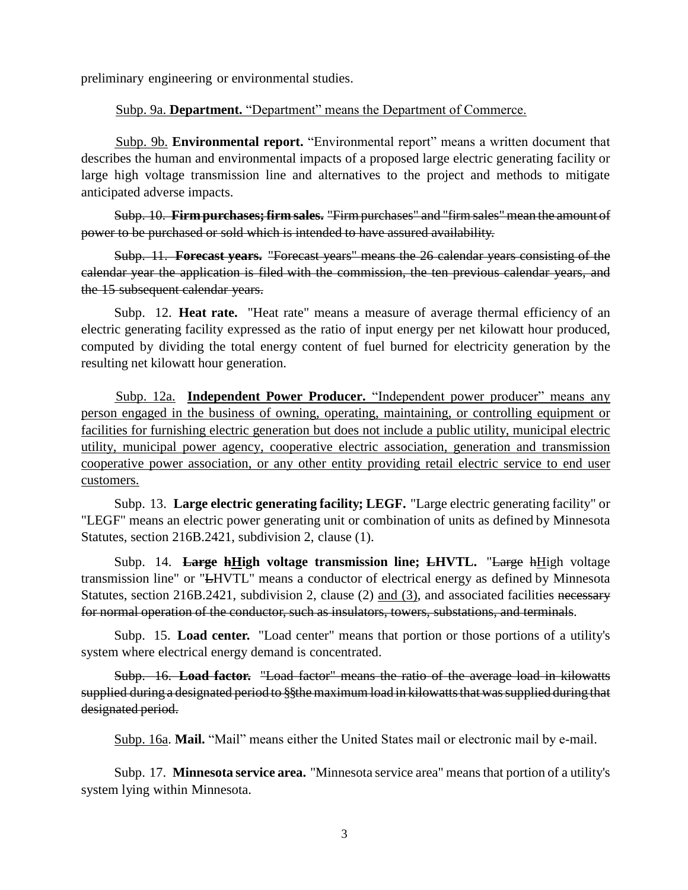preliminary engineering or environmental studies.

<u>Subp. 9a. **Department.** "Department" means the Department of Commerce.</u>

<u>Subp. 9b.</u> **Environmental report.** "Environmental report" means a written document that describes the human and environmental impacts of a proposed large electric generating facility or large high voltage transmission line and alternatives to the project and methods to mitigate anticipated adverse impacts.

~~Subp. 10. **Firm purchases; firm sales.** "Firm purchases" and "firm sales" mean the amount of power to be purchased or sold which is intended to have assured availability.~~

~~Subp. 11. **Forecast years.** "Forecast years" means the 26 calendar years consisting of the calendar year the application is filed with the commission, the ten previous calendar years, and the 15 subsequent calendar years.~~

Subp. 12. **Heat rate.** "Heat rate" means a measure of average thermal efficiency of an electric generating facility expressed as the ratio of input energy per net kilowatt hour produced, computed by dividing the total energy content of fuel burned for electricity generation by the resulting net kilowatt hour generation.

<u>Subp. 12a. **Independent Power Producer.** "Independent power producer" means any person engaged in the business of owning, operating, maintaining, or controlling equipment or facilities for furnishing electric generation but does not include a public utility, municipal electric utility, municipal power agency, cooperative electric association, generation and transmission cooperative power association, or any other entity providing retail electric service to end user customers.</u>

Subp. 13. **Large electric generating facility; LEGF.** "Large electric generating facility" or "LEGF" means an electric power generating unit or combination of units as defined by Minnesota Statutes, section 216B.2421, subdivision 2, clause (1).

Subp. 14. **~~Large~~ ~~h~~<u>H</u>igh voltage transmission line; ~~L~~HVTL.** "~~Large~~ ~~h~~<u>H</u>igh voltage transmission line" or "~~L~~HVTL" means a conductor of electrical energy as defined by Minnesota Statutes, section 216B.2421, subdivision 2, clause (2) <u>and (3)</u>, and associated facilities ~~necessary for normal operation of the conductor, such as insulators, towers, substations, and terminals~~.

Subp. 15. **Load center.** "Load center" means that portion or those portions of a utility's system where electrical energy demand is concentrated.

~~Subp. 16. **Load factor.** "Load factor" means the ratio of the average load in kilowatts supplied during a designated period to §§the maximum load in kilowatts that was supplied during that designated period.~~

<u>Subp. 16a</u>. **Mail.** "Mail" means either the United States mail or electronic mail by e-mail.

Subp. 17. **Minnesota service area.** "Minnesota service area" means that portion of a utility's system lying within Minnesota.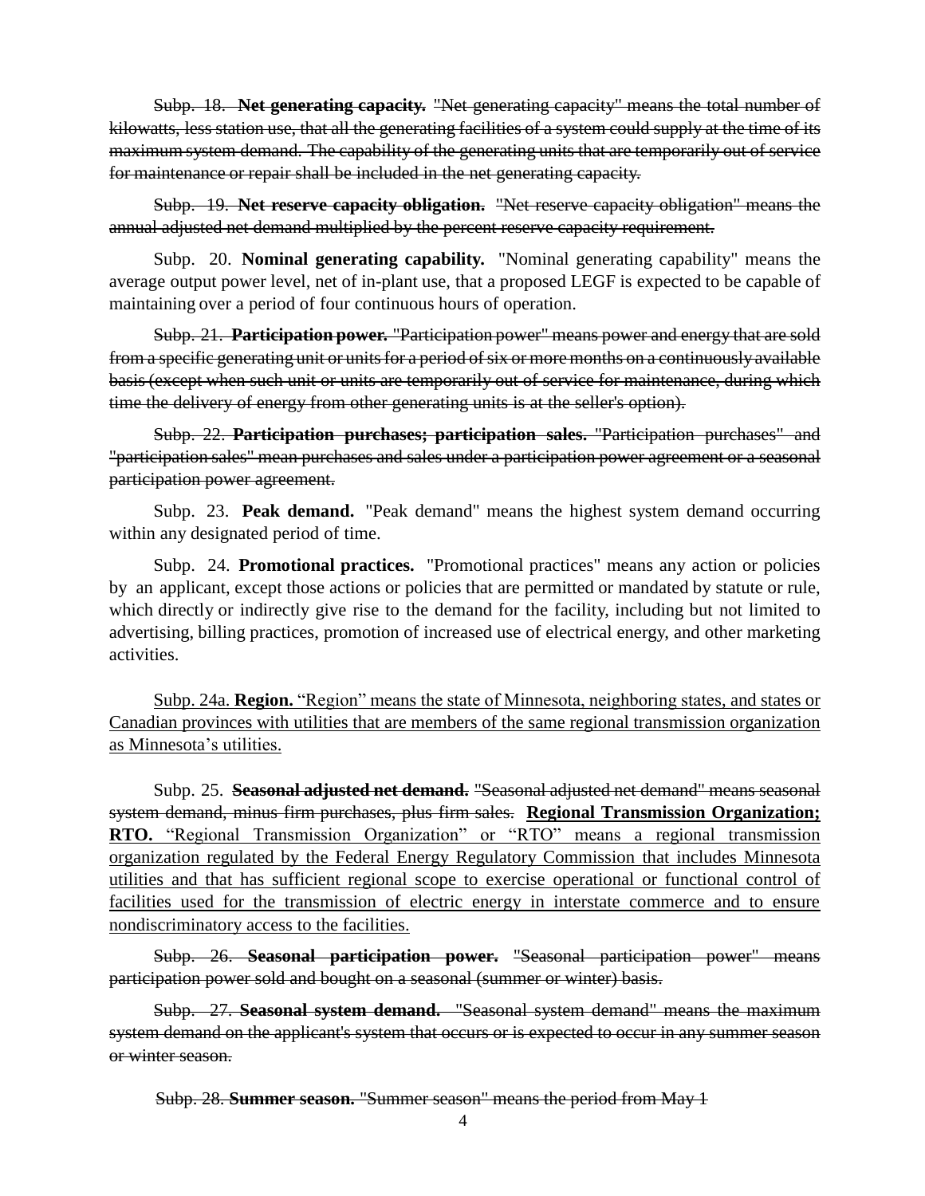~~Subp. 18. **Net generating capacity.** "Net generating capacity" means the total number of kilowatts, less station use, that all the generating facilities of a system could supply at the time of its maximum system demand. The capability of the generating units that are temporarily out of service for maintenance or repair shall be included in the net generating capacity.~~

~~Subp. 19. **Net reserve capacity obligation.** "Net reserve capacity obligation" means the annual adjusted net demand multiplied by the percent reserve capacity requirement.~~

Subp. 20. **Nominal generating capability.** "Nominal generating capability" means the average output power level, net of in-plant use, that a proposed LEGF is expected to be capable of maintaining over a period of four continuous hours of operation.

~~Subp. 21. **Participation power.** "Participation power" means power and energy that are sold from a specific generating unit or units for a period of six or more months on a continuously available basis (except when such unit or units are temporarily out of service for maintenance, during which time the delivery of energy from other generating units is at the seller's option).~~

~~Subp. 22. **Participation purchases; participation sales.** "Participation purchases" and "participation sales" mean purchases and sales under a participation power agreement or a seasonal participation power agreement.~~

Subp. 23. **Peak demand.** "Peak demand" means the highest system demand occurring within any designated period of time.

Subp. 24. **Promotional practices.** "Promotional practices" means any action or policies by an applicant, except those actions or policies that are permitted or mandated by statute or rule, which directly or indirectly give rise to the demand for the facility, including but not limited to advertising, billing practices, promotion of increased use of electrical energy, and other marketing activities.

<u>Subp. 24a. **Region.** "Region" means the state of Minnesota, neighboring states, and states or Canadian provinces with utilities that are members of the same regional transmission organization as Minnesota's utilities.</u>

Subp. 25. ~~**Seasonal adjusted net demand.** "Seasonal adjusted net demand" means seasonal system demand, minus firm purchases, plus firm sales.~~ <u>**Regional Transmission Organization; RTO.** "Regional Transmission Organization" or "RTO" means a regional transmission organization regulated by the Federal Energy Regulatory Commission that includes Minnesota utilities and that has sufficient regional scope to exercise operational or functional control of facilities used for the transmission of electric energy in interstate commerce and to ensure nondiscriminatory access to the facilities.</u>

~~Subp. 26. **Seasonal participation power.** "Seasonal participation power" means participation power sold and bought on a seasonal (summer or winter) basis.~~

~~Subp. 27. **Seasonal system demand.** "Seasonal system demand" means the maximum system demand on the applicant's system that occurs or is expected to occur in any summer season or winter season.~~

~~Subp. 28. **Summer season.** "Summer season" means the period from May 1~~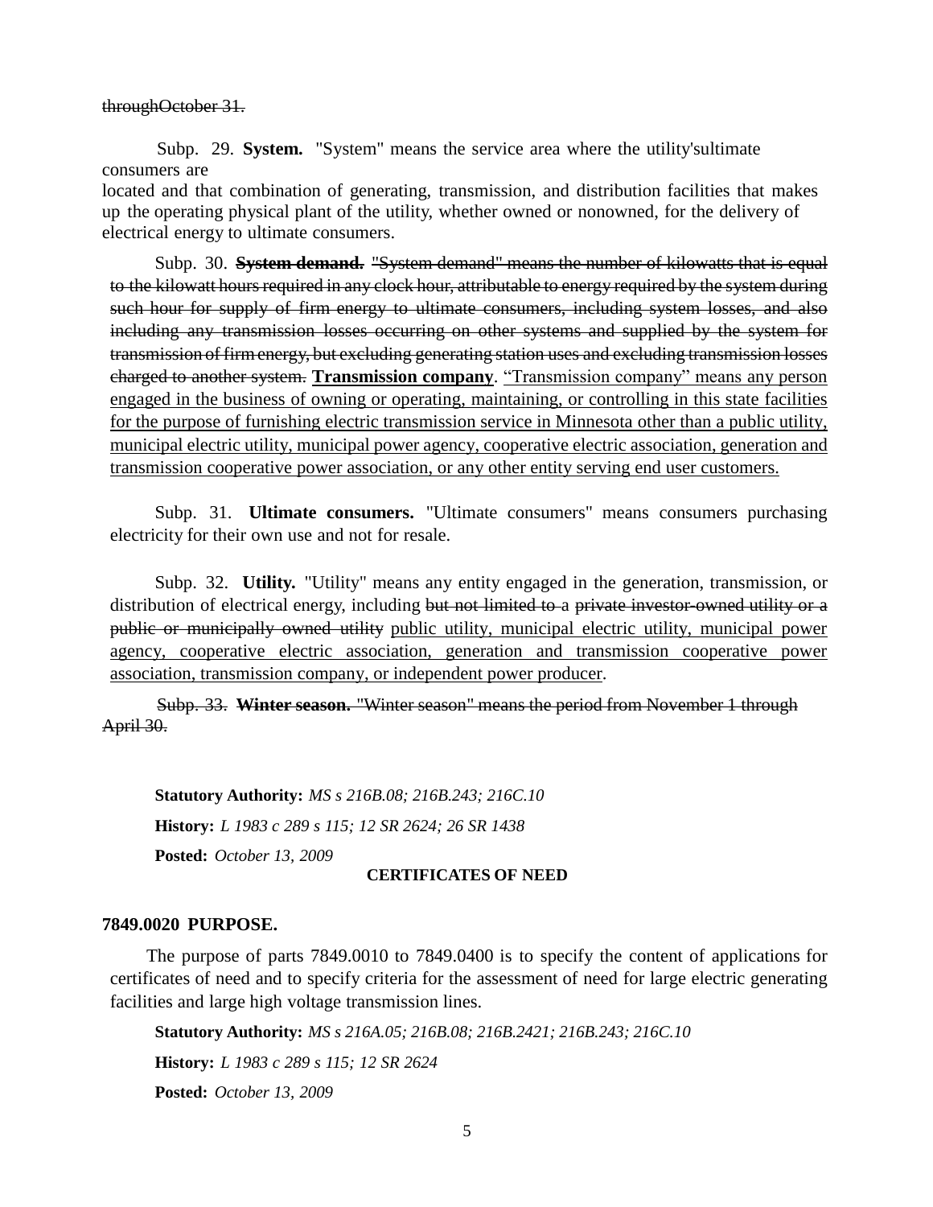~~throughOctober 31.~~

Subp. 29. **System.** "System" means the service area where the utility'sultimate consumers are located and that combination of generating, transmission, and distribution facilities that makes up the operating physical plant of the utility, whether owned or nonowned, for the delivery of electrical energy to ultimate consumers.

Subp. 30. ~~**System demand.** "System demand" means the number of kilowatts that is equal to the kilowatt hours required in any clock hour, attributable to energy required by the system during such hour for supply of firm energy to ultimate consumers, including system losses, and also including any transmission losses occurring on other systems and supplied by the system for transmission of firm energy, but excluding generating station uses and excluding transmission losses charged to another system.~~ <u>**Transmission company**. "Transmission company" means any person engaged in the business of owning or operating, maintaining, or controlling in this state facilities for the purpose of furnishing electric transmission service in Minnesota other than a public utility, municipal electric utility, municipal power agency, cooperative electric association, generation and transmission cooperative power association, or any other entity serving end user customers.</u>

Subp. 31. **Ultimate consumers.** "Ultimate consumers" means consumers purchasing electricity for their own use and not for resale.

Subp. 32. **Utility.** "Utility" means any entity engaged in the generation, transmission, or distribution of electrical energy, including ~~but not limited to~~ a ~~private investor-owned utility or a public or municipally owned utility~~ <u>public utility, municipal electric utility, municipal power agency, cooperative electric association, generation and transmission cooperative power association, transmission company, or independent power producer</u>.

~~Subp. 33. **Winter season.** "Winter season" means the period from November 1 through April 30.~~

**Statutory Authority:** *MS s 216B.08; 216B.243; 216C.10*

**History:** *L 1983 c 289 s 115; 12 SR 2624; 26 SR 1438*

**Posted:** *October 13, 2009*

**CERTIFICATES OF NEED**

### 7849.0020 PURPOSE.

The purpose of parts 7849.0010 to 7849.0400 is to specify the content of applications for certificates of need and to specify criteria for the assessment of need for large electric generating facilities and large high voltage transmission lines.

**Statutory Authority:** *MS s 216A.05; 216B.08; 216B.2421; 216B.243; 216C.10*

**History:** *L 1983 c 289 s 115; 12 SR 2624*

**Posted:** *October 13, 2009*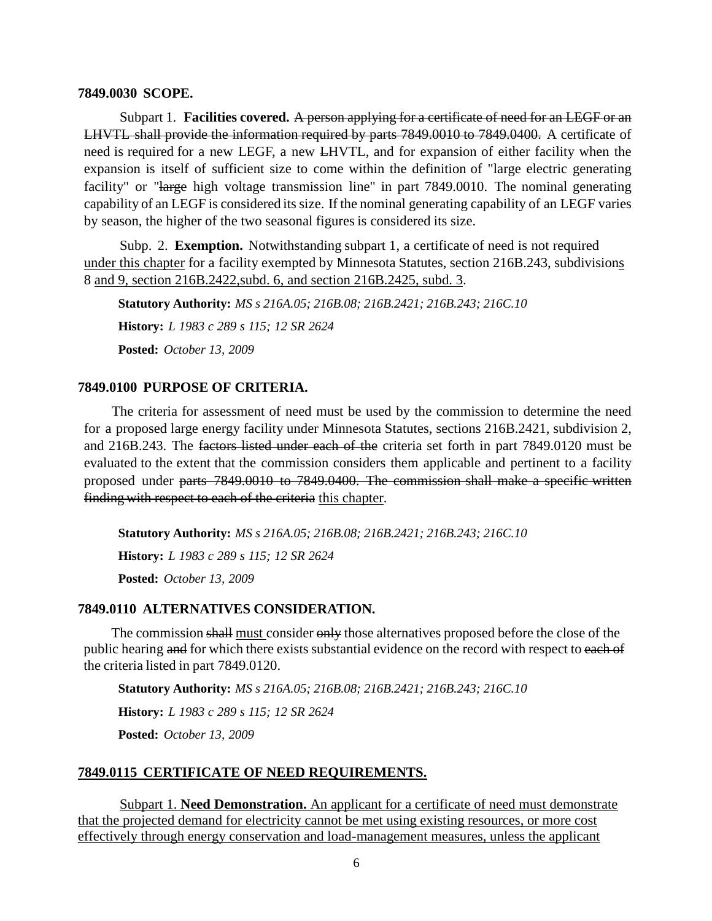**7849.0030 SCOPE.**

Subpart 1. **Facilities covered.** ~~A person applying for a certificate of need for an LEGF or an LHVTL shall provide the information required by parts 7849.0010 to 7849.0400.~~ A certificate of need is required for a new LEGF, a new ~~L~~HVTL, and for expansion of either facility when the expansion is itself of sufficient size to come within the definition of "large electric generating facility" or "~~large~~ high voltage transmission line" in part 7849.0010. The nominal generating capability of an LEGF is considered its size. If the nominal generating capability of an LEGF varies by season, the higher of the two seasonal figures is considered its size.

Subp. 2. **Exemption.** Notwithstanding subpart 1, a certificate of need is not required <u>under this chapter</u> for a facility exempted by Minnesota Statutes, section 216B.243, subdivision<u>s</u> 8 <u>and 9, section 216B.2422,subd. 6, and section 216B.2425, subd. 3</u>.

**Statutory Authority:** *MS s 216A.05; 216B.08; 216B.2421; 216B.243; 216C.10*

**History:** *L 1983 c 289 s 115; 12 SR 2624*

**Posted:** *October 13, 2009*

**7849.0100 PURPOSE OF CRITERIA.**

The criteria for assessment of need must be used by the commission to determine the need for a proposed large energy facility under Minnesota Statutes, sections 216B.2421, subdivision 2, and 216B.243. The ~~factors listed under each of the~~ criteria set forth in part 7849.0120 must be evaluated to the extent that the commission considers them applicable and pertinent to a facility proposed under ~~parts 7849.0010 to 7849.0400. The commission shall make a specific written finding with respect to each of the criteria~~ <u>this chapter</u>.

**Statutory Authority:** *MS s 216A.05; 216B.08; 216B.2421; 216B.243; 216C.10*

**History:** *L 1983 c 289 s 115; 12 SR 2624*

**Posted:** *October 13, 2009*

**7849.0110 ALTERNATIVES CONSIDERATION.**

The commission ~~shall~~ <u>must</u> consider ~~only~~ those alternatives proposed before the close of the public hearing ~~and~~ for which there exists substantial evidence on the record with respect to ~~each of~~ the criteria listed in part 7849.0120.

**Statutory Authority:** *MS s 216A.05; 216B.08; 216B.2421; 216B.243; 216C.10*

**History:** *L 1983 c 289 s 115; 12 SR 2624*

**Posted:** *October 13, 2009*

<u>**7849.0115 CERTIFICATE OF NEED REQUIREMENTS.**</u>

<u>Subpart 1. **Need Demonstration.** An applicant for a certificate of need must demonstrate that the projected demand for electricity cannot be met using existing resources, or more cost effectively through energy conservation and load-management measures, unless the applicant</u>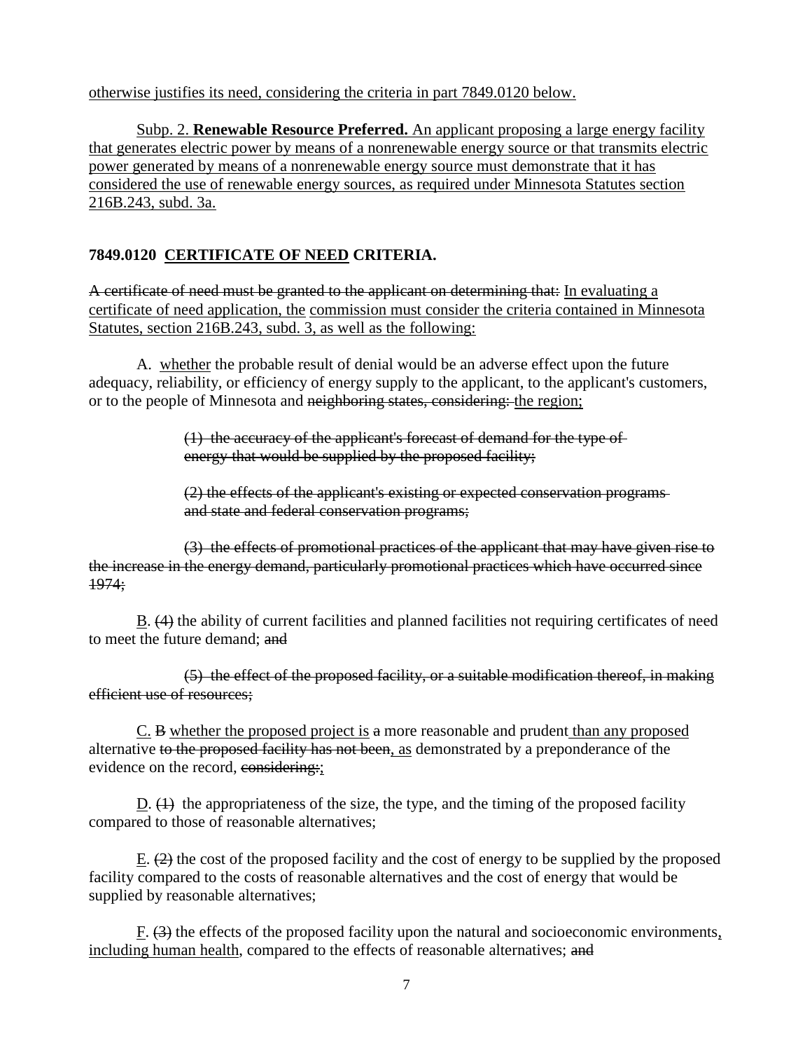<u>otherwise justifies its need, considering the criteria in part 7849.0120 below.</u>

<u>Subp. 2.</u> <u>**Renewable Resource Preferred.**</u> <u>An applicant proposing a large energy facility that generates electric power by means of a nonrenewable energy source or that transmits electric power generated by means of a nonrenewable energy source must demonstrate that it has considered the use of renewable energy sources, as required under Minnesota Statutes section 216B.243, subd. 3a.</u>

### **7849.0120 <u>CERTIFICATE OF NEED</u> CRITERIA.**

~~A certificate of need must be granted to the applicant on determining that:~~ <u>In evaluating a certificate of need application, the</u> <u>commission must consider the criteria contained in Minnesota Statutes, section 216B.243, subd. 3, as well as the following:</u>

A. <u>whether</u> the probable result of denial would be an adverse effect upon the future adequacy, reliability, or efficiency of energy supply to the applicant, to the applicant's customers, or to the people of Minnesota and ~~neighboring states, considering:~~ <u>the region;</u>

> ~~(1) the accuracy of the applicant's forecast of demand for the type of energy that would be supplied by the proposed facility;~~
>
> ~~(2) the effects of the applicant's existing or expected conservation programs and state and federal conservation programs;~~
>
> ~~(3) the effects of promotional practices of the applicant that may have given rise to the increase in the energy demand, particularly promotional practices which have occurred since 1974;~~

<u>B</u>. ~~(4)~~ the ability of current facilities and planned facilities not requiring certificates of need to meet the future demand; ~~and~~

> ~~(5) the effect of the proposed facility, or a suitable modification thereof, in making efficient use of resources;~~

<u>C.</u> ~~B~~ <u>whether the proposed project is</u> ~~a~~ more reasonable and prudent <u>than any proposed</u> alternative ~~to the proposed facility has not been~~<u>, as</u> demonstrated by a preponderance of the evidence on the record, ~~considering:~~<u>;</u>

<u>D</u>. ~~(1)~~ the appropriateness of the size, the type, and the timing of the proposed facility compared to those of reasonable alternatives;

<u>E</u>. ~~(2)~~ the cost of the proposed facility and the cost of energy to be supplied by the proposed facility compared to the costs of reasonable alternatives and the cost of energy that would be supplied by reasonable alternatives;

<u>F</u>. ~~(3)~~ the effects of the proposed facility upon the natural and socioeconomic environments<u>, including human health</u>, compared to the effects of reasonable alternatives; ~~and~~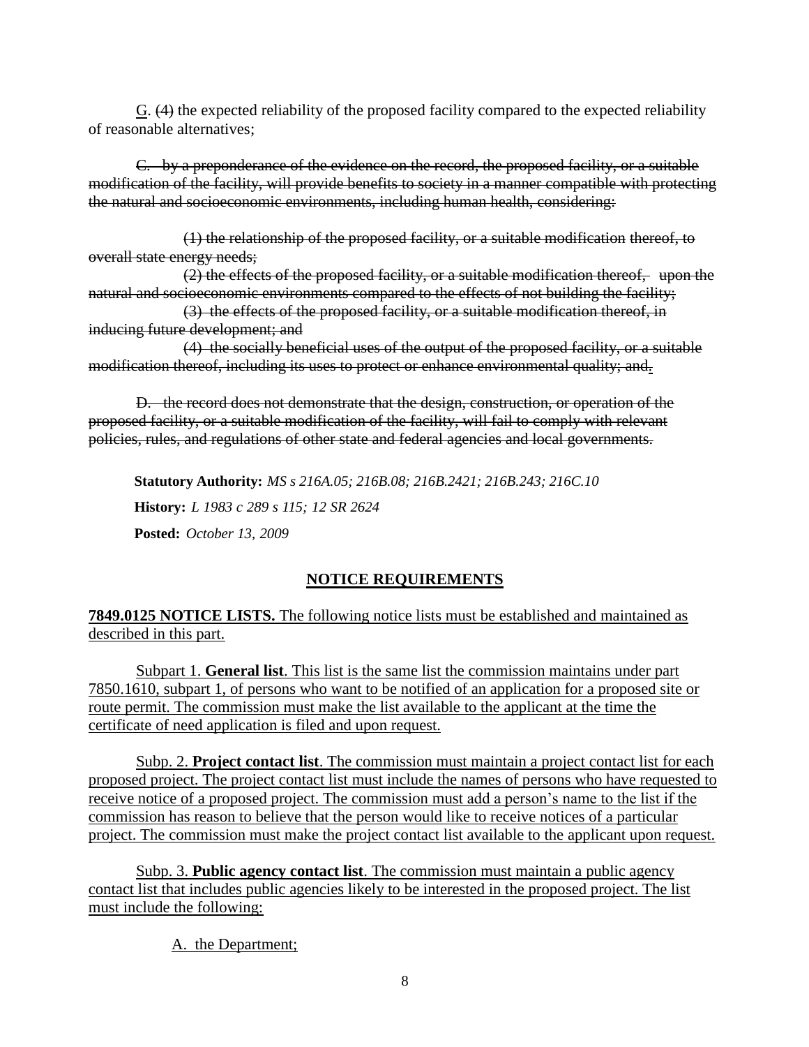<u>G</u>. ~~(4)~~ the expected reliability of the proposed facility compared to the expected reliability of reasonable alternatives;

~~C. by a preponderance of the evidence on the record, the proposed facility, or a suitable modification of the facility, will provide benefits to society in a manner compatible with protecting the natural and socioeconomic environments, including human health, considering:~~

~~(1) the relationship of the proposed facility, or a suitable modification thereof, to overall state energy needs;~~

~~(2) the effects of the proposed facility, or a suitable modification thereof, upon the natural and socioeconomic environments compared to the effects of not building the facility;~~

~~(3) the effects of the proposed facility, or a suitable modification thereof, in inducing future development; and~~

~~(4) the socially beneficial uses of the output of the proposed facility, or a suitable modification thereof, including its uses to protect or enhance environmental quality; and~~<u>.</u>

~~D. the record does not demonstrate that the design, construction, or operation of the proposed facility, or a suitable modification of the facility, will fail to comply with relevant policies, rules, and regulations of other state and federal agencies and local governments.~~

**Statutory Authority:** *MS s 216A.05; 216B.08; 216B.2421; 216B.243; 216C.10*

**History:** *L 1983 c 289 s 115; 12 SR 2624*

**Posted:** *October 13, 2009*

## <u>NOTICE REQUIREMENTS</u>

<u>**7849.0125 NOTICE LISTS.** The following notice lists must be established and maintained as described in this part.</u>

<u>Subpart 1. **General list**. This list is the same list the commission maintains under part 7850.1610, subpart 1, of persons who want to be notified of an application for a proposed site or route permit. The commission must make the list available to the applicant at the time the certificate of need application is filed and upon request.</u>

<u>Subp. 2. **Project contact list**. The commission must maintain a project contact list for each proposed project. The project contact list must include the names of persons who have requested to receive notice of a proposed project. The commission must add a person's name to the list if the commission has reason to believe that the person would like to receive notices of a particular project. The commission must make the project contact list available to the applicant upon request.</u>

<u>Subp. 3. **Public agency contact list**. The commission must maintain a public agency contact list that includes public agencies likely to be interested in the proposed project. The list must include the following:</u>

<u>A. the Department;</u>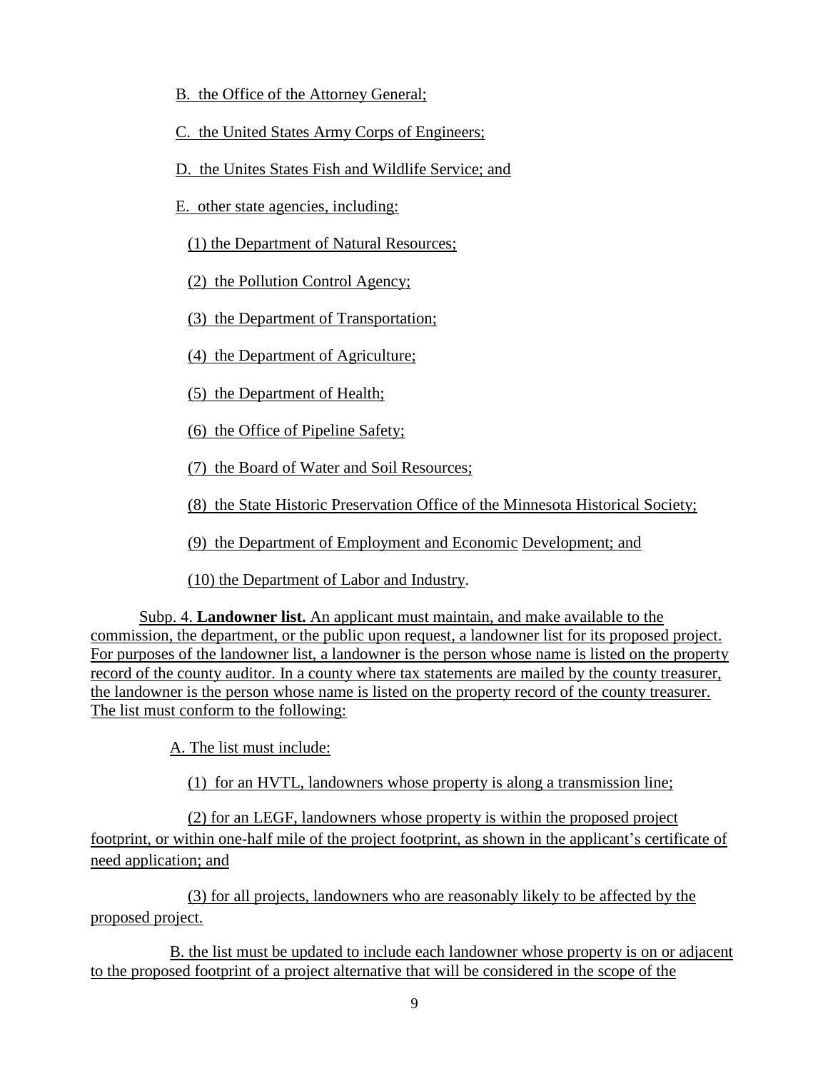B. the Office of the Attorney General;

C. the United States Army Corps of Engineers;

D. the Unites States Fish and Wildlife Service; and

E. other state agencies, including:

(1) the Department of Natural Resources;

(2) the Pollution Control Agency;

(3) the Department of Transportation;

(4) the Department of Agriculture;

(5) the Department of Health;

(6) the Office of Pipeline Safety;

(7) the Board of Water and Soil Resources;

(8) the State Historic Preservation Office of the Minnesota Historical Society;

(9) the Department of Employment and Economic Development; and

(10) the Department of Labor and Industry.

Subp. 4. **Landowner list.** An applicant must maintain, and make available to the commission, the department, or the public upon request, a landowner list for its proposed project. For purposes of the landowner list, a landowner is the person whose name is listed on the property record of the county auditor. In a county where tax statements are mailed by the county treasurer, the landowner is the person whose name is listed on the property record of the county treasurer. The list must conform to the following:

A. The list must include:

(1) for an HVTL, landowners whose property is along a transmission line;

(2) for an LEGF, landowners whose property is within the proposed project footprint, or within one-half mile of the project footprint, as shown in the applicant's certificate of need application; and

(3) for all projects, landowners who are reasonably likely to be affected by the proposed project.

B. the list must be updated to include each landowner whose property is on or adjacent to the proposed footprint of a project alternative that will be considered in the scope of the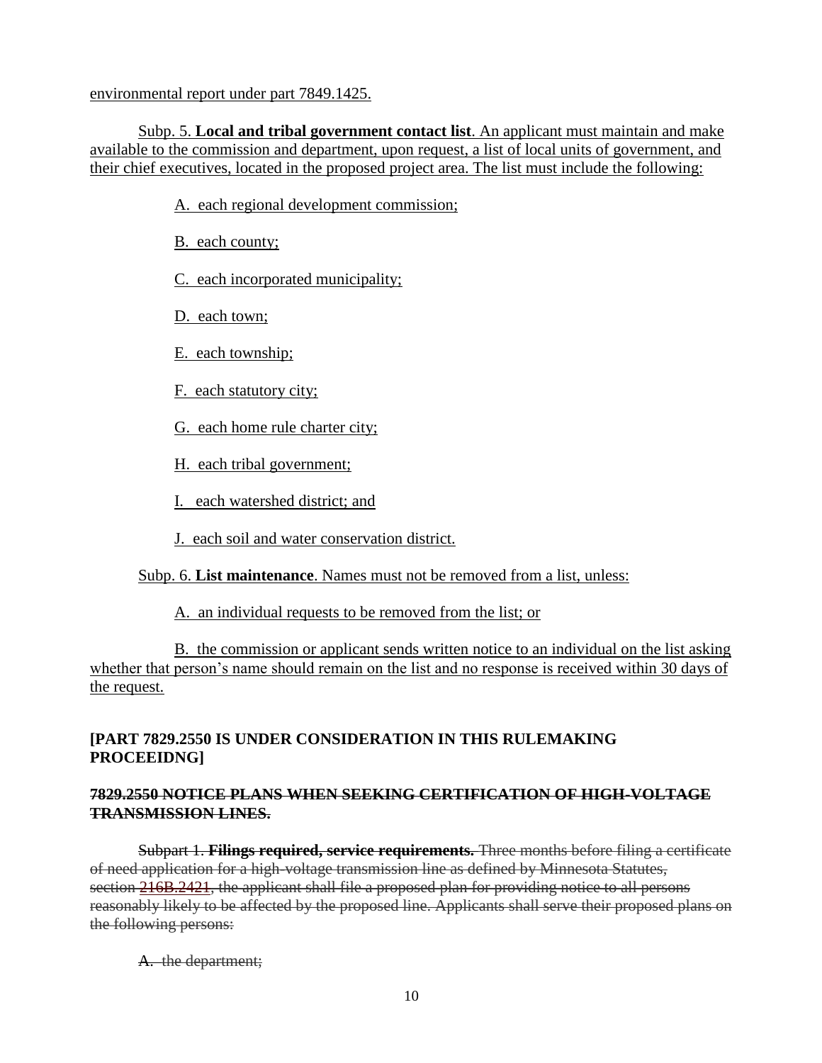<u>environmental report under part 7849.1425.</u>

<u>Subp. 5. **Local and tribal government contact list**. An applicant must maintain and make available to the commission and department, upon request, a list of local units of government, and their chief executives, located in the proposed project area. The list must include the following:</u>

<u>A. each regional development commission;</u>

<u>B. each county;</u>

<u>C. each incorporated municipality;</u>

<u>D. each town;</u>

<u>E. each township;</u>

<u>F. each statutory city;</u>

<u>G. each home rule charter city;</u>

<u>H. each tribal government;</u>

<u>I. each watershed district; and</u>

<u>J. each soil and water conservation district.</u>

<u>Subp. 6. **List maintenance**. Names must not be removed from a list, unless:</u>

<u>A. an individual requests to be removed from the list; or</u>

<u>B. the commission or applicant sends written notice to an individual on the list asking whether that person's name should remain on the list and no response is received within 30 days of the request.</u>

**[PART 7829.2550 IS UNDER CONSIDERATION IN THIS RULEMAKING PROCEEIDNG]**

~~**7829.2550 NOTICE PLANS WHEN SEEKING CERTIFICATION OF HIGH-VOLTAGE TRANSMISSION LINES.**~~

~~Subpart 1. **Filings required, service requirements.** Three months before filing a certificate of need application for a high-voltage transmission line as defined by Minnesota Statutes, section 216B.2421, the applicant shall file a proposed plan for providing notice to all persons reasonably likely to be affected by the proposed line. Applicants shall serve their proposed plans on the following persons:~~

~~A. the department;~~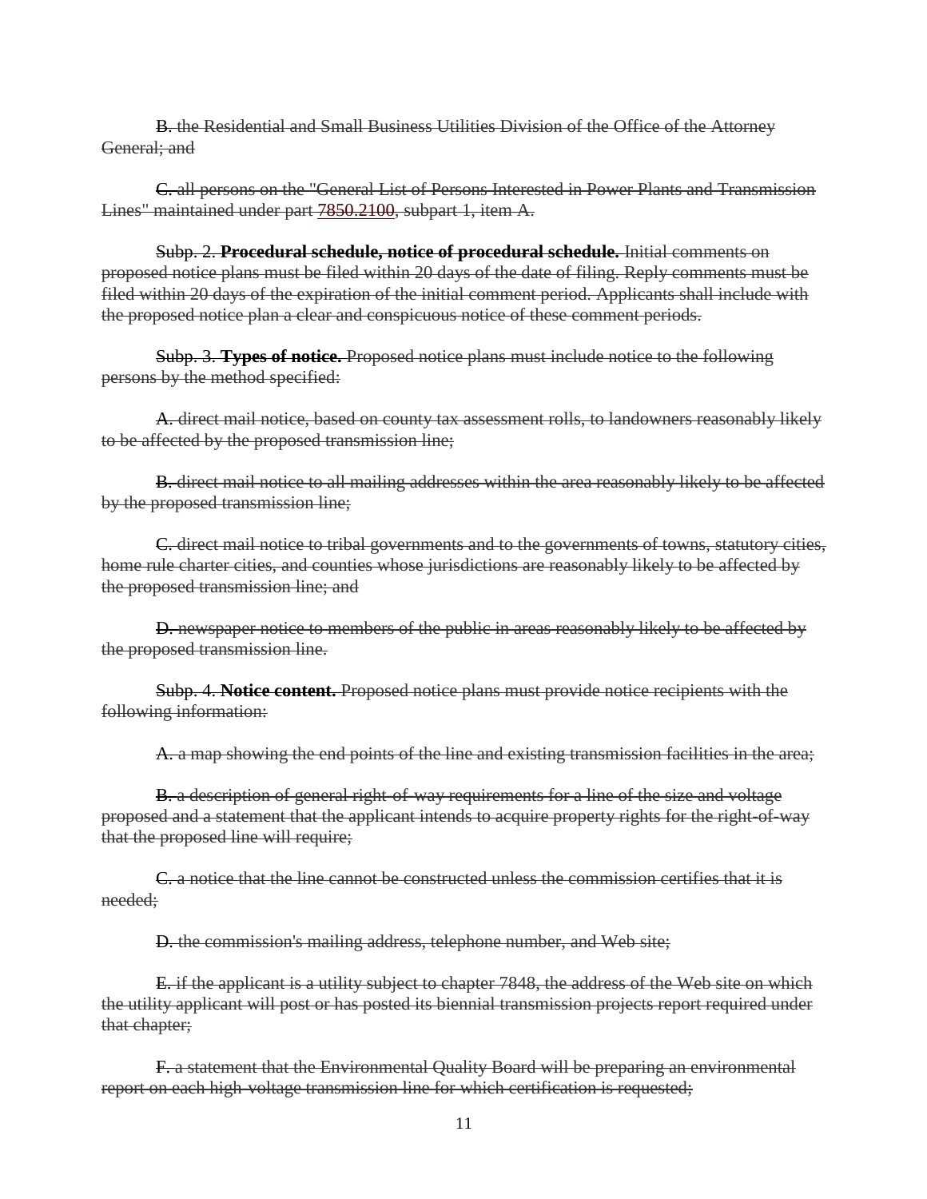~~B. the Residential and Small Business Utilities Division of the Office of the Attorney General; and~~

~~C. all persons on the "General List of Persons Interested in Power Plants and Transmission Lines" maintained under part 7850.2100, subpart 1, item A.~~

~~Subp. 2. **Procedural schedule, notice of procedural schedule.** Initial comments on proposed notice plans must be filed within 20 days of the date of filing. Reply comments must be filed within 20 days of the expiration of the initial comment period. Applicants shall include with the proposed notice plan a clear and conspicuous notice of these comment periods.~~

~~Subp. 3. **Types of notice.** Proposed notice plans must include notice to the following persons by the method specified:~~

~~A. direct mail notice, based on county tax assessment rolls, to landowners reasonably likely to be affected by the proposed transmission line;~~

~~B. direct mail notice to all mailing addresses within the area reasonably likely to be affected by the proposed transmission line;~~

~~C. direct mail notice to tribal governments and to the governments of towns, statutory cities, home rule charter cities, and counties whose jurisdictions are reasonably likely to be affected by the proposed transmission line; and~~

~~D. newspaper notice to members of the public in areas reasonably likely to be affected by the proposed transmission line.~~

~~Subp. 4. **Notice content.** Proposed notice plans must provide notice recipients with the following information:~~

~~A. a map showing the end points of the line and existing transmission facilities in the area;~~

~~B. a description of general right-of-way requirements for a line of the size and voltage proposed and a statement that the applicant intends to acquire property rights for the right-of-way that the proposed line will require;~~

~~C. a notice that the line cannot be constructed unless the commission certifies that it is needed;~~

~~D. the commission's mailing address, telephone number, and Web site;~~

~~E. if the applicant is a utility subject to chapter 7848, the address of the Web site on which the utility applicant will post or has posted its biennial transmission projects report required under that chapter;~~

~~F. a statement that the Environmental Quality Board will be preparing an environmental report on each high-voltage transmission line for which certification is requested;~~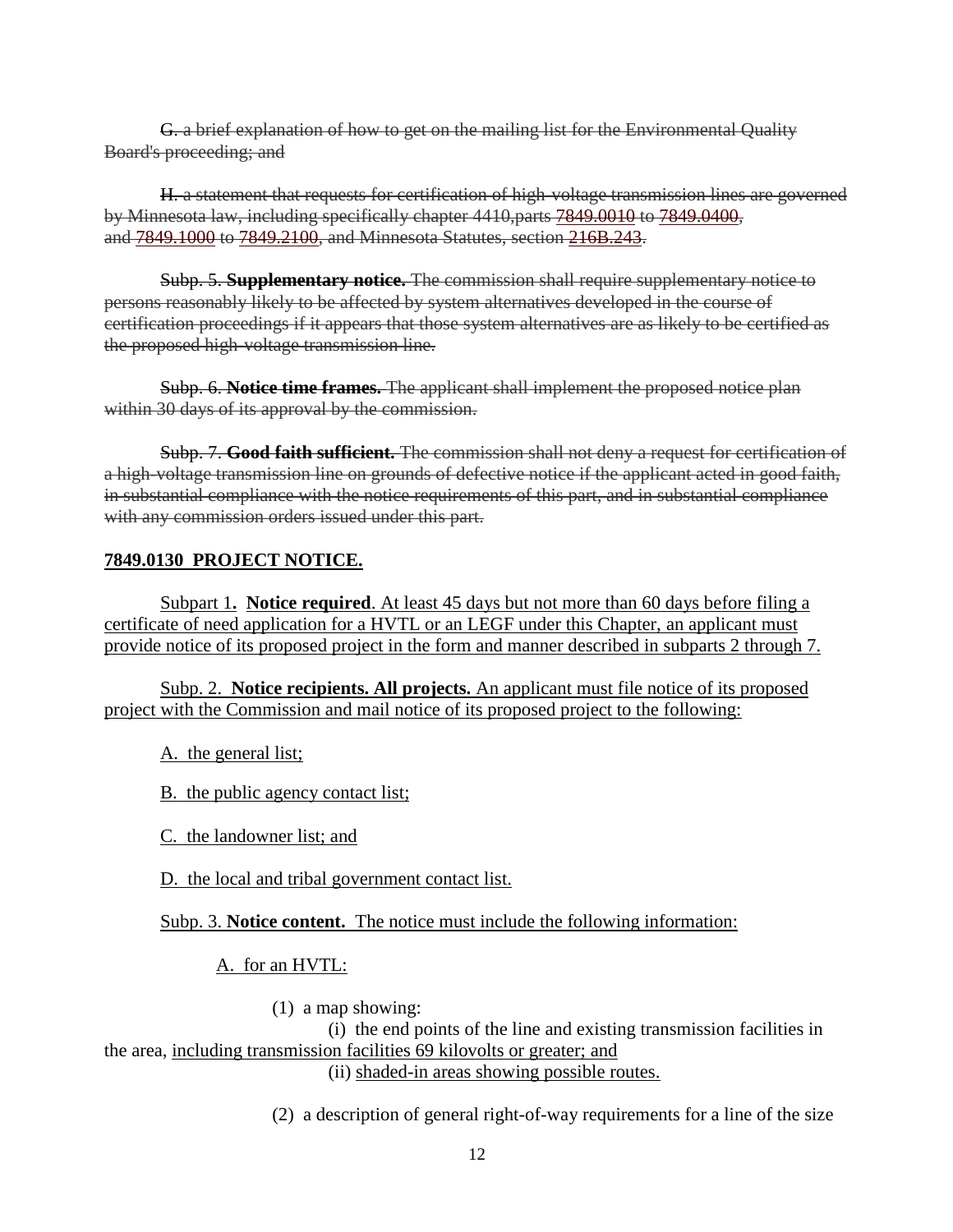~~G. a brief explanation of how to get on the mailing list for the Environmental Quality Board's proceeding; and~~

~~H. a statement that requests for certification of high-voltage transmission lines are governed by Minnesota law, including specifically chapter 4410,parts 7849.0010 to 7849.0400, and 7849.1000 to 7849.2100, and Minnesota Statutes, section 216B.243.~~

~~Subp. 5. **Supplementary notice.** The commission shall require supplementary notice to persons reasonably likely to be affected by system alternatives developed in the course of certification proceedings if it appears that those system alternatives are as likely to be certified as the proposed high-voltage transmission line.~~

~~Subp. 6. **Notice time frames.** The applicant shall implement the proposed notice plan within 30 days of its approval by the commission.~~

~~Subp. 7. **Good faith sufficient.** The commission shall not deny a request for certification of a high-voltage transmission line on grounds of defective notice if the applicant acted in good faith, in substantial compliance with the notice requirements of this part, and in substantial compliance with any commission orders issued under this part.~~

<u>**7849.0130 PROJECT NOTICE.**</u>

<u>Subpart 1**.** **Notice required**. At least 45 days but not more than 60 days before filing a certificate of need application for a HVTL or an LEGF under this Chapter, an applicant must provide notice of its proposed project in the form and manner described in subparts 2 through 7.</u>

<u>Subp. 2. **Notice recipients. All projects.** An applicant must file notice of its proposed project with the Commission and mail notice of its proposed project to the following:</u>

<u>A. the general list;</u>

<u>B. the public agency contact list;</u>

<u>C. the landowner list; and</u>

<u>D. the local and tribal government contact list.</u>

<u>Subp. 3. **Notice content.** The notice must include the following information:</u>

<u>A. for an HVTL:</u>

(1) a map showing:

(i) the end points of the line and existing transmission facilities in the area, <u>including transmission facilities 69 kilovolts or greater; and</u>

(ii) <u>shaded-in areas showing possible routes.</u>

(2) a description of general right-of-way requirements for a line of the size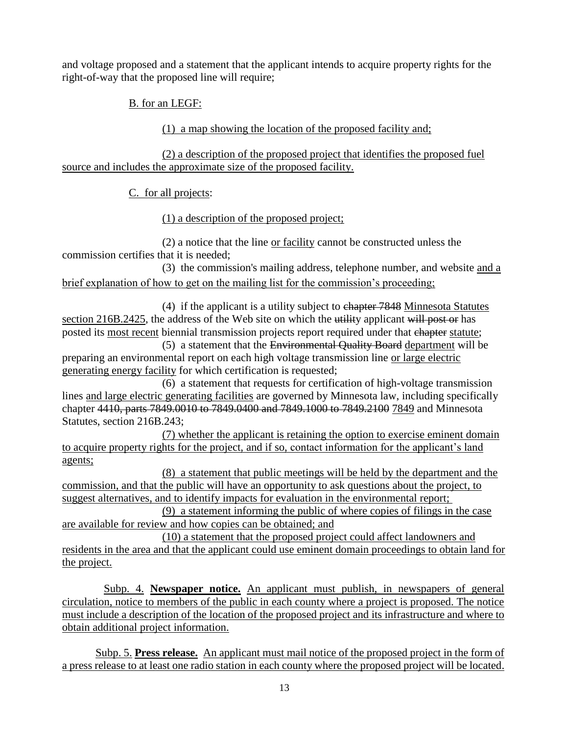and voltage proposed and a statement that the applicant intends to acquire property rights for the right-of-way that the proposed line will require;

B. for an LEGF:

(1) a map showing the location of the proposed facility and;

(2) a description of the proposed project that identifies the proposed fuel source and includes the approximate size of the proposed facility.

C. for all projects:

(1) a description of the proposed project;

(2) a notice that the line or facility cannot be constructed unless the commission certifies that it is needed;

(3) the commission's mailing address, telephone number, and website and a brief explanation of how to get on the mailing list for the commission's proceeding;

(4) if the applicant is a utility subject to ~~chapter 7848~~ Minnesota Statutes section 216B.2425, the address of the Web site on which the ~~utilit~~y applicant ~~will post or~~ has posted its most recent biennial transmission projects report required under that ~~chapter~~ statute;

(5) a statement that the ~~Environmental Quality Board~~ department will be preparing an environmental report on each high voltage transmission line or large electric generating energy facility for which certification is requested;

(6) a statement that requests for certification of high-voltage transmission lines and large electric generating facilities are governed by Minnesota law, including specifically chapter ~~4410, parts 7849.0010 to 7849.0400 and 7849.1000 to 7849.2100~~ 7849 and Minnesota Statutes, section 216B.243;

(7) whether the applicant is retaining the option to exercise eminent domain to acquire property rights for the project, and if so, contact information for the applicant's land agents;

(8) a statement that public meetings will be held by the department and the commission, and that the public will have an opportunity to ask questions about the project, to suggest alternatives, and to identify impacts for evaluation in the environmental report;

(9) a statement informing the public of where copies of filings in the case are available for review and how copies can be obtained; and

(10) a statement that the proposed project could affect landowners and residents in the area and that the applicant could use eminent domain proceedings to obtain land for the project.

Subp. 4. **Newspaper notice.** An applicant must publish, in newspapers of general circulation, notice to members of the public in each county where a project is proposed. The notice must include a description of the location of the proposed project and its infrastructure and where to obtain additional project information.

Subp. 5. **Press release.** An applicant must mail notice of the proposed project in the form of a press release to at least one radio station in each county where the proposed project will be located.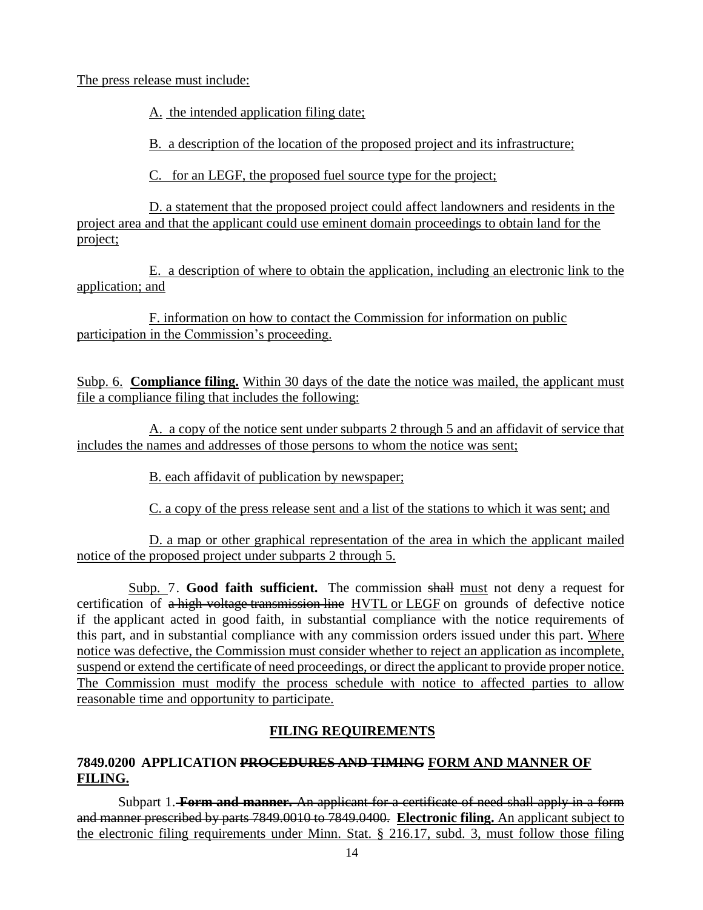The press release must include:

A. the intended application filing date;

B. a description of the location of the proposed project and its infrastructure;

C. for an LEGF, the proposed fuel source type for the project;

D. a statement that the proposed project could affect landowners and residents in the project area and that the applicant could use eminent domain proceedings to obtain land for the project;

E. a description of where to obtain the application, including an electronic link to the application; and

F. information on how to contact the Commission for information on public participation in the Commission's proceeding.

Subp. 6. **Compliance filing.** Within 30 days of the date the notice was mailed, the applicant must file a compliance filing that includes the following:

A. a copy of the notice sent under subparts 2 through 5 and an affidavit of service that includes the names and addresses of those persons to whom the notice was sent;

B. each affidavit of publication by newspaper;

C. a copy of the press release sent and a list of the stations to which it was sent; and

D. a map or other graphical representation of the area in which the applicant mailed notice of the proposed project under subparts 2 through 5.

Subp. 7. **Good faith sufficient.** The commission ~~shall~~ must not deny a request for certification of ~~a high-voltage transmission line~~ HVTL or LEGF on grounds of defective notice if the applicant acted in good faith, in substantial compliance with the notice requirements of this part, and in substantial compliance with any commission orders issued under this part. Where notice was defective, the Commission must consider whether to reject an application as incomplete, suspend or extend the certificate of need proceedings, or direct the applicant to provide proper notice. The Commission must modify the process schedule with notice to affected parties to allow reasonable time and opportunity to participate.

## FILING REQUIREMENTS

### 7849.0200 APPLICATION ~~PROCEDURES AND TIMING~~ FORM AND MANNER OF FILING.

Subpart 1. ~~**Form and manner.** An applicant for a certificate of need shall apply in a form and manner prescribed by parts 7849.0010 to 7849.0400.~~ **Electronic filing.** An applicant subject to the electronic filing requirements under Minn. Stat. § 216.17, subd. 3, must follow those filing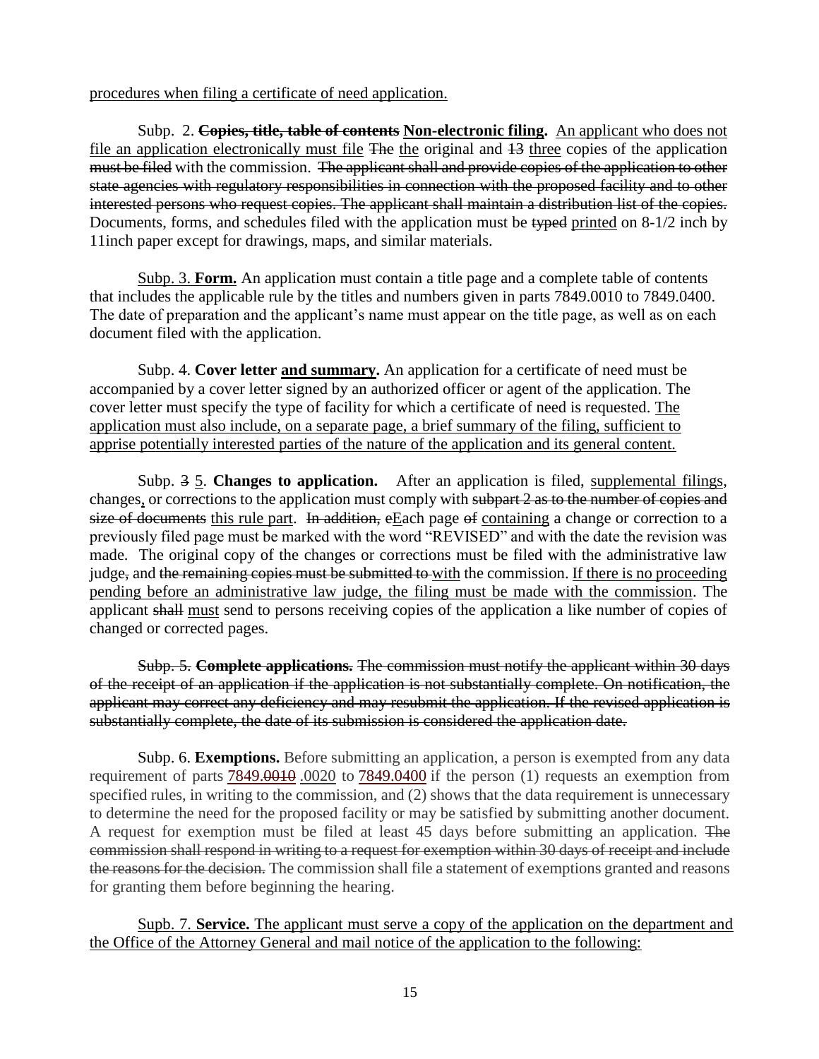procedures when filing a certificate of need application.

Subp. 2. **~~Copies, title, table of contents~~ Non-electronic filing.** An applicant who does not file an application electronically must file ~~The~~ the original and ~~13~~ three copies of the application ~~must be filed~~ with the commission. ~~The applicant shall and provide copies of the application to other state agencies with regulatory responsibilities in connection with the proposed facility and to other interested persons who request copies. The applicant shall maintain a distribution list of the copies.~~ Documents, forms, and schedules filed with the application must be ~~typed~~ printed on 8-1/2 inch by 11inch paper except for drawings, maps, and similar materials.

Subp. 3. **Form.** An application must contain a title page and a complete table of contents that includes the applicable rule by the titles and numbers given in parts 7849.0010 to 7849.0400. The date of preparation and the applicant's name must appear on the title page, as well as on each document filed with the application.

Subp. 4. **Cover letter and summary.** An application for a certificate of need must be accompanied by a cover letter signed by an authorized officer or agent of the application. The cover letter must specify the type of facility for which a certificate of need is requested. The application must also include, on a separate page, a brief summary of the filing, sufficient to apprise potentially interested parties of the nature of the application and its general content.

Subp. ~~3~~ 5. **Changes to application.** After an application is filed, supplemental filings, changes, or corrections to the application must comply with ~~subpart 2 as to the number of copies and size of documents~~ this rule part. ~~In addition, e~~Each page ~~of~~ containing a change or correction to a previously filed page must be marked with the word "REVISED" and with the date the revision was made. The original copy of the changes or corrections must be filed with the administrative law judge~~,~~ and ~~the remaining copies must be submitted to~~ with the commission. If there is no proceeding pending before an administrative law judge, the filing must be made with the commission. The applicant ~~shall~~ must send to persons receiving copies of the application a like number of copies of changed or corrected pages.

~~Subp. 5. **Complete applications.** The commission must notify the applicant within 30 days of the receipt of an application if the application is not substantially complete. On notification, the applicant may correct any deficiency and may resubmit the application. If the revised application is substantially complete, the date of its submission is considered the application date.~~

Subp. 6. **Exemptions.** Before submitting an application, a person is exempted from any data requirement of parts 7849.~~0010~~ .0020 to 7849.0400 if the person (1) requests an exemption from specified rules, in writing to the commission, and (2) shows that the data requirement is unnecessary to determine the need for the proposed facility or may be satisfied by submitting another document. A request for exemption must be filed at least 45 days before submitting an application. ~~The commission shall respond in writing to a request for exemption within 30 days of receipt and include the reasons for the decision.~~ The commission shall file a statement of exemptions granted and reasons for granting them before beginning the hearing.

Supb. 7. **Service.** The applicant must serve a copy of the application on the department and the Office of the Attorney General and mail notice of the application to the following: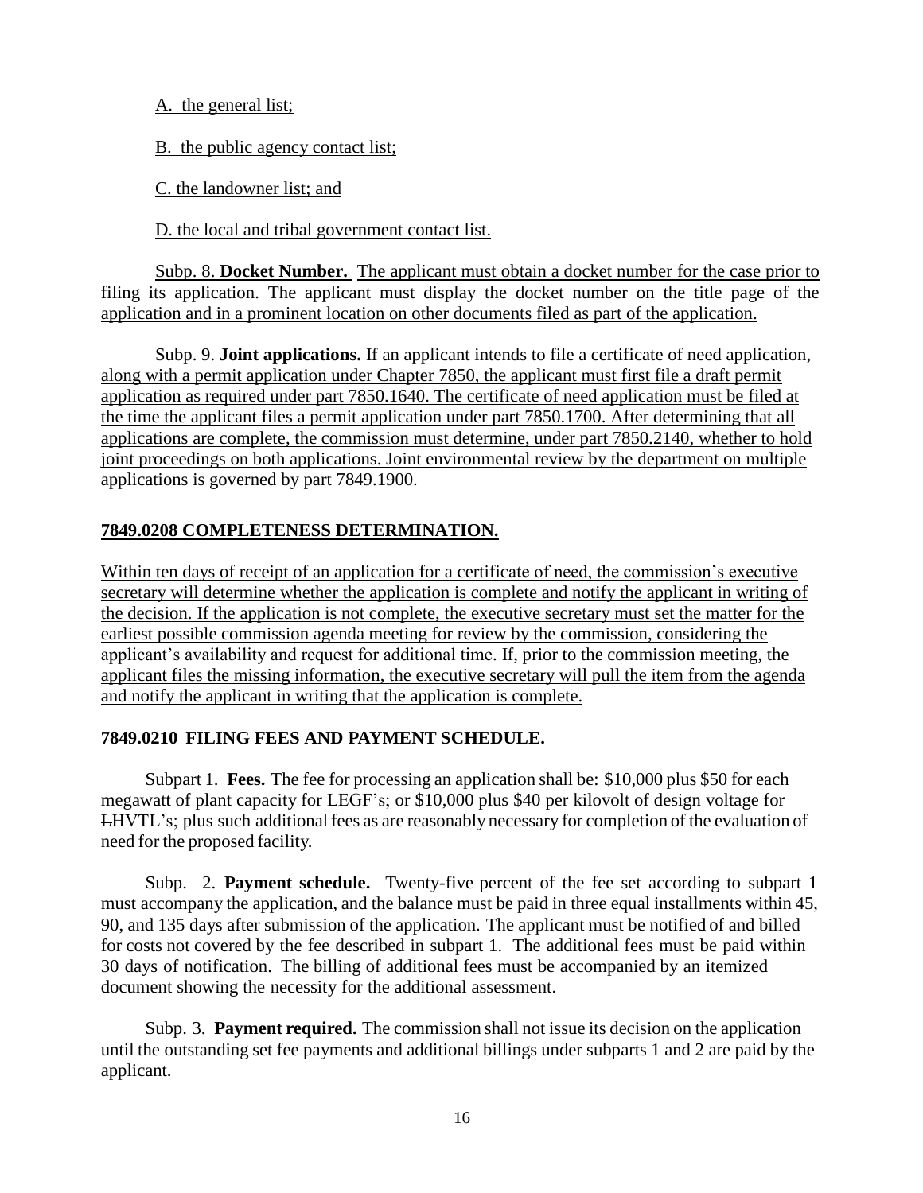A. the general list;

B. the public agency contact list;

C. the landowner list; and

D. the local and tribal government contact list.

Subp. 8. **Docket Number.** The applicant must obtain a docket number for the case prior to filing its application. The applicant must display the docket number on the title page of the application and in a prominent location on other documents filed as part of the application.

Subp. 9. **Joint applications.** If an applicant intends to file a certificate of need application, along with a permit application under Chapter 7850, the applicant must first file a draft permit application as required under part 7850.1640. The certificate of need application must be filed at the time the applicant files a permit application under part 7850.1700. After determining that all applications are complete, the commission must determine, under part 7850.2140, whether to hold joint proceedings on both applications. Joint environmental review by the department on multiple applications is governed by part 7849.1900.

**7849.0208 COMPLETENESS DETERMINATION.**

Within ten days of receipt of an application for a certificate of need, the commission's executive secretary will determine whether the application is complete and notify the applicant in writing of the decision. If the application is not complete, the executive secretary must set the matter for the earliest possible commission agenda meeting for review by the commission, considering the applicant's availability and request for additional time. If, prior to the commission meeting, the applicant files the missing information, the executive secretary will pull the item from the agenda and notify the applicant in writing that the application is complete.

**7849.0210 FILING FEES AND PAYMENT SCHEDULE.**

Subpart 1. **Fees.** The fee for processing an application shall be: $10,000 plus $50 for each megawatt of plant capacity for LEGF's; or $10,000 plus $40 per kilovolt of design voltage for LHVTL's; plus such additional fees as are reasonably necessary for completion of the evaluation of need for the proposed facility.

Subp. 2. **Payment schedule.** Twenty-five percent of the fee set according to subpart 1 must accompany the application, and the balance must be paid in three equal installments within 45, 90, and 135 days after submission of the application. The applicant must be notified of and billed for costs not covered by the fee described in subpart 1. The additional fees must be paid within 30 days of notification. The billing of additional fees must be accompanied by an itemized document showing the necessity for the additional assessment.

Subp. 3. **Payment required.** The commission shall not issue its decision on the application until the outstanding set fee payments and additional billings under subparts 1 and 2 are paid by the applicant.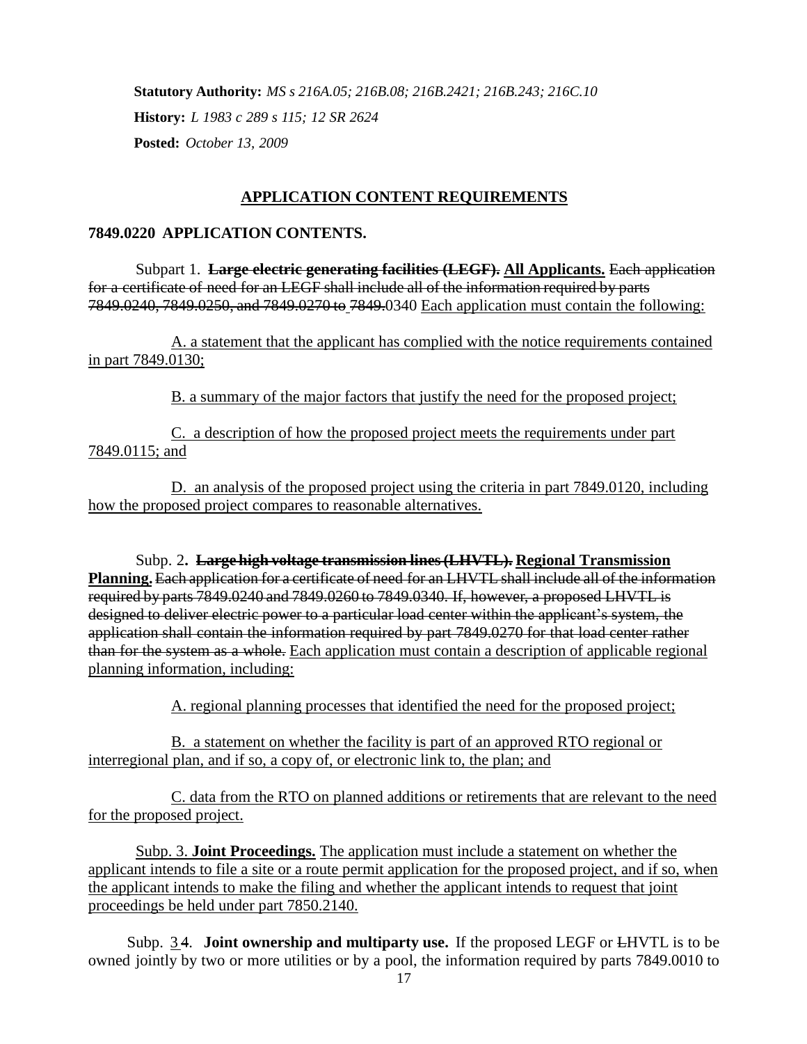**Statutory Authority:** *MS s 216A.05; 216B.08; 216B.2421; 216B.243; 216C.10*

**History:** *L 1983 c 289 s 115; 12 SR 2624*

**Posted:** *October 13, 2009*

## APPLICATION CONTENT REQUIREMENTS

### 7849.0220 APPLICATION CONTENTS.

Subpart 1. ~~**Large electric generating facilities (LEGF).**~~ **All Applicants.** ~~Each application for a certificate of need for an LEGF shall include all of the information required by parts 7849.0240, 7849.0250, and 7849.0270 to 7849.~~0340 Each application must contain the following:

A. a statement that the applicant has complied with the notice requirements contained in part 7849.0130;

B. a summary of the major factors that justify the need for the proposed project;

C. a description of how the proposed project meets the requirements under part 7849.0115; and

D. an analysis of the proposed project using the criteria in part 7849.0120, including how the proposed project compares to reasonable alternatives.

Subp. 2**.** ~~**Large high voltage transmission lines (LHVTL).**~~ **Regional Transmission Planning.** ~~Each application for a certificate of need for an LHVTL shall include all of the information required by parts 7849.0240 and 7849.0260 to 7849.0340. If, however, a proposed LHVTL is designed to deliver electric power to a particular load center within the applicant's system, the application shall contain the information required by part 7849.0270 for that load center rather than for the system as a whole.~~ Each application must contain a description of applicable regional planning information, including:

A. regional planning processes that identified the need for the proposed project;

B. a statement on whether the facility is part of an approved RTO regional or interregional plan, and if so, a copy of, or electronic link to, the plan; and

C. data from the RTO on planned additions or retirements that are relevant to the need for the proposed project.

Subp. 3. **Joint Proceedings.** The application must include a statement on whether the applicant intends to file a site or a route permit application for the proposed project, and if so, when the applicant intends to make the filing and whether the applicant intends to request that joint proceedings be held under part 7850.2140.

Subp. 3 ~~4~~. **Joint ownership and multiparty use.** If the proposed LEGF or ~~L~~HVTL is to be owned jointly by two or more utilities or by a pool, the information required by parts 7849.0010 to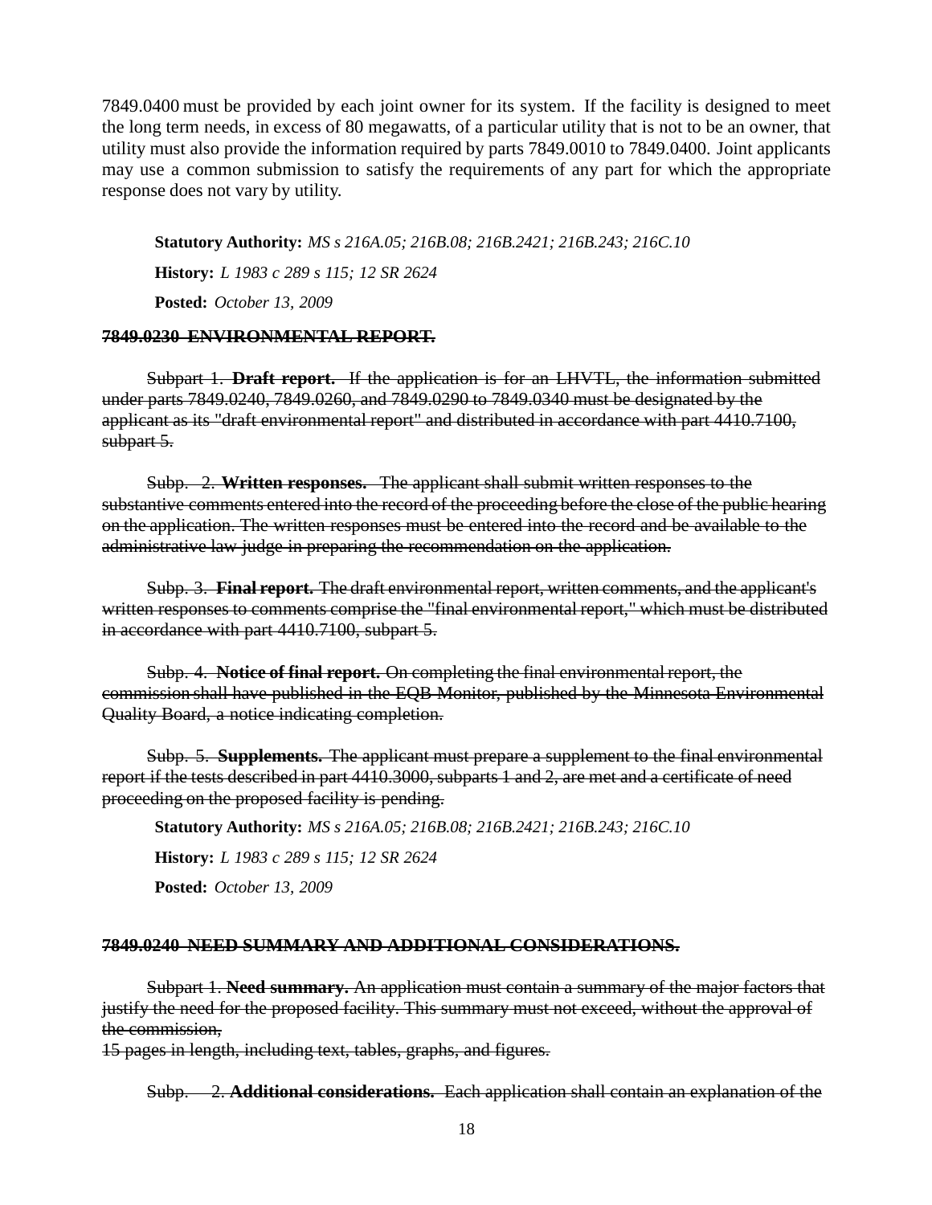7849.0400 must be provided by each joint owner for its system. If the facility is designed to meet the long term needs, in excess of 80 megawatts, of a particular utility that is not to be an owner, that utility must also provide the information required by parts 7849.0010 to 7849.0400. Joint applicants may use a common submission to satisfy the requirements of any part for which the appropriate response does not vary by utility.

**Statutory Authority:** *MS s 216A.05; 216B.08; 216B.2421; 216B.243; 216C.10*

**History:** *L 1983 c 289 s 115; 12 SR 2624*

**Posted:** *October 13, 2009*

~~**7849.0230 ENVIRONMENTAL REPORT.**~~

~~Subpart 1. **Draft report.** If the application is for an LHVTL, the information submitted under parts 7849.0240, 7849.0260, and 7849.0290 to 7849.0340 must be designated by the applicant as its "draft environmental report" and distributed in accordance with part 4410.7100, subpart 5.~~

~~Subp. 2. **Written responses.** The applicant shall submit written responses to the substantive comments entered into the record of the proceeding before the close of the public hearing on the application. The written responses must be entered into the record and be available to the administrative law judge in preparing the recommendation on the application.~~

~~Subp. 3. **Final report.** The draft environmental report, written comments, and the applicant's written responses to comments comprise the "final environmental report," which must be distributed in accordance with part 4410.7100, subpart 5.~~

~~Subp. 4. **Notice of final report.** On completing the final environmental report, the commission shall have published in the EQB Monitor, published by the Minnesota Environmental Quality Board, a notice indicating completion.~~

~~Subp. 5. **Supplements.** The applicant must prepare a supplement to the final environmental report if the tests described in part 4410.3000, subparts 1 and 2, are met and a certificate of need proceeding on the proposed facility is pending.~~

**Statutory Authority:** *MS s 216A.05; 216B.08; 216B.2421; 216B.243; 216C.10*

**History:** *L 1983 c 289 s 115; 12 SR 2624*

**Posted:** *October 13, 2009*

~~**7849.0240 NEED SUMMARY AND ADDITIONAL CONSIDERATIONS.**~~

~~Subpart 1. **Need summary.** An application must contain a summary of the major factors that justify the need for the proposed facility. This summary must not exceed, without the approval of the commission,~~
~~15 pages in length, including text, tables, graphs, and figures.~~

~~Subp. 2. **Additional considerations.** Each application shall contain an explanation of the~~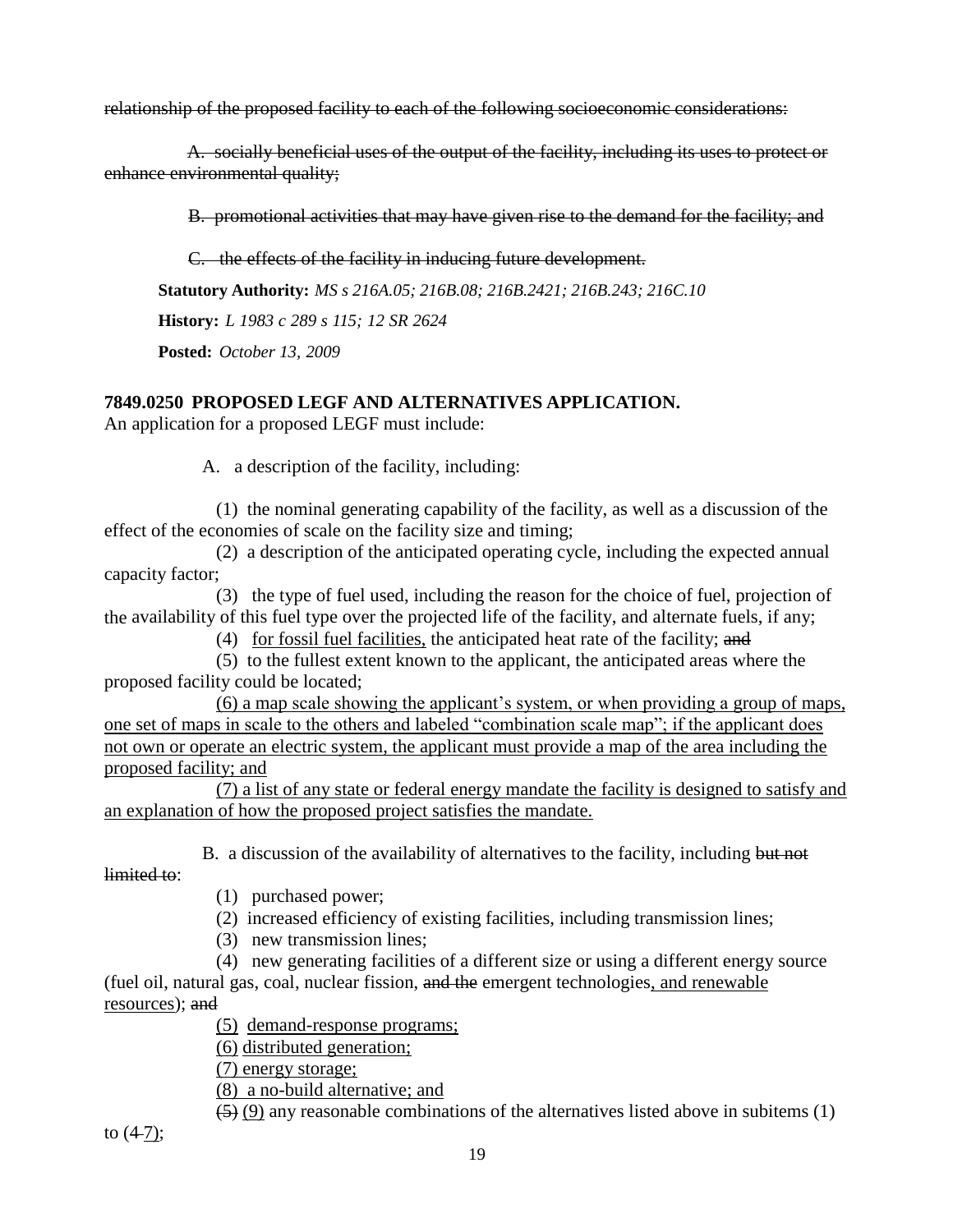~~relationship of the proposed facility to each of the following socioeconomic considerations:~~

~~A. socially beneficial uses of the output of the facility, including its uses to protect or enhance environmental quality;~~

~~B. promotional activities that may have given rise to the demand for the facility; and~~

~~C. the effects of the facility in inducing future development.~~

**Statutory Authority:** *MS s 216A.05; 216B.08; 216B.2421; 216B.243; 216C.10*

**History:** *L 1983 c 289 s 115; 12 SR 2624*

**Posted:** *October 13, 2009*

**7849.0250 PROPOSED LEGF AND ALTERNATIVES APPLICATION.**

An application for a proposed LEGF must include:

A. a description of the facility, including:

(1) the nominal generating capability of the facility, as well as a discussion of the effect of the economies of scale on the facility size and timing;

(2) a description of the anticipated operating cycle, including the expected annual capacity factor;

(3) the type of fuel used, including the reason for the choice of fuel, projection of the availability of this fuel type over the projected life of the facility, and alternate fuels, if any;

(4) <u>for fossil fuel facilities,</u> the anticipated heat rate of the facility; ~~and~~

(5) to the fullest extent known to the applicant, the anticipated areas where the proposed facility could be located;

<u>(6) a map scale showing the applicant's system, or when providing a group of maps, one set of maps in scale to the others and labeled "combination scale map"; if the applicant does not own or operate an electric system, the applicant must provide a map of the area including the proposed facility; and</u>

<u>(7) a list of any state or federal energy mandate the facility is designed to satisfy and an explanation of how the proposed project satisfies the mandate.</u>

B. a discussion of the availability of alternatives to the facility, including ~~but not limited to~~:

(1) purchased power;

(2) increased efficiency of existing facilities, including transmission lines;

(3) new transmission lines;

(4) new generating facilities of a different size or using a different energy source (fuel oil, natural gas, coal, nuclear fission, ~~and the~~ emergent technologies<u>, and renewable resources</u>); ~~and~~

<u>(5) demand-response programs;</u>

<u>(6) distributed generation;</u>

<u>(7) energy storage;</u>

<u>(8) a no-build alternative; and</u>

~~(5)~~ <u>(9)</u> any reasonable combinations of the alternatives listed above in subitems (1) to (~~4~~<u>7</u>);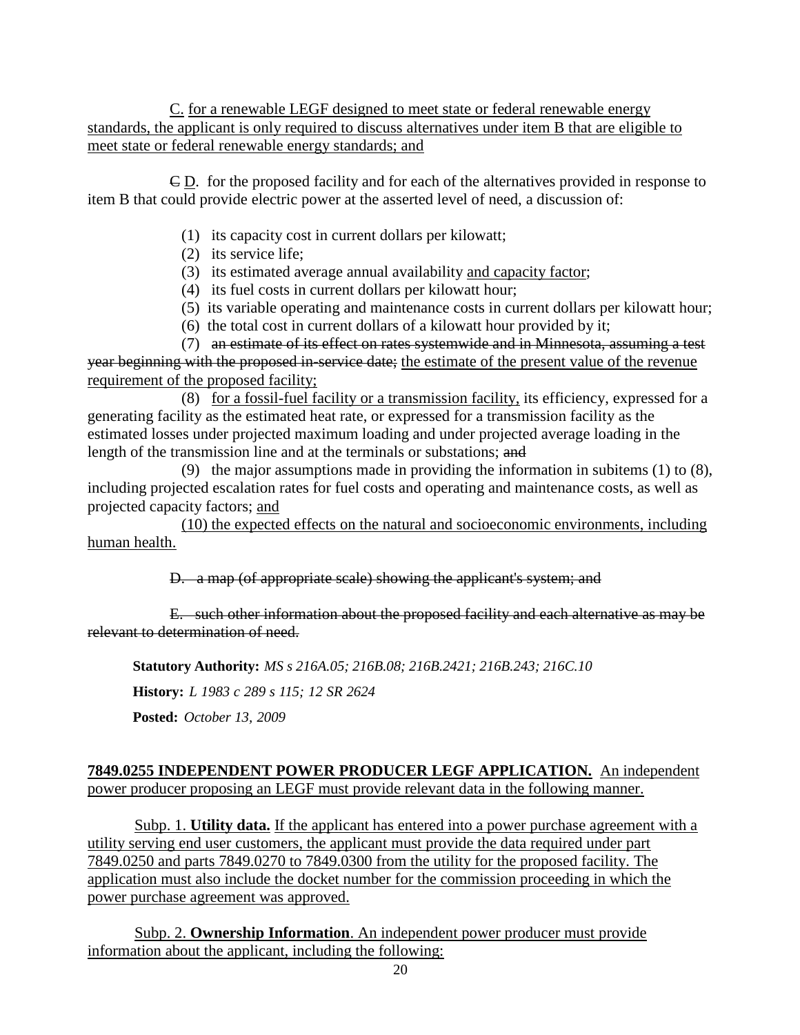C. for a renewable LEGF designed to meet state or federal renewable energy standards, the applicant is only required to discuss alternatives under item B that are eligible to meet state or federal renewable energy standards; and

~~C~~ D. for the proposed facility and for each of the alternatives provided in response to item B that could provide electric power at the asserted level of need, a discussion of:

(1) its capacity cost in current dollars per kilowatt;

(2) its service life;

(3) its estimated average annual availability and capacity factor;

(4) its fuel costs in current dollars per kilowatt hour;

(5) its variable operating and maintenance costs in current dollars per kilowatt hour;

(6) the total cost in current dollars of a kilowatt hour provided by it;

(7) ~~an estimate of its effect on rates systemwide and in Minnesota, assuming a test year beginning with the proposed in-service date;~~ the estimate of the present value of the revenue requirement of the proposed facility;

(8) for a fossil-fuel facility or a transmission facility, its efficiency, expressed for a generating facility as the estimated heat rate, or expressed for a transmission facility as the estimated losses under projected maximum loading and under projected average loading in the length of the transmission line and at the terminals or substations; ~~and~~

(9) the major assumptions made in providing the information in subitems (1) to (8), including projected escalation rates for fuel costs and operating and maintenance costs, as well as projected capacity factors; and

(10) the expected effects on the natural and socioeconomic environments, including human health.

~~D. a map (of appropriate scale) showing the applicant's system; and~~

~~E. such other information about the proposed facility and each alternative as may be relevant to determination of need.~~

**Statutory Authority:** *MS s 216A.05; 216B.08; 216B.2421; 216B.243; 216C.10*

**History:** *L 1983 c 289 s 115; 12 SR 2624*

**Posted:** *October 13, 2009*

**7849.0255 INDEPENDENT POWER PRODUCER LEGF APPLICATION.** An independent power producer proposing an LEGF must provide relevant data in the following manner.

Subp. 1. **Utility data.** If the applicant has entered into a power purchase agreement with a utility serving end user customers, the applicant must provide the data required under part 7849.0250 and parts 7849.0270 to 7849.0300 from the utility for the proposed facility. The application must also include the docket number for the commission proceeding in which the power purchase agreement was approved.

Subp. 2. **Ownership Information**. An independent power producer must provide information about the applicant, including the following: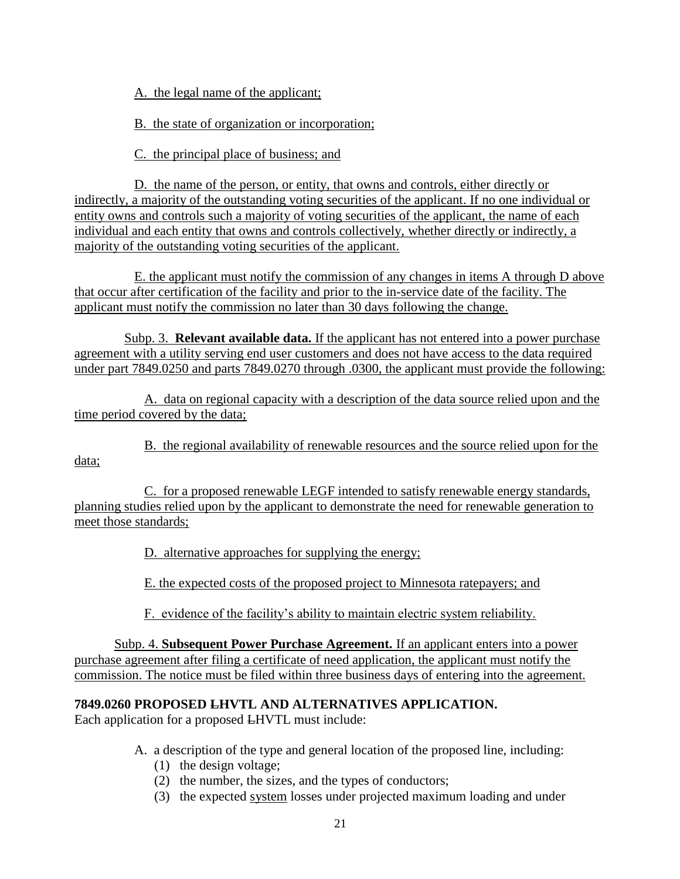A. the legal name of the applicant;

B. the state of organization or incorporation;

C. the principal place of business; and

D. the name of the person, or entity, that owns and controls, either directly or indirectly, a majority of the outstanding voting securities of the applicant. If no one individual or entity owns and controls such a majority of voting securities of the applicant, the name of each individual and each entity that owns and controls collectively, whether directly or indirectly, a majority of the outstanding voting securities of the applicant.

E. the applicant must notify the commission of any changes in items A through D above that occur after certification of the facility and prior to the in-service date of the facility. The applicant must notify the commission no later than 30 days following the change.

Subp. 3. **Relevant available data.** If the applicant has not entered into a power purchase agreement with a utility serving end user customers and does not have access to the data required under part 7849.0250 and parts 7849.0270 through .0300, the applicant must provide the following:

A. data on regional capacity with a description of the data source relied upon and the time period covered by the data;

B. the regional availability of renewable resources and the source relied upon for the data;

C. for a proposed renewable LEGF intended to satisfy renewable energy standards, planning studies relied upon by the applicant to demonstrate the need for renewable generation to meet those standards;

D. alternative approaches for supplying the energy;

E. the expected costs of the proposed project to Minnesota ratepayers; and

F. evidence of the facility's ability to maintain electric system reliability.

Subp. 4. **Subsequent Power Purchase Agreement.** If an applicant enters into a power purchase agreement after filing a certificate of need application, the applicant must notify the commission. The notice must be filed within three business days of entering into the agreement.

**7849.0260 PROPOSED ~~L~~HVTL AND ALTERNATIVES APPLICATION.**

Each application for a proposed ~~L~~HVTL must include:

A. a description of the type and general location of the proposed line, including:

(1) the design voltage;

(2) the number, the sizes, and the types of conductors;

(3) the expected system losses under projected maximum loading and under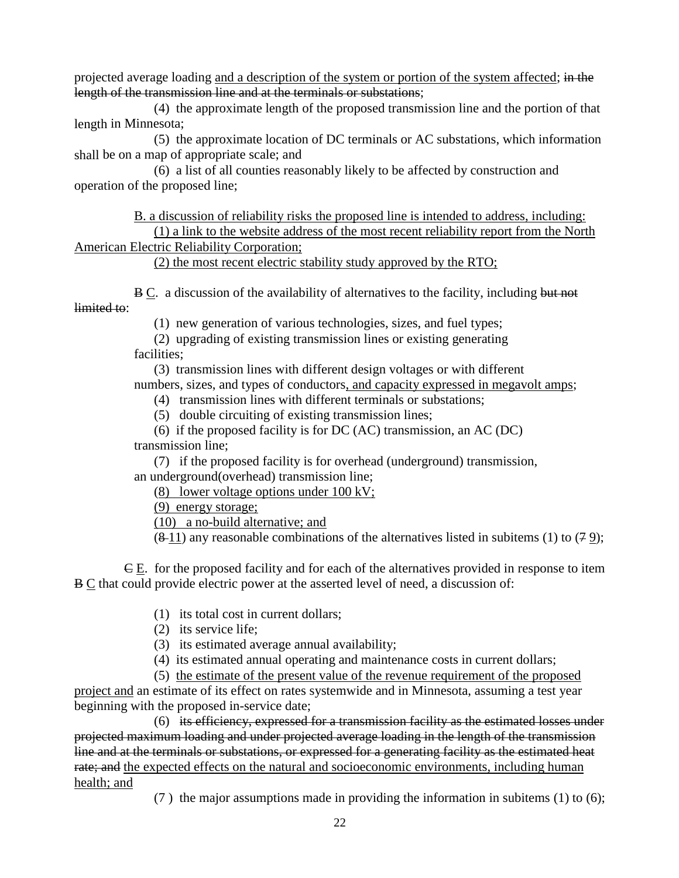projected average loading <u>and a description of the system or portion of the system affected</u>; ~~in the length of the transmission line and at the terminals or substations~~;

(4) the approximate length of the proposed transmission line and the portion of that length in Minnesota;

(5) the approximate location of DC terminals or AC substations, which information shall be on a map of appropriate scale; and

(6) a list of all counties reasonably likely to be affected by construction and operation of the proposed line;

<u>B. a discussion of reliability risks the proposed line is intended to address, including:</u>

<u>(1) a link to the website address of the most recent reliability report from the North American Electric Reliability Corporation;</u>

<u>(2) the most recent electric stability study approved by the RTO;</u>

~~B~~ <u>C</u>. a discussion of the availability of alternatives to the facility, including ~~but not limited to~~:

(1) new generation of various technologies, sizes, and fuel types;

(2) upgrading of existing transmission lines or existing generating facilities;

(3) transmission lines with different design voltages or with different numbers, sizes, and types of conductors<u>, and capacity expressed in megavolt amps</u>;

(4) transmission lines with different terminals or substations;

(5) double circuiting of existing transmission lines;

(6) if the proposed facility is for DC (AC) transmission, an AC (DC) transmission line;

(7) if the proposed facility is for overhead (underground) transmission, an underground(overhead) transmission line;

<u>(8) lower voltage options under 100 kV;</u>

<u>(9) energy storage;</u>

<u>(10) a no-build alternative; and</u>

(~~8~~ <u>11</u>) any reasonable combinations of the alternatives listed in subitems (1) to (~~7~~ <u>9</u>);

~~C~~ <u>E</u>. for the proposed facility and for each of the alternatives provided in response to item ~~B~~ <u>C</u> that could provide electric power at the asserted level of need, a discussion of:

(1) its total cost in current dollars;

(2) its service life;

(3) its estimated average annual availability;

(4) its estimated annual operating and maintenance costs in current dollars;

(5) <u>the estimate of the present value of the revenue requirement of the proposed project and</u> an estimate of its effect on rates systemwide and in Minnesota, assuming a test year beginning with the proposed in-service date;

(6) ~~its efficiency, expressed for a transmission facility as the estimated losses under projected maximum loading and under projected average loading in the length of the transmission line and at the terminals or substations, or expressed for a generating facility as the estimated heat rate; and~~ <u>the expected effects on the natural and socioeconomic environments, including human health; and</u>

(7 ) the major assumptions made in providing the information in subitems (1) to (6);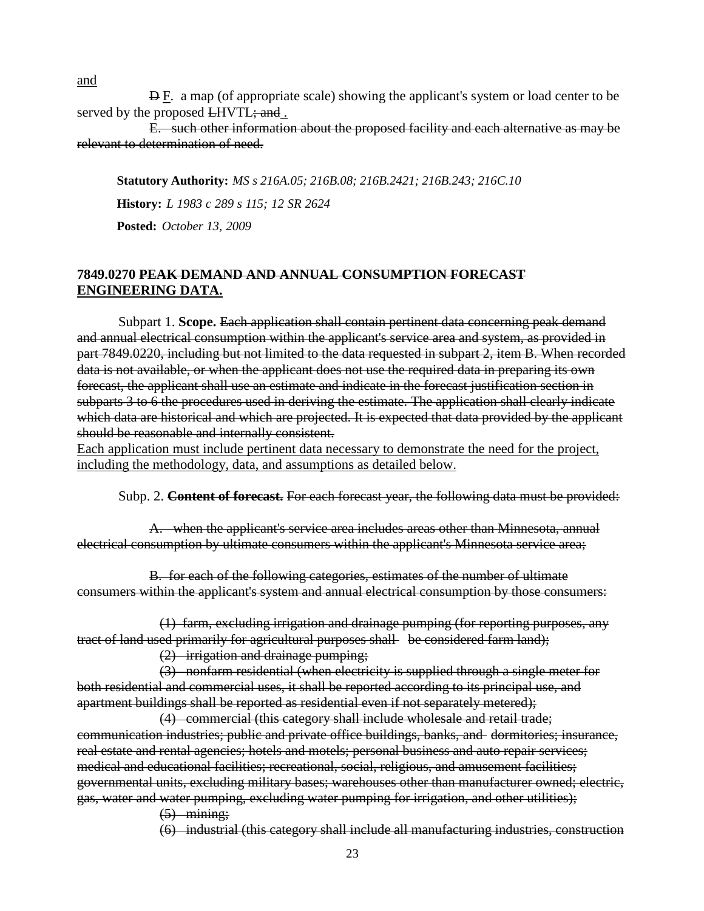<u>and</u>

~~D~~ <u>F</u>. a map (of appropriate scale) showing the applicant's system or load center to be served by the proposed ~~L~~HVTL~~; and~~ <u>.</u>

~~E. such other information about the proposed facility and each alternative as may be relevant to determination of need.~~

**Statutory Authority:** *MS s 216A.05; 216B.08; 216B.2421; 216B.243; 216C.10*

**History:** *L 1983 c 289 s 115; 12 SR 2624*

**Posted:** *October 13, 2009*

**7849.0270 ~~PEAK DEMAND AND ANNUAL CONSUMPTION FORECAST~~ <u>ENGINEERING DATA.</u>**

Subpart 1. **Scope.** ~~Each application shall contain pertinent data concerning peak demand and annual electrical consumption within the applicant's service area and system, as provided in part 7849.0220, including but not limited to the data requested in subpart 2, item B. When recorded data is not available, or when the applicant does not use the required data in preparing its own forecast, the applicant shall use an estimate and indicate in the forecast justification section in subparts 3 to 6 the procedures used in deriving the estimate. The application shall clearly indicate which data are historical and which are projected. It is expected that data provided by the applicant should be reasonable and internally consistent.~~
<u>Each application must include pertinent data necessary to demonstrate the need for the project, including the methodology, data, and assumptions as detailed below.</u>

Subp. 2. ~~**Content of forecast.**~~ ~~For each forecast year, the following data must be provided:~~

~~A. when the applicant's service area includes areas other than Minnesota, annual electrical consumption by ultimate consumers within the applicant's Minnesota service area;~~

~~B. for each of the following categories, estimates of the number of ultimate consumers within the applicant's system and annual electrical consumption by those consumers:~~

~~(1) farm, excluding irrigation and drainage pumping (for reporting purposes, any tract of land used primarily for agricultural purposes shall be considered farm land);~~

~~(2) irrigation and drainage pumping;~~

~~(3) nonfarm residential (when electricity is supplied through a single meter for both residential and commercial uses, it shall be reported according to its principal use, and apartment buildings shall be reported as residential even if not separately metered);~~

~~(4) commercial (this category shall include wholesale and retail trade; communication industries; public and private office buildings, banks, and dormitories; insurance, real estate and rental agencies; hotels and motels; personal business and auto repair services; medical and educational facilities; recreational, social, religious, and amusement facilities; governmental units, excluding military bases; warehouses other than manufacturer owned; electric, gas, water and water pumping, excluding water pumping for irrigation, and other utilities);~~

~~(5) mining;~~

~~(6) industrial (this category shall include all manufacturing industries, construction~~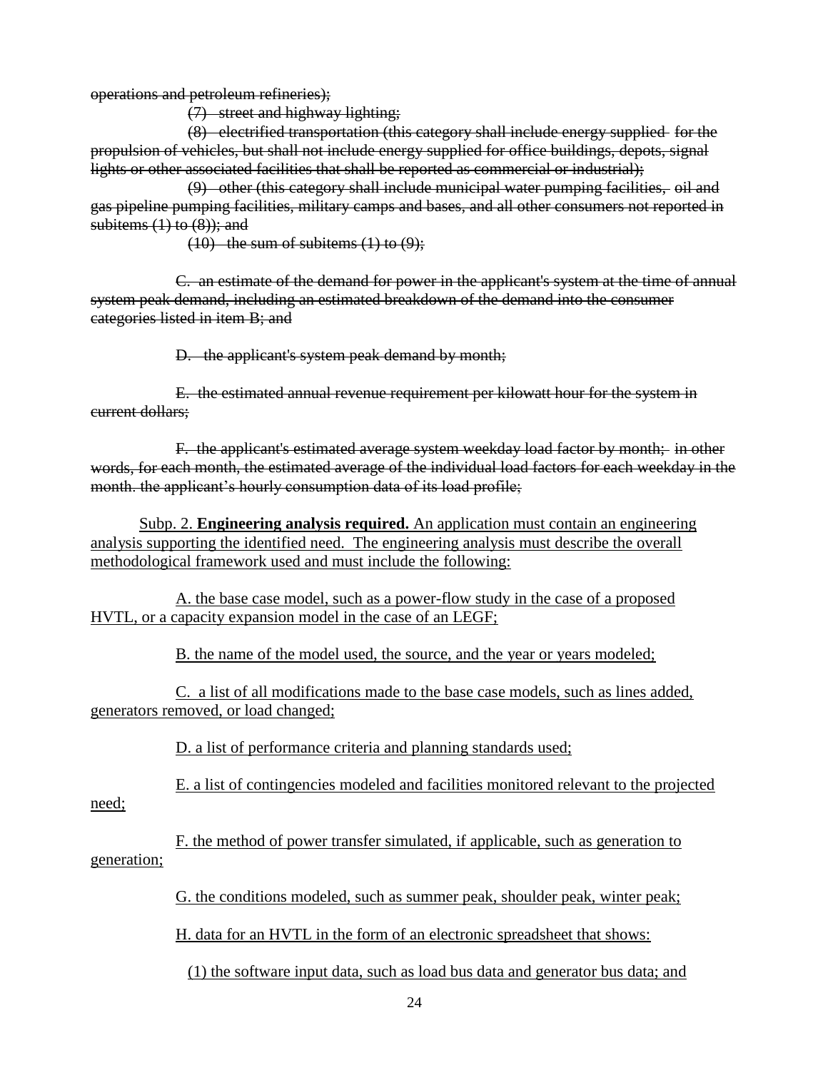~~operations and petroleum refineries);~~

~~(7) street and highway lighting;~~

~~(8) electrified transportation (this category shall include energy supplied for the propulsion of vehicles, but shall not include energy supplied for office buildings, depots, signal lights or other associated facilities that shall be reported as commercial or industrial);~~

~~(9) other (this category shall include municipal water pumping facilities, oil and gas pipeline pumping facilities, military camps and bases, and all other consumers not reported in subitems (1) to (8)); and~~

~~(10) the sum of subitems (1) to (9);~~

~~C. an estimate of the demand for power in the applicant's system at the time of annual system peak demand, including an estimated breakdown of the demand into the consumer categories listed in item B; and~~

~~D. the applicant's system peak demand by month;~~

~~E. the estimated annual revenue requirement per kilowatt hour for the system in current dollars;~~

~~F. the applicant's estimated average system weekday load factor by month; in other words, for each month, the estimated average of the individual load factors for each weekday in the month. the applicant's hourly consumption data of its load profile;~~

<u>Subp. 2. **Engineering analysis required.** An application must contain an engineering analysis supporting the identified need. The engineering analysis must describe the overall methodological framework used and must include the following:</u>

<u>A. the base case model, such as a power-flow study in the case of a proposed HVTL, or a capacity expansion model in the case of an LEGF;</u>

<u>B. the name of the model used, the source, and the year or years modeled;</u>

<u>C. a list of all modifications made to the base case models, such as lines added, generators removed, or load changed;</u>

<u>D. a list of performance criteria and planning standards used;</u>

<u>E. a list of contingencies modeled and facilities monitored relevant to the projected need;</u>

<u>F. the method of power transfer simulated, if applicable, such as generation to generation;</u>

<u>G. the conditions modeled, such as summer peak, shoulder peak, winter peak;</u>

<u>H. data for an HVTL in the form of an electronic spreadsheet that shows:</u>

<u>(1) the software input data, such as load bus data and generator bus data; and</u>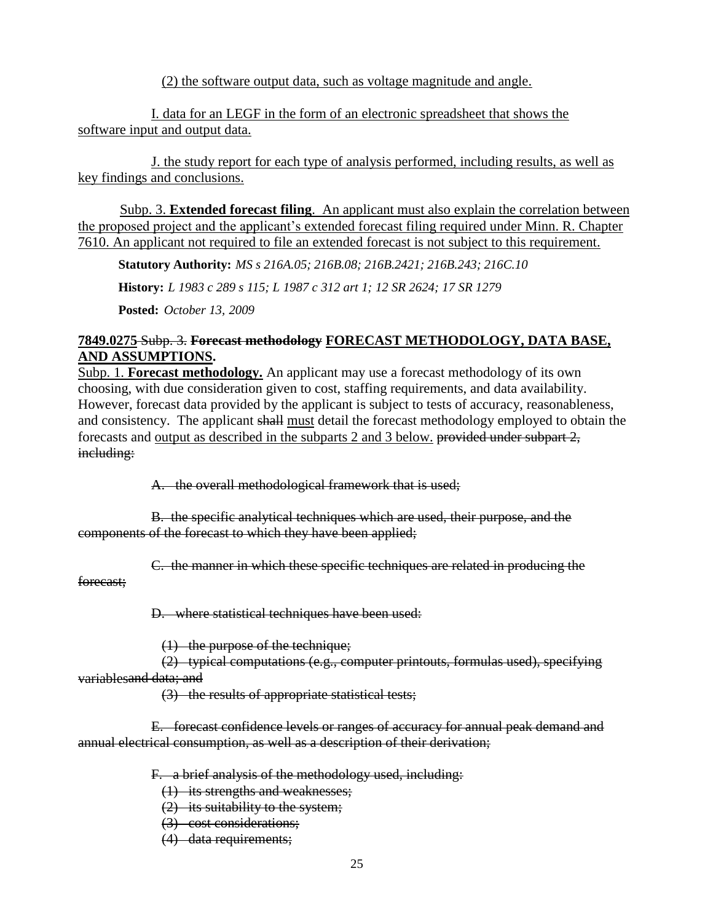(2) the software output data, such as voltage magnitude and angle.

I. data for an LEGF in the form of an electronic spreadsheet that shows the software input and output data.

J. the study report for each type of analysis performed, including results, as well as key findings and conclusions.

Subp. 3. **Extended forecast filing**. An applicant must also explain the correlation between the proposed project and the applicant's extended forecast filing required under Minn. R. Chapter 7610. An applicant not required to file an extended forecast is not subject to this requirement.

**Statutory Authority:** *MS s 216A.05; 216B.08; 216B.2421; 216B.243; 216C.10*

**History:** *L 1983 c 289 s 115; L 1987 c 312 art 1; 12 SR 2624; 17 SR 1279*

**Posted:** *October 13, 2009*

**7849.0275** ~~Subp. 3.~~ ~~**Forecast methodology**~~ **FORECAST METHODOLOGY, DATA BASE, AND ASSUMPTIONS.**

Subp. 1. **Forecast methodology.** An applicant may use a forecast methodology of its own choosing, with due consideration given to cost, staffing requirements, and data availability. However, forecast data provided by the applicant is subject to tests of accuracy, reasonableness, and consistency. The applicant ~~shall~~ must detail the forecast methodology employed to obtain the forecasts and output as described in the subparts 2 and 3 below. ~~provided under subpart 2, including:~~

~~A. the overall methodological framework that is used;~~

~~B. the specific analytical techniques which are used, their purpose, and the components of the forecast to which they have been applied;~~

~~C. the manner in which these specific techniques are related in producing the forecast;~~

~~D. where statistical techniques have been used:~~

~~(1) the purpose of the technique;~~

~~(2) typical computations (e.g., computer printouts, formulas used), specifying variablesand data; and~~

~~(3) the results of appropriate statistical tests;~~

~~E. forecast confidence levels or ranges of accuracy for annual peak demand and annual electrical consumption, as well as a description of their derivation;~~

~~F. a brief analysis of the methodology used, including:~~

~~(1) its strengths and weaknesses;~~

~~(2) its suitability to the system;~~

~~(3) cost considerations;~~

~~(4) data requirements;~~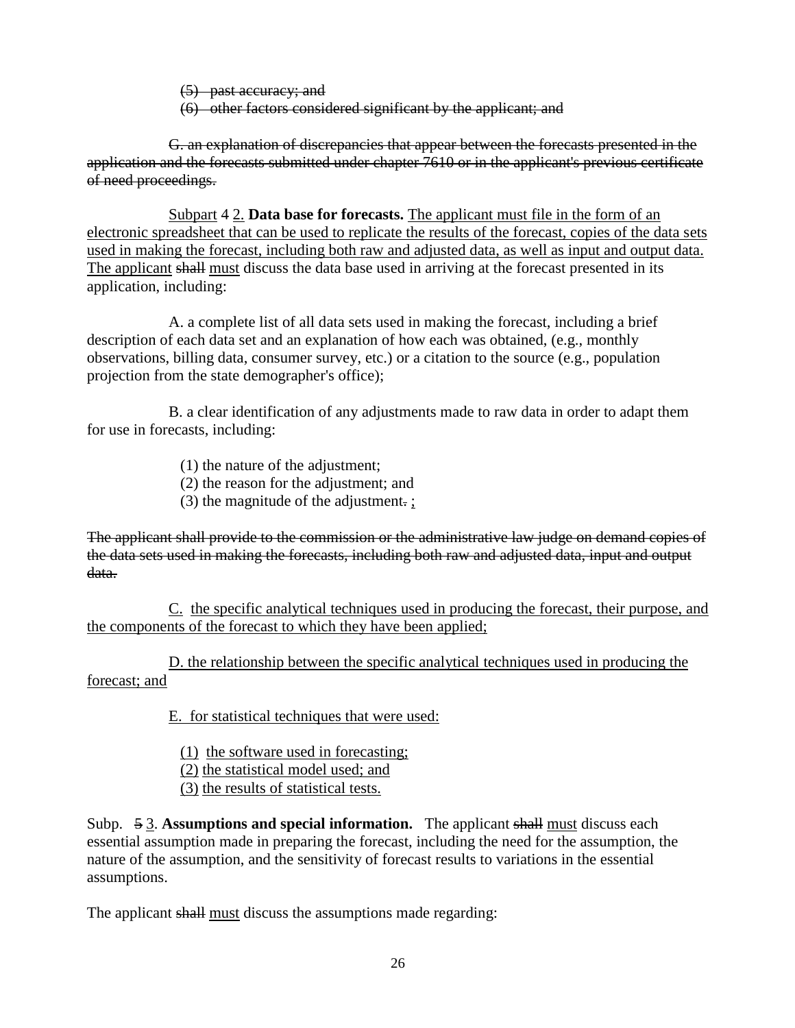~~(5) past accuracy; and~~

~~(6) other factors considered significant by the applicant; and~~

~~G. an explanation of discrepancies that appear between the forecasts presented in the application and the forecasts submitted under chapter 7610 or in the applicant's previous certificate of need proceedings.~~

<u>Subpart</u> ~~4~~ <u>2.</u> **Data base for forecasts.** <u>The applicant must file in the form of an electronic spreadsheet that can be used to replicate the results of the forecast, copies of the data sets used in making the forecast, including both raw and adjusted data, as well as input and output data. The applicant</u> ~~shall~~ <u>must</u> discuss the data base used in arriving at the forecast presented in its application, including:

A. a complete list of all data sets used in making the forecast, including a brief description of each data set and an explanation of how each was obtained, (e.g., monthly observations, billing data, consumer survey, etc.) or a citation to the source (e.g., population projection from the state demographer's office);

B. a clear identification of any adjustments made to raw data in order to adapt them for use in forecasts, including:

(1) the nature of the adjustment;
(2) the reason for the adjustment; and
(3) the magnitude of the adjustment~~.~~ <u>;</u>

~~The applicant shall provide to the commission or the administrative law judge on demand copies of the data sets used in making the forecasts, including both raw and adjusted data, input and output data.~~

<u>C. the specific analytical techniques used in producing the forecast, their purpose, and the components of the forecast to which they have been applied;</u>

<u>D. the relationship between the specific analytical techniques used in producing the forecast; and</u>

<u>E. for statistical techniques that were used:</u>

<u>(1) the software used in forecasting;</u>
<u>(2) the statistical model used; and</u>
<u>(3) the results of statistical tests.</u>

Subp. ~~5~~ <u>3</u>. **Assumptions and special information.** The applicant ~~shall~~ <u>must</u> discuss each essential assumption made in preparing the forecast, including the need for the assumption, the nature of the assumption, and the sensitivity of forecast results to variations in the essential assumptions.

The applicant ~~shall~~ <u>must</u> discuss the assumptions made regarding: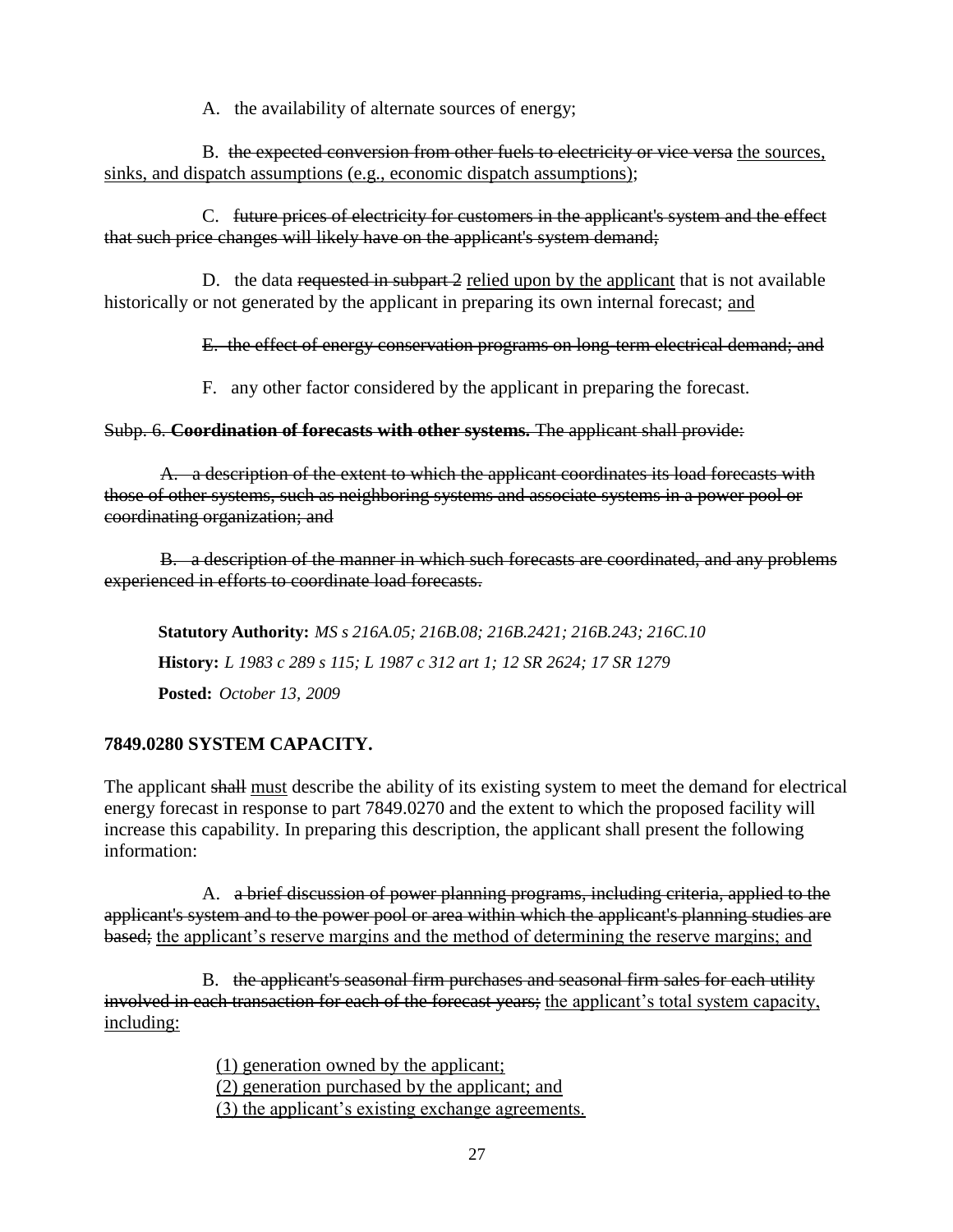A. the availability of alternate sources of energy;

B. ~~the expected conversion from other fuels to electricity or vice versa~~ <u>the sources, sinks, and dispatch assumptions (e.g., economic dispatch assumptions)</u>;

C. ~~future prices of electricity for customers in the applicant's system and the effect that such price changes will likely have on the applicant's system demand;~~

D. the data ~~requested in subpart 2~~ <u>relied upon by the applicant</u> that is not available historically or not generated by the applicant in preparing its own internal forecast; <u>and</u>

~~E. the effect of energy conservation programs on long-term electrical demand; and~~

F. any other factor considered by the applicant in preparing the forecast.

~~Subp. 6. **Coordination of forecasts with other systems.** The applicant shall provide:~~

~~A. a description of the extent to which the applicant coordinates its load forecasts with those of other systems, such as neighboring systems and associate systems in a power pool or coordinating organization; and~~

~~B. a description of the manner in which such forecasts are coordinated, and any problems experienced in efforts to coordinate load forecasts.~~

**Statutory Authority:** *MS s 216A.05; 216B.08; 216B.2421; 216B.243; 216C.10*

**History:** *L 1983 c 289 s 115; L 1987 c 312 art 1; 12 SR 2624; 17 SR 1279*

**Posted:** *October 13, 2009*

**7849.0280 SYSTEM CAPACITY.**

The applicant ~~shall~~ <u>must</u> describe the ability of its existing system to meet the demand for electrical energy forecast in response to part 7849.0270 and the extent to which the proposed facility will increase this capability. In preparing this description, the applicant shall present the following information:

A. ~~a brief discussion of power planning programs, including criteria, applied to the applicant's system and to the power pool or area within which the applicant's planning studies are based;~~ <u>the applicant's reserve margins and the method of determining the reserve margins; and</u>

B. ~~the applicant's seasonal firm purchases and seasonal firm sales for each utility involved in each transaction for each of the forecast years;~~ <u>the applicant's total system capacity, including:</u>

<u>(1) generation owned by the applicant;</u>
<u>(2) generation purchased by the applicant; and</u>
<u>(3) the applicant's existing exchange agreements.</u>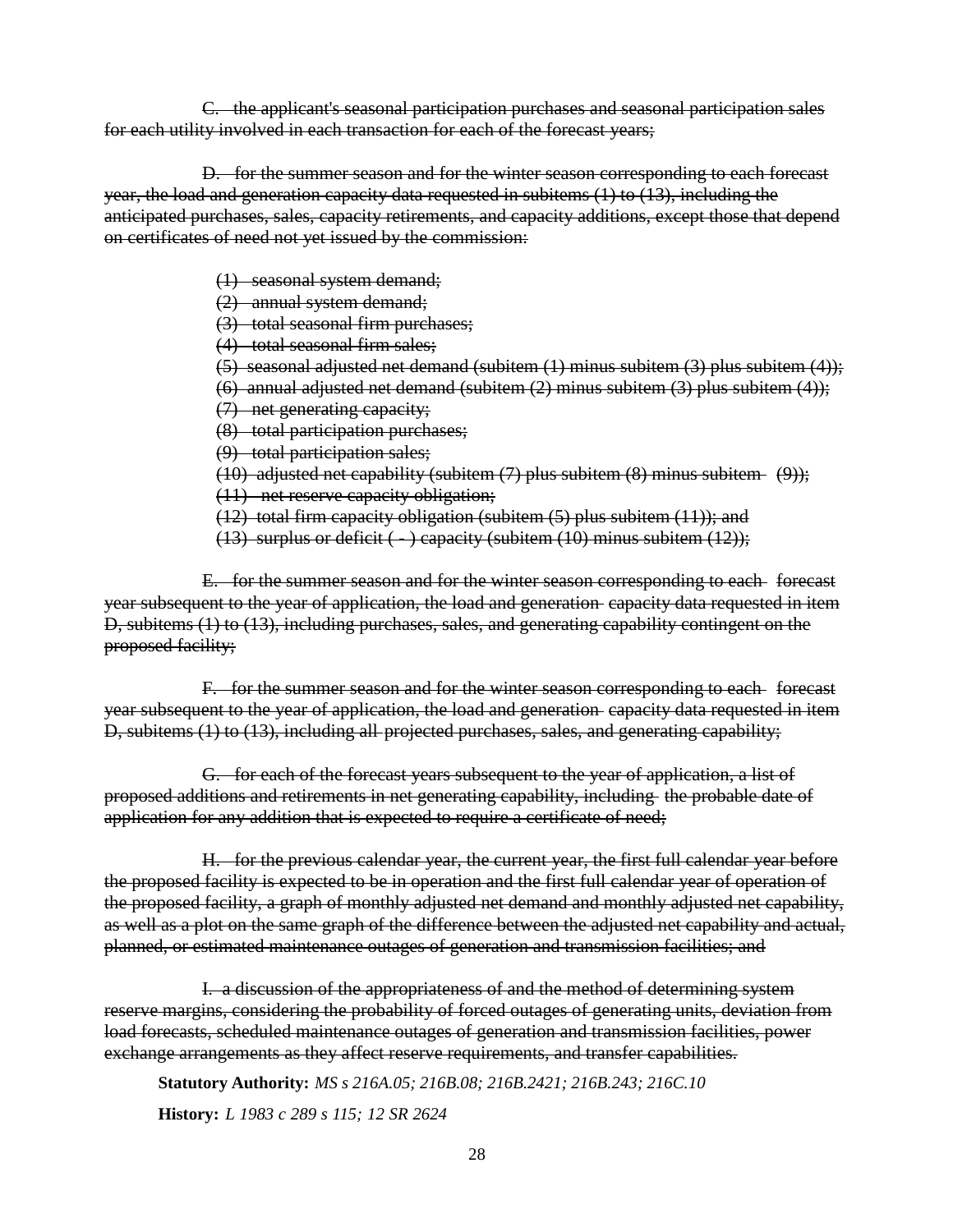~~C. the applicant's seasonal participation purchases and seasonal participation sales for each utility involved in each transaction for each of the forecast years;~~

~~D. for the summer season and for the winter season corresponding to each forecast year, the load and generation capacity data requested in subitems (1) to (13), including the anticipated purchases, sales, capacity retirements, and capacity additions, except those that depend on certificates of need not yet issued by the commission:~~

~~(1) seasonal system demand;~~
~~(2) annual system demand;~~
~~(3) total seasonal firm purchases;~~
~~(4) total seasonal firm sales;~~
~~(5) seasonal adjusted net demand (subitem (1) minus subitem (3) plus subitem (4));~~
~~(6) annual adjusted net demand (subitem (2) minus subitem (3) plus subitem (4));~~
~~(7) net generating capacity;~~
~~(8) total participation purchases;~~
~~(9) total participation sales;~~
~~(10) adjusted net capability (subitem (7) plus subitem (8) minus subitem (9));~~
~~(11) net reserve capacity obligation;~~
~~(12) total firm capacity obligation (subitem (5) plus subitem (11)); and~~
~~(13) surplus or deficit ( - ) capacity (subitem (10) minus subitem (12));~~

~~E. for the summer season and for the winter season corresponding to each forecast year subsequent to the year of application, the load and generation capacity data requested in item D, subitems (1) to (13), including purchases, sales, and generating capability contingent on the proposed facility;~~

~~F. for the summer season and for the winter season corresponding to each forecast year subsequent to the year of application, the load and generation capacity data requested in item D, subitems (1) to (13), including all projected purchases, sales, and generating capability;~~

~~G. for each of the forecast years subsequent to the year of application, a list of proposed additions and retirements in net generating capability, including the probable date of application for any addition that is expected to require a certificate of need;~~

~~H. for the previous calendar year, the current year, the first full calendar year before the proposed facility is expected to be in operation and the first full calendar year of operation of the proposed facility, a graph of monthly adjusted net demand and monthly adjusted net capability, as well as a plot on the same graph of the difference between the adjusted net capability and actual, planned, or estimated maintenance outages of generation and transmission facilities; and~~

~~I. a discussion of the appropriateness of and the method of determining system reserve margins, considering the probability of forced outages of generating units, deviation from load forecasts, scheduled maintenance outages of generation and transmission facilities, power exchange arrangements as they affect reserve requirements, and transfer capabilities.~~

**Statutory Authority:** *MS s 216A.05; 216B.08; 216B.2421; 216B.243; 216C.10*

**History:** *L 1983 c 289 s 115; 12 SR 2624*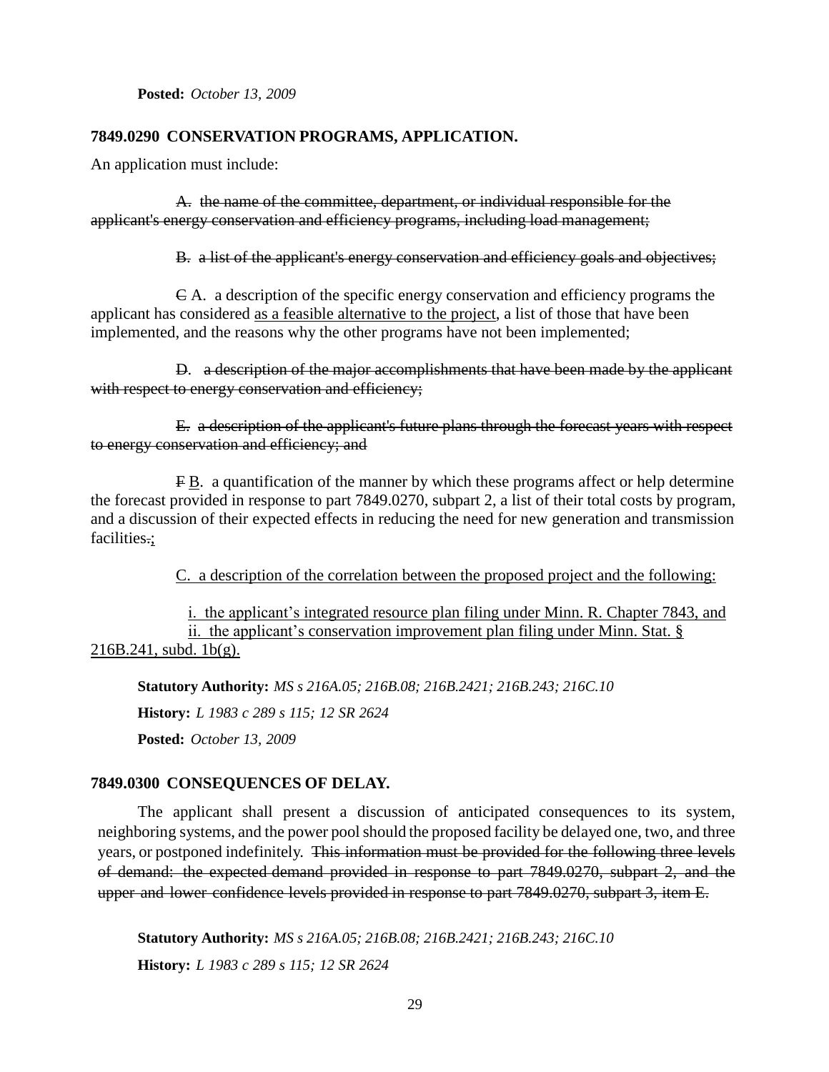**Posted:** *October 13, 2009*

### 7849.0290 CONSERVATION PROGRAMS, APPLICATION.

An application must include:

~~A. the name of the committee, department, or individual responsible for the applicant's energy conservation and efficiency programs, including load management;~~

~~B. a list of the applicant's energy conservation and efficiency goals and objectives;~~

~~C~~ A. a description of the specific energy conservation and efficiency programs the applicant has considered <u>as a feasible alternative to the project</u>, a list of those that have been implemented, and the reasons why the other programs have not been implemented;

~~D. a description of the major accomplishments that have been made by the applicant with respect to energy conservation and efficiency;~~

~~E. a description of the applicant's future plans through the forecast years with respect to energy conservation and efficiency; and~~

~~F~~ <u>B</u>. a quantification of the manner by which these programs affect or help determine the forecast provided in response to part 7849.0270, subpart 2, a list of their total costs by program, and a discussion of their expected effects in reducing the need for new generation and transmission facilities~~.~~<u>;</u>

<u>C. a description of the correlation between the proposed project and the following:</u>

<u>i. the applicant's integrated resource plan filing under Minn. R. Chapter 7843, and</u>
<u>ii. the applicant's conservation improvement plan filing under Minn. Stat. § 216B.241, subd. 1b(g).</u>

**Statutory Authority:** *MS s 216A.05; 216B.08; 216B.2421; 216B.243; 216C.10*

**History:** *L 1983 c 289 s 115; 12 SR 2624*

**Posted:** *October 13, 2009*

### 7849.0300 CONSEQUENCES OF DELAY.

The applicant shall present a discussion of anticipated consequences to its system, neighboring systems, and the power pool should the proposed facility be delayed one, two, and three years, or postponed indefinitely. ~~This information must be provided for the following three levels of demand: the expected demand provided in response to part 7849.0270, subpart 2, and the upper and lower confidence levels provided in response to part 7849.0270, subpart 3, item E.~~

**Statutory Authority:** *MS s 216A.05; 216B.08; 216B.2421; 216B.243; 216C.10*

**History:** *L 1983 c 289 s 115; 12 SR 2624*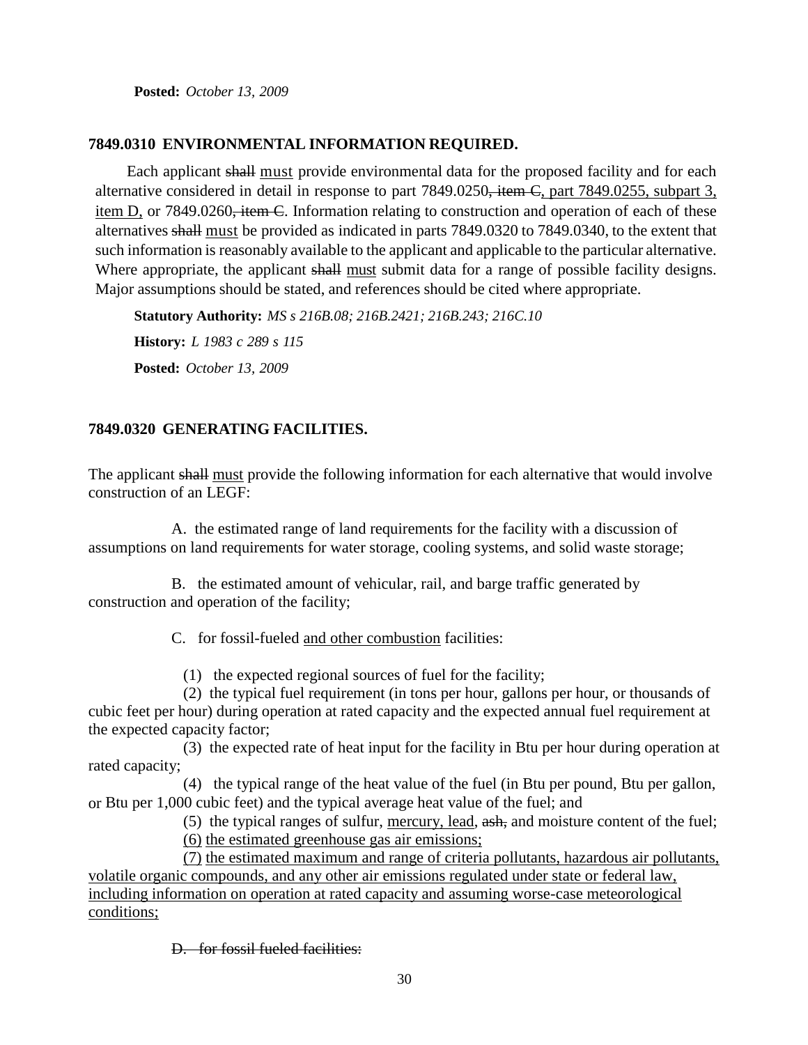**Posted:** *October 13, 2009*

### 7849.0310 ENVIRONMENTAL INFORMATION REQUIRED.

Each applicant ~~shall~~ <u>must</u> provide environmental data for the proposed facility and for each alternative considered in detail in response to part 7849.0250~~, item C~~<u>, part 7849.0255, subpart 3, item D,</u> or 7849.0260~~, item C~~. Information relating to construction and operation of each of these alternatives ~~shall~~ <u>must</u> be provided as indicated in parts 7849.0320 to 7849.0340, to the extent that such information is reasonably available to the applicant and applicable to the particular alternative. Where appropriate, the applicant ~~shall~~ <u>must</u> submit data for a range of possible facility designs. Major assumptions should be stated, and references should be cited where appropriate.

**Statutory Authority:** *MS s 216B.08; 216B.2421; 216B.243; 216C.10*

**History:** *L 1983 c 289 s 115*

**Posted:** *October 13, 2009*

### 7849.0320 GENERATING FACILITIES.

The applicant ~~shall~~ <u>must</u> provide the following information for each alternative that would involve construction of an LEGF:

A. the estimated range of land requirements for the facility with a discussion of assumptions on land requirements for water storage, cooling systems, and solid waste storage;

B. the estimated amount of vehicular, rail, and barge traffic generated by construction and operation of the facility;

C. for fossil-fueled <u>and other combustion</u> facilities:

(1) the expected regional sources of fuel for the facility;

(2) the typical fuel requirement (in tons per hour, gallons per hour, or thousands of cubic feet per hour) during operation at rated capacity and the expected annual fuel requirement at the expected capacity factor;

(3) the expected rate of heat input for the facility in Btu per hour during operation at rated capacity;

(4) the typical range of the heat value of the fuel (in Btu per pound, Btu per gallon, or Btu per 1,000 cubic feet) and the typical average heat value of the fuel; and

(5) the typical ranges of sulfur, <u>mercury, lead,</u> ~~ash,~~ and moisture content of the fuel;

<u>(6) the estimated greenhouse gas air emissions;</u>

<u>(7) the estimated maximum and range of criteria pollutants, hazardous air pollutants, volatile organic compounds, and any other air emissions regulated under state or federal law, including information on operation at rated capacity and assuming worse-case meteorological conditions;</u>

~~D. for fossil fueled facilities:~~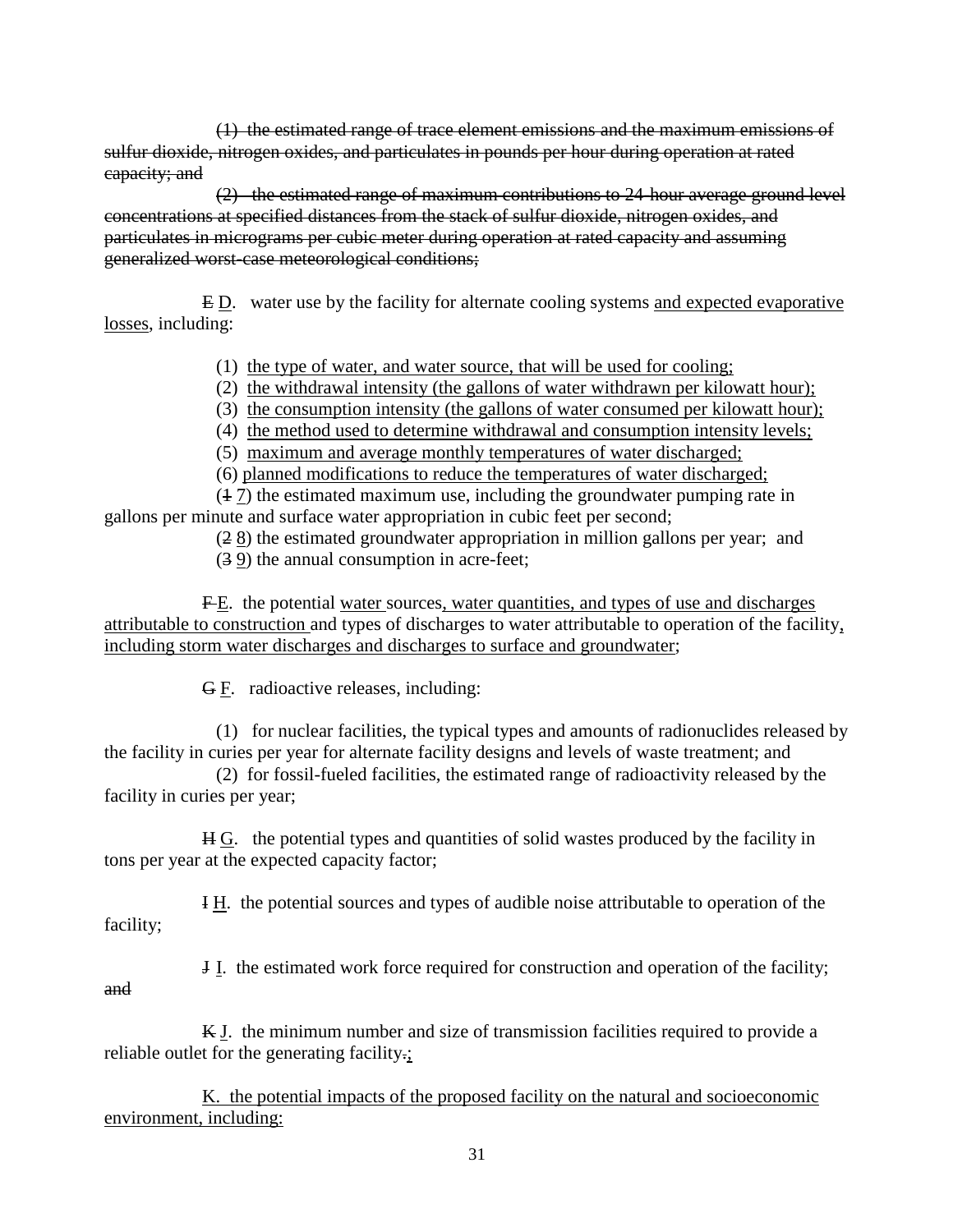~~(1) the estimated range of trace element emissions and the maximum emissions of sulfur dioxide, nitrogen oxides, and particulates in pounds per hour during operation at rated capacity; and~~

~~(2) the estimated range of maximum contributions to 24-hour average ground level concentrations at specified distances from the stack of sulfur dioxide, nitrogen oxides, and particulates in micrograms per cubic meter during operation at rated capacity and assuming generalized worst-case meteorological conditions;~~

~~E~~ <u>D</u>. water use by the facility for alternate cooling systems <u>and expected evaporative losses</u>, including:

(1) <u>the type of water, and water source, that will be used for cooling;</u>

(2) <u>the withdrawal intensity (the gallons of water withdrawn per kilowatt hour);</u>

(3) <u>the consumption intensity (the gallons of water consumed per kilowatt hour);</u>

(4) <u>the method used to determine withdrawal and consumption intensity levels;</u>

(5) <u>maximum and average monthly temperatures of water discharged;</u>

(6) <u>planned modifications to reduce the temperatures of water discharged;</u>

(~~1~~ <u>7</u>) the estimated maximum use, including the groundwater pumping rate in gallons per minute and surface water appropriation in cubic feet per second;

(~~2~~ <u>8</u>) the estimated groundwater appropriation in million gallons per year; and

(~~3~~ <u>9</u>) the annual consumption in acre-feet;

~~F~~ <u>E</u>. the potential <u>water</u> sources<u>, water quantities, and types of use and discharges attributable to construction</u> and types of discharges to water attributable to operation of the facility<u>, including storm water discharges and discharges to surface and groundwater</u>;

~~G~~ <u>F</u>. radioactive releases, including:

(1) for nuclear facilities, the typical types and amounts of radionuclides released by the facility in curies per year for alternate facility designs and levels of waste treatment; and

(2) for fossil-fueled facilities, the estimated range of radioactivity released by the facility in curies per year;

~~H~~ <u>G</u>. the potential types and quantities of solid wastes produced by the facility in tons per year at the expected capacity factor;

~~I~~ <u>H</u>. the potential sources and types of audible noise attributable to operation of the facility;

~~J~~ <u>I</u>. the estimated work force required for construction and operation of the facility; ~~and~~

~~K~~ <u>J</u>. the minimum number and size of transmission facilities required to provide a reliable outlet for the generating facility~~.~~<u>;</u>

<u>K. the potential impacts of the proposed facility on the natural and socioeconomic environment, including:</u>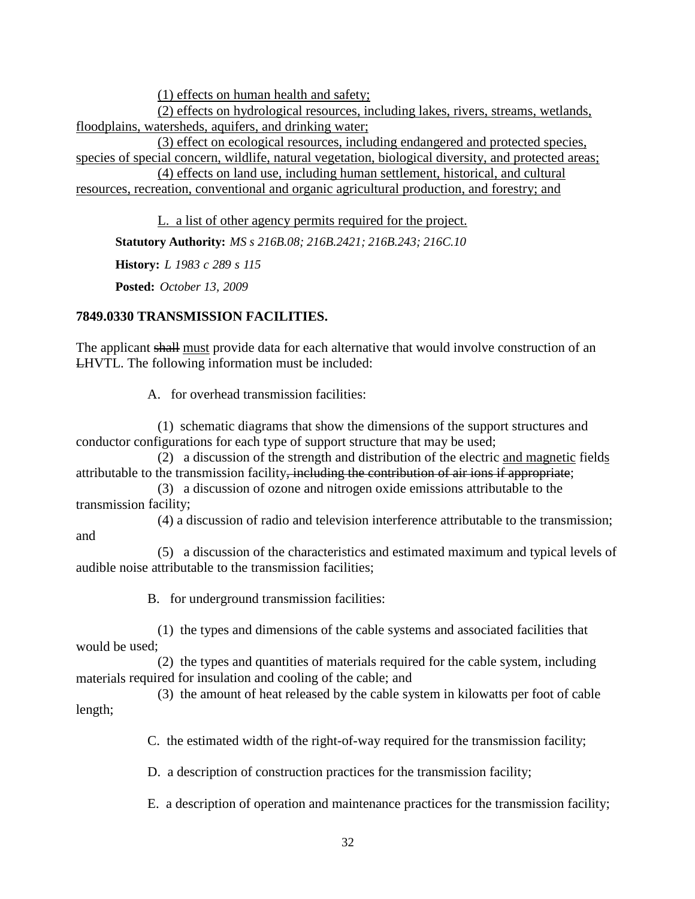(1) effects on human health and safety;

(2) effects on hydrological resources, including lakes, rivers, streams, wetlands, floodplains, watersheds, aquifers, and drinking water;

(3) effect on ecological resources, including endangered and protected species, species of special concern, wildlife, natural vegetation, biological diversity, and protected areas;

(4) effects on land use, including human settlement, historical, and cultural resources, recreation, conventional and organic agricultural production, and forestry; and

L. a list of other agency permits required for the project.

**Statutory Authority:** *MS s 216B.08; 216B.2421; 216B.243; 216C.10*

**History:** *L 1983 c 289 s 115*

**Posted:** *October 13, 2009*

**7849.0330 TRANSMISSION FACILITIES.**

The applicant ~~shall~~ must provide data for each alternative that would involve construction of an ~~L~~HVTL. The following information must be included:

A. for overhead transmission facilities:

(1) schematic diagrams that show the dimensions of the support structures and conductor configurations for each type of support structure that may be used;

(2) a discussion of the strength and distribution of the electric and magnetic fields attributable to the transmission facility~~, including the contribution of air ions if appropriate~~;

(3) a discussion of ozone and nitrogen oxide emissions attributable to the transmission facility;

(4) a discussion of radio and television interference attributable to the transmission; and

(5) a discussion of the characteristics and estimated maximum and typical levels of audible noise attributable to the transmission facilities;

B. for underground transmission facilities:

(1) the types and dimensions of the cable systems and associated facilities that would be used;

(2) the types and quantities of materials required for the cable system, including materials required for insulation and cooling of the cable; and

(3) the amount of heat released by the cable system in kilowatts per foot of cable length;

C. the estimated width of the right-of-way required for the transmission facility;

D. a description of construction practices for the transmission facility;

E. a description of operation and maintenance practices for the transmission facility;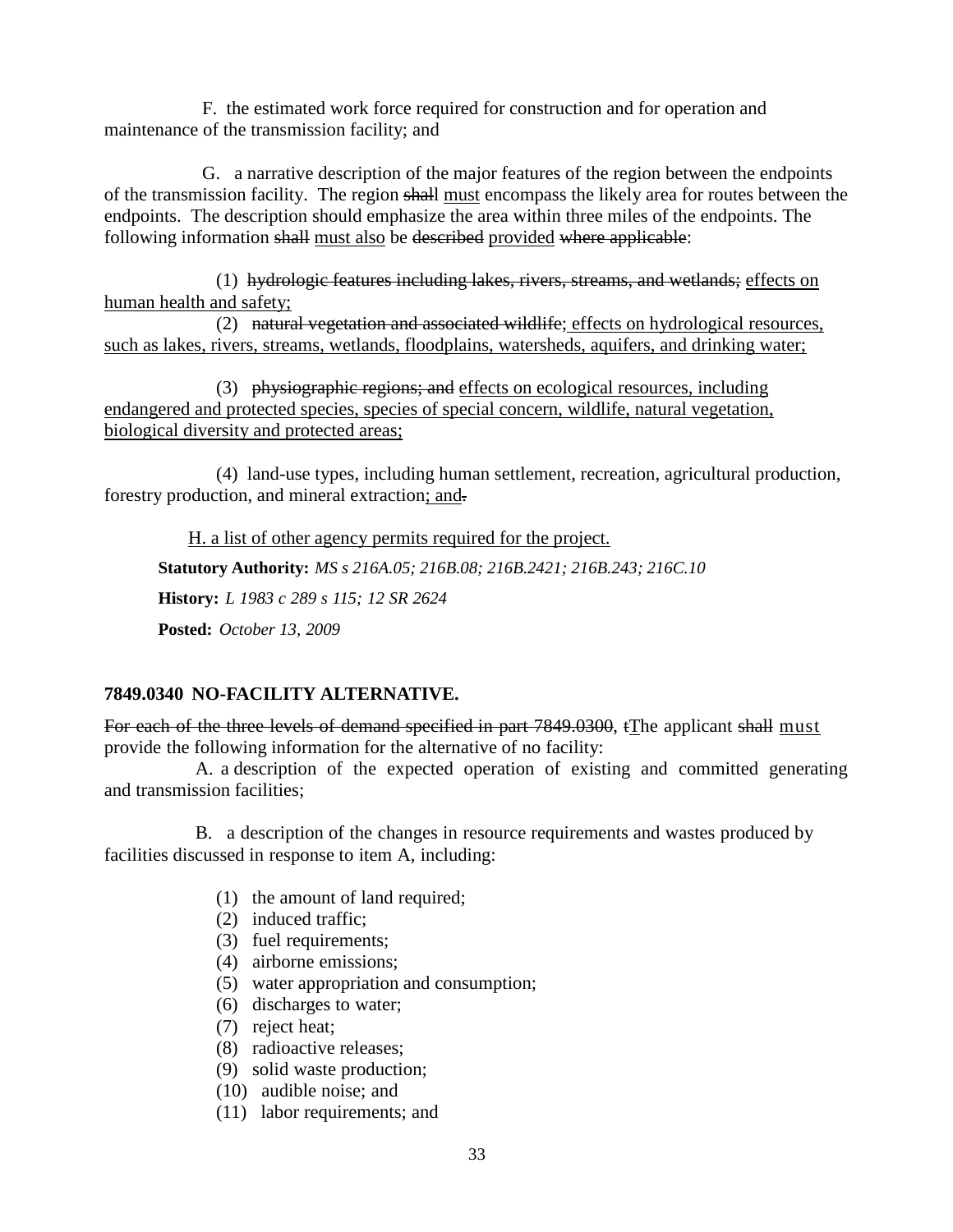F. the estimated work force required for construction and for operation and maintenance of the transmission facility; and

G. a narrative description of the major features of the region between the endpoints of the transmission facility. The region ~~shall~~ <u>must</u> encompass the likely area for routes between the endpoints. The description should emphasize the area within three miles of the endpoints. The following information ~~shall~~ <u>must also</u> be ~~described~~ <u>provided</u> ~~where applicable~~:

(1) ~~hydrologic features including lakes, rivers, streams, and wetlands;~~ <u>effects on human health and safety;</u>

(2) ~~natural vegetation and associated wildlife~~<u>; effects on hydrological resources, such as lakes, rivers, streams, wetlands, floodplains, watersheds, aquifers, and drinking water;</u>

(3) ~~physiographic regions; and~~ <u>effects on ecological resources, including endangered and protected species, species of special concern, wildlife, natural vegetation, biological diversity and protected areas;</u>

(4) land-use types, including human settlement, recreation, agricultural production, forestry production, and mineral extraction<u>; and</u>~~.~~

<u>H. a list of other agency permits required for the project.</u>

**Statutory Authority:** *MS s 216A.05; 216B.08; 216B.2421; 216B.243; 216C.10*

**History:** *L 1983 c 289 s 115; 12 SR 2624*

**Posted:** *October 13, 2009*

**7849.0340 NO-FACILITY ALTERNATIVE.**

~~For each of the three levels of demand specified in part 7849.0300~~, ~~t~~<u>T</u>he applicant ~~shall~~ <u>must</u> provide the following information for the alternative of no facility:

A. a description of the expected operation of existing and committed generating and transmission facilities;

B. a description of the changes in resource requirements and wastes produced by facilities discussed in response to item A, including:

(1) the amount of land required;
(2) induced traffic;
(3) fuel requirements;
(4) airborne emissions;
(5) water appropriation and consumption;
(6) discharges to water;
(7) reject heat;
(8) radioactive releases;
(9) solid waste production;
(10) audible noise; and
(11) labor requirements; and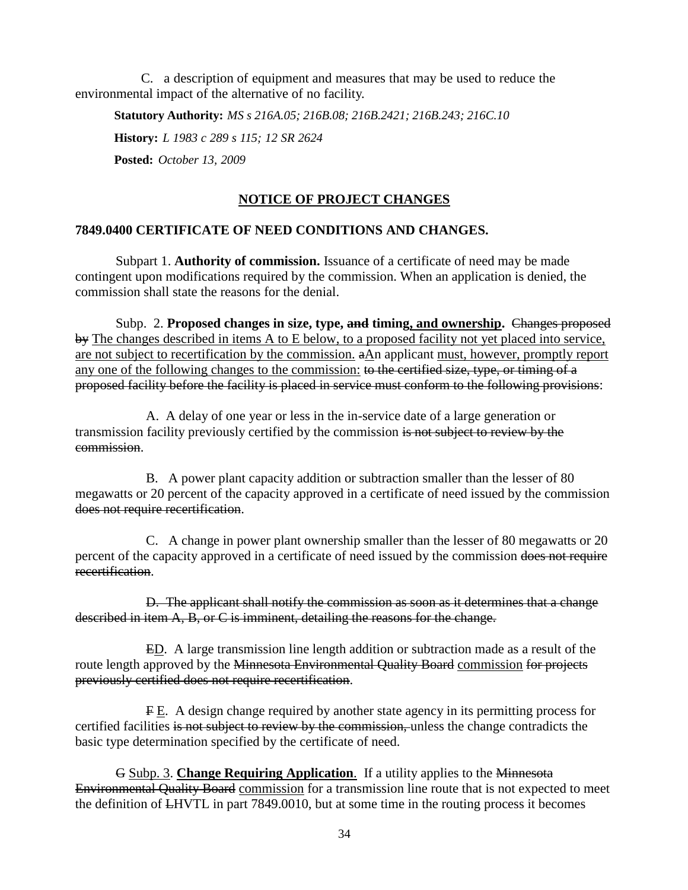C. a description of equipment and measures that may be used to reduce the environmental impact of the alternative of no facility.

**Statutory Authority:** *MS s 216A.05; 216B.08; 216B.2421; 216B.243; 216C.10*

**History:** *L 1983 c 289 s 115; 12 SR 2624*

**Posted:** *October 13, 2009*

## <u>NOTICE OF PROJECT CHANGES</u>

### 7849.0400 CERTIFICATE OF NEED CONDITIONS AND CHANGES.

Subpart 1. **Authority of commission.** Issuance of a certificate of need may be made contingent upon modifications required by the commission. When an application is denied, the commission shall state the reasons for the denial.

Subp. 2. **Proposed changes in size, type, ~~and~~ timing<u>, and ownership</u>.** ~~Changes proposed by~~ <u>The changes described in items A to E below, to a proposed facility not yet placed into service, are not subject to recertification by the commission.</u> ~~a~~<u>A</u>n applicant <u>must, however, promptly report any one of the following changes to the commission:</u> ~~to the certified size, type, or timing of a proposed facility before the facility is placed in service must conform to the following provisions~~:

A. A delay of one year or less in the in-service date of a large generation or transmission facility previously certified by the commission ~~is not subject to review by the commission~~.

B. A power plant capacity addition or subtraction smaller than the lesser of 80 megawatts or 20 percent of the capacity approved in a certificate of need issued by the commission ~~does not require recertification~~.

C. A change in power plant ownership smaller than the lesser of 80 megawatts or 20 percent of the capacity approved in a certificate of need issued by the commission ~~does not require recertification~~.

~~D. The applicant shall notify the commission as soon as it determines that a change described in item A, B, or C is imminent, detailing the reasons for the change.~~

~~E~~<u>D</u>. A large transmission line length addition or subtraction made as a result of the route length approved by the ~~Minnesota Environmental Quality Board~~ <u>commission</u> ~~for projects previously certified does not require recertification~~.

~~F~~ <u>E</u>. A design change required by another state agency in its permitting process for certified facilities ~~is not subject to review by the commission,~~ unless the change contradicts the basic type determination specified by the certificate of need.

~~G~~ <u>Subp. 3</u>. **<u>Change Requiring Application</u>**. If a utility applies to the ~~Minnesota Environmental Quality Board~~ <u>commission</u> for a transmission line route that is not expected to meet the definition of ~~L~~HVTL in part 7849.0010, but at some time in the routing process it becomes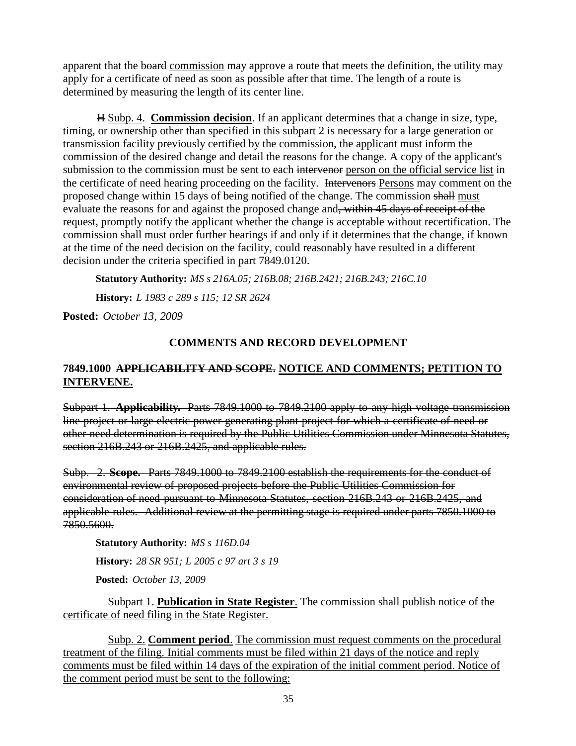apparent that the ~~board~~ commission may approve a route that meets the definition, the utility may apply for a certificate of need as soon as possible after that time. The length of a route is determined by measuring the length of its center line.

~~H~~ Subp. 4. **Commission decision**. If an applicant determines that a change in size, type, timing, or ownership other than specified in ~~this~~ subpart 2 is necessary for a large generation or transmission facility previously certified by the commission, the applicant must inform the commission of the desired change and detail the reasons for the change. A copy of the applicant's submission to the commission must be sent to each ~~intervenor~~ person on the official service list in the certificate of need hearing proceeding on the facility. ~~Intervenors~~ Persons may comment on the proposed change within 15 days of being notified of the change. The commission ~~shall~~ must evaluate the reasons for and against the proposed change and~~, within 45 days of receipt of the request,~~ promptly notify the applicant whether the change is acceptable without recertification. The commission ~~shall~~ must order further hearings if and only if it determines that the change, if known at the time of the need decision on the facility, could reasonably have resulted in a different decision under the criteria specified in part 7849.0120.

**Statutory Authority:** *MS s 216A.05; 216B.08; 216B.2421; 216B.243; 216C.10*

**History:** *L 1983 c 289 s 115; 12 SR 2624*

**Posted:** *October 13, 2009*

## COMMENTS AND RECORD DEVELOPMENT

### 7849.1000 ~~APPLICABILITY AND SCOPE.~~ NOTICE AND COMMENTS; PETITION TO INTERVENE.

~~Subpart 1. **Applicability.** Parts 7849.1000 to 7849.2100 apply to any high voltage transmission line project or large electric power generating plant project for which a certificate of need or other need determination is required by the Public Utilities Commission under Minnesota Statutes, section 216B.243 or 216B.2425, and applicable rules.~~

~~Subp. 2. **Scope.** Parts 7849.1000 to 7849.2100 establish the requirements for the conduct of environmental review of proposed projects before the Public Utilities Commission for consideration of need pursuant to Minnesota Statutes, section 216B.243 or 216B.2425, and applicable rules. Additional review at the permitting stage is required under parts 7850.1000 to 7850.5600.~~

**Statutory Authority:** *MS s 116D.04*

**History:** *28 SR 951; L 2005 c 97 art 3 s 19*

**Posted:** *October 13, 2009*

Subpart 1. **Publication in State Register**. The commission shall publish notice of the certificate of need filing in the State Register.

Subp. 2. **Comment period**. The commission must request comments on the procedural treatment of the filing. Initial comments must be filed within 21 days of the notice and reply comments must be filed within 14 days of the expiration of the initial comment period. Notice of the comment period must be sent to the following: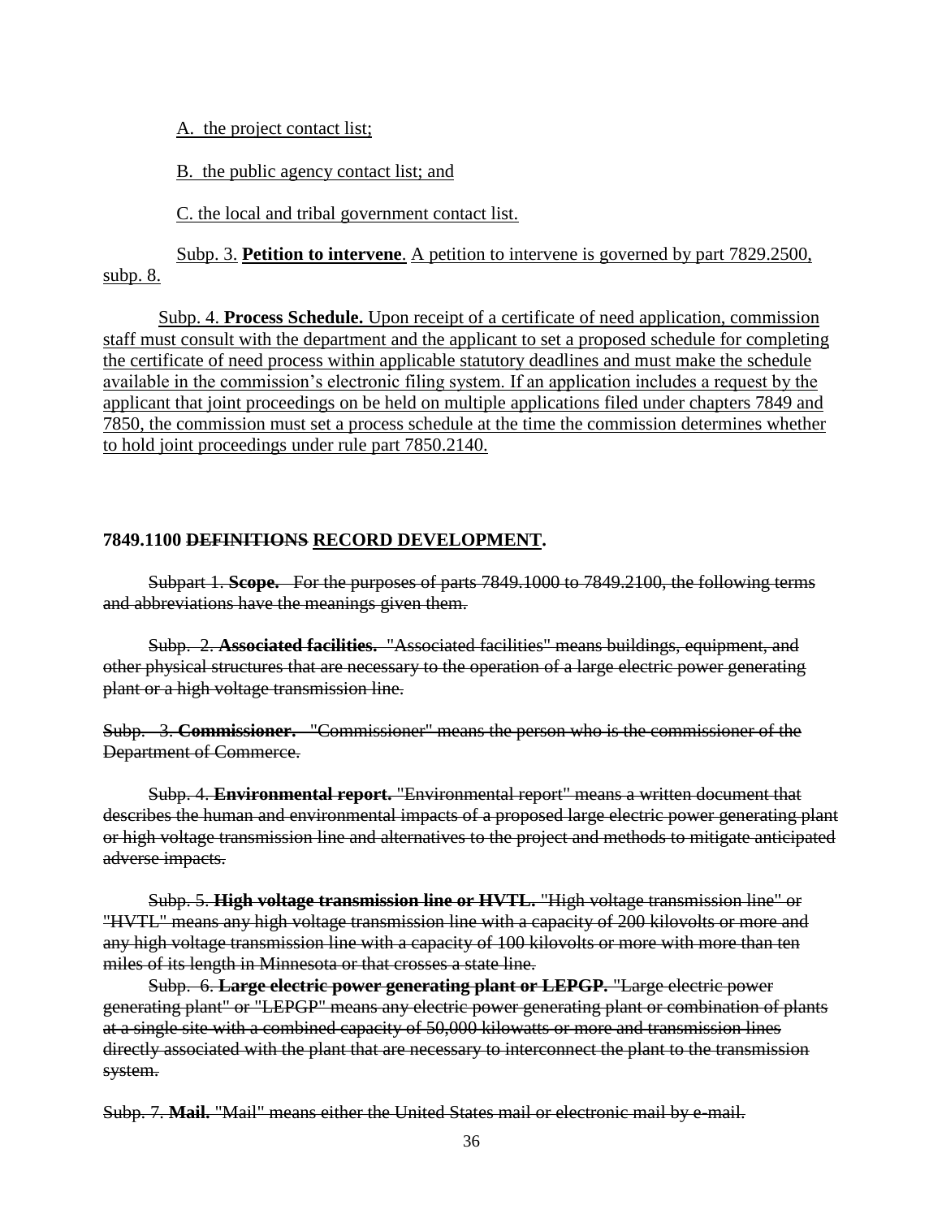A. the project contact list;

B. the public agency contact list; and

C. the local and tribal government contact list.

Subp. 3. **Petition to intervene**. A petition to intervene is governed by part 7829.2500, subp. 8.

Subp. 4. **Process Schedule.** Upon receipt of a certificate of need application, commission staff must consult with the department and the applicant to set a proposed schedule for completing the certificate of need process within applicable statutory deadlines and must make the schedule available in the commission's electronic filing system. If an application includes a request by the applicant that joint proceedings on be held on multiple applications filed under chapters 7849 and 7850, the commission must set a process schedule at the time the commission determines whether to hold joint proceedings under rule part 7850.2140.

**7849.1100 ~~DEFINITIONS~~ RECORD DEVELOPMENT.**

~~Subpart 1. **Scope.** For the purposes of parts 7849.1000 to 7849.2100, the following terms and abbreviations have the meanings given them.~~

~~Subp. 2. **Associated facilities.** "Associated facilities" means buildings, equipment, and other physical structures that are necessary to the operation of a large electric power generating plant or a high voltage transmission line.~~

~~Subp. 3. **Commissioner.** "Commissioner" means the person who is the commissioner of the Department of Commerce.~~

~~Subp. 4. **Environmental report.** "Environmental report" means a written document that describes the human and environmental impacts of a proposed large electric power generating plant or high voltage transmission line and alternatives to the project and methods to mitigate anticipated adverse impacts.~~

~~Subp. 5. **High voltage transmission line or HVTL.** "High voltage transmission line" or "HVTL" means any high voltage transmission line with a capacity of 200 kilovolts or more and any high voltage transmission line with a capacity of 100 kilovolts or more with more than ten miles of its length in Minnesota or that crosses a state line.~~

~~Subp. 6. **Large electric power generating plant or LEPGP.** "Large electric power generating plant" or "LEPGP" means any electric power generating plant or combination of plants at a single site with a combined capacity of 50,000 kilowatts or more and transmission lines directly associated with the plant that are necessary to interconnect the plant to the transmission system.~~

~~Subp. 7. **Mail.** "Mail" means either the United States mail or electronic mail by e-mail.~~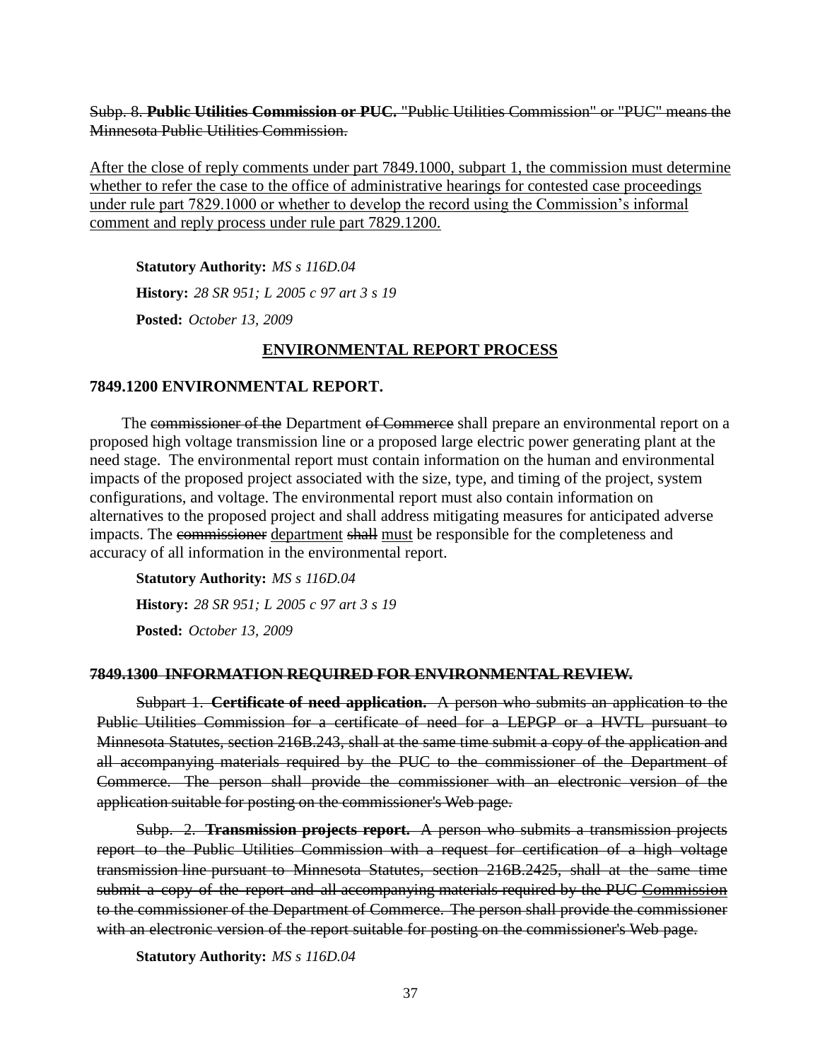~~Subp. 8. **Public Utilities Commission or PUC.** "Public Utilities Commission" or "PUC" means the Minnesota Public Utilities Commission.~~

<u>After the close of reply comments under part 7849.1000, subpart 1, the commission must determine whether to refer the case to the office of administrative hearings for contested case proceedings under rule part 7829.1000 or whether to develop the record using the Commission's informal comment and reply process under rule part 7829.1200.</u>

**Statutory Authority:** *MS s 116D.04*

**History:** *28 SR 951; L 2005 c 97 art 3 s 19*

**Posted:** *October 13, 2009*

## <u>ENVIRONMENTAL REPORT PROCESS</u>

### 7849.1200 ENVIRONMENTAL REPORT.

The ~~commissioner of the~~ Department ~~of Commerce~~ shall prepare an environmental report on a proposed high voltage transmission line or a proposed large electric power generating plant at the need stage. The environmental report must contain information on the human and environmental impacts of the proposed project associated with the size, type, and timing of the project, system configurations, and voltage. The environmental report must also contain information on alternatives to the proposed project and shall address mitigating measures for anticipated adverse impacts. The ~~commissioner~~ <u>department</u> ~~shall~~ <u>must</u> be responsible for the completeness and accuracy of all information in the environmental report.

**Statutory Authority:** *MS s 116D.04*

**History:** *28 SR 951; L 2005 c 97 art 3 s 19*

**Posted:** *October 13, 2009*

### ~~7849.1300 INFORMATION REQUIRED FOR ENVIRONMENTAL REVIEW.~~

~~Subpart 1. **Certificate of need application.** A person who submits an application to the Public Utilities Commission for a certificate of need for a LEPGP or a HVTL pursuant to Minnesota Statutes, section 216B.243, shall at the same time submit a copy of the application and all accompanying materials required by the PUC to the commissioner of the Department of Commerce. The person shall provide the commissioner with an electronic version of the application suitable for posting on the commissioner's Web page.~~

~~Subp. 2. **Transmission projects report.** A person who submits a transmission projects report to the Public Utilities Commission with a request for certification of a high voltage transmission line pursuant to Minnesota Statutes, section 216B.2425, shall at the same time submit a copy of the report and all accompanying materials required by the PUC~~ ~~<u>Commission</u>~~ ~~to the commissioner of the Department of Commerce. The person shall provide the commissioner with an electronic version of the report suitable for posting on the commissioner's Web page.~~

**Statutory Authority:** *MS s 116D.04*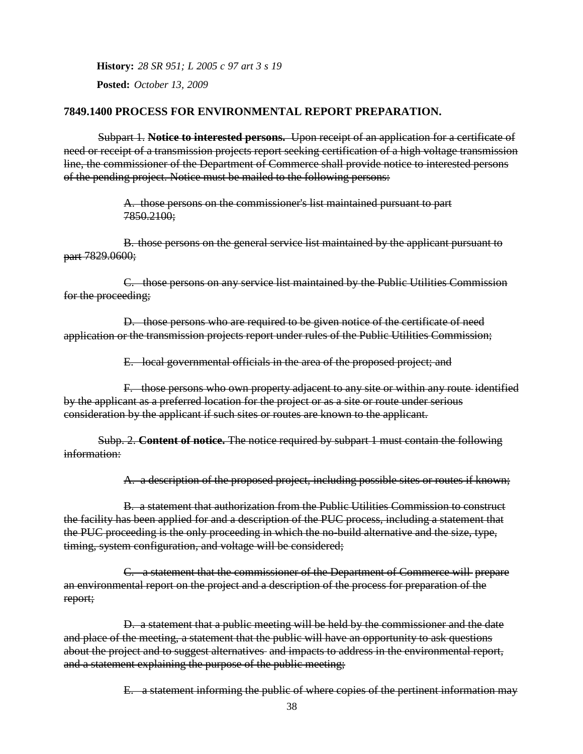**History:** *28 SR 951; L 2005 c 97 art 3 s 19*

**Posted:** *October 13, 2009*

**7849.1400 PROCESS FOR ENVIRONMENTAL REPORT PREPARATION.**

Subpart 1. **Notice to interested persons.** ~~Upon receipt of an application for a certificate of need or receipt of a transmission projects report seeking certification of a high voltage transmission line, the commissioner of the Department of Commerce shall provide notice to interested persons of the pending project. Notice must be mailed to the following persons:~~

~~A. those persons on the commissioner's list maintained pursuant to part 7850.2100;~~

~~B. those persons on the general service list maintained by the applicant pursuant to part 7829.0600;~~

~~C. those persons on any service list maintained by the Public Utilities Commission for the proceeding;~~

~~D. those persons who are required to be given notice of the certificate of need application or the transmission projects report under rules of the Public Utilities Commission;~~

~~E. local governmental officials in the area of the proposed project; and~~

~~F. those persons who own property adjacent to any site or within any route identified by the applicant as a preferred location for the project or as a site or route under serious consideration by the applicant if such sites or routes are known to the applicant.~~

Subp. 2. **Content of notice.** ~~The notice required by subpart 1 must contain the following information:~~

~~A. a description of the proposed project, including possible sites or routes if known;~~

~~B. a statement that authorization from the Public Utilities Commission to construct the facility has been applied for and a description of the PUC process, including a statement that the PUC proceeding is the only proceeding in which the no-build alternative and the size, type, timing, system configuration, and voltage will be considered;~~

~~C. a statement that the commissioner of the Department of Commerce will prepare an environmental report on the project and a description of the process for preparation of the report;~~

~~D. a statement that a public meeting will be held by the commissioner and the date and place of the meeting, a statement that the public will have an opportunity to ask questions about the project and to suggest alternatives and impacts to address in the environmental report, and a statement explaining the purpose of the public meeting;~~

~~E. a statement informing the public of where copies of the pertinent information may~~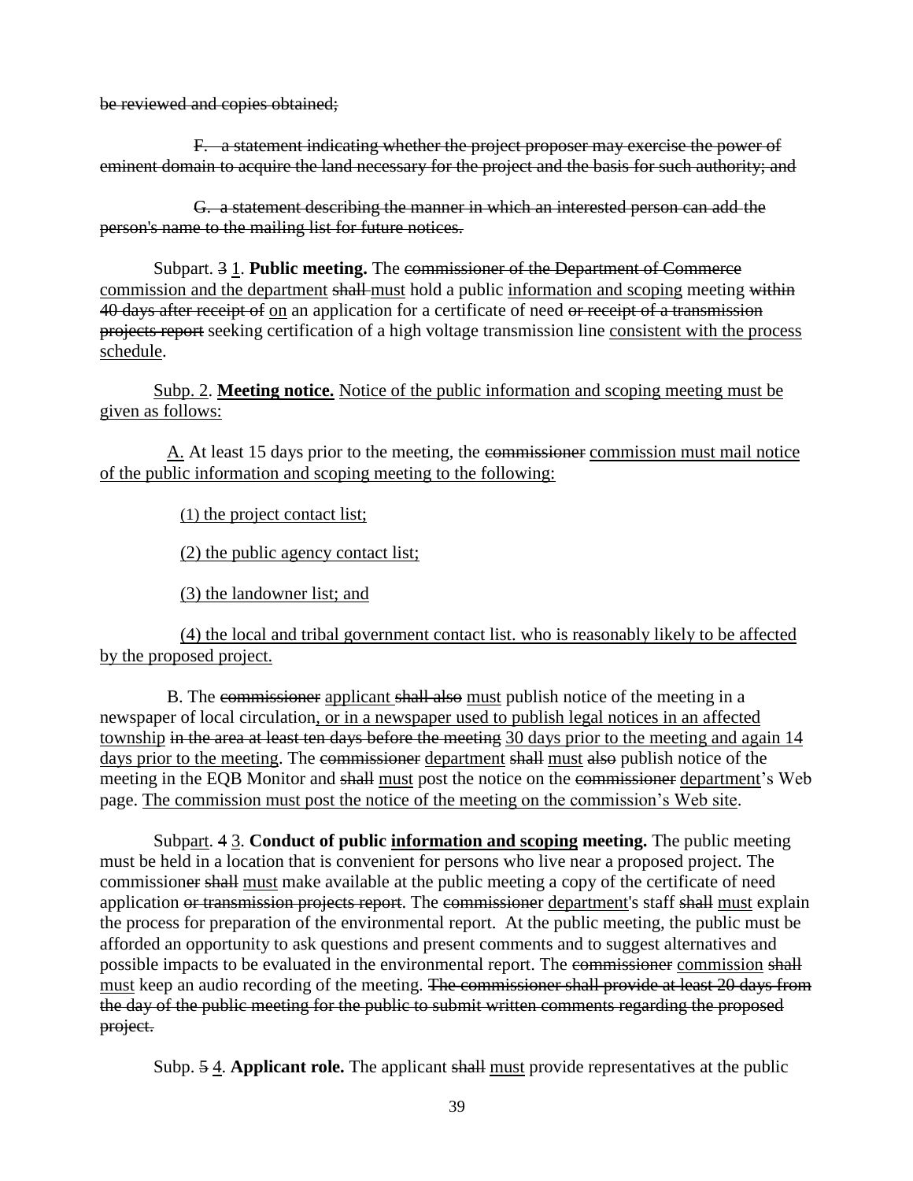~~be reviewed and copies obtained;~~

~~F. a statement indicating whether the project proposer may exercise the power of eminent domain to acquire the land necessary for the project and the basis for such authority; and~~

~~G. a statement describing the manner in which an interested person can add the person's name to the mailing list for future notices.~~

Subpart. ~~3~~ <u>1</u>. **Public meeting.** The ~~commissioner of the Department of Commerce~~ <u>commission and the department</u> ~~shall~~ <u>must</u> hold a public <u>information and scoping</u> meeting ~~within 40 days after receipt of~~ <u>on</u> an application for a certificate of need ~~or receipt of a transmission projects report~~ seeking certification of a high voltage transmission line <u>consistent with the process schedule</u>.

<u>Subp. 2</u>. <u>**Meeting notice.**</u> <u>Notice of the public information and scoping meeting must be given as follows:</u>

<u>A.</u> At least 15 days prior to the meeting, the ~~commissioner~~ <u>commission must mail notice of the public information and scoping meeting to the following:</u>

<u>(1) the project contact list;</u>

<u>(2) the public agency contact list;</u>

<u>(3) the landowner list; and</u>

<u>(4) the local and tribal government contact list. who is reasonably likely to be affected by the proposed project.</u>

B. The ~~commissioner~~ <u>applicant</u> ~~shall also~~ <u>must</u> publish notice of the meeting in a newspaper of local circulation<u>, or in a newspaper used to publish legal notices in an affected township</u> ~~in the area at least ten days before the meeting~~ <u>30 days prior to the meeting and again 14 days prior to the meeting</u>. The ~~commissioner~~ <u>department</u> ~~shall~~ <u>must</u> ~~also~~ publish notice of the meeting in the EQB Monitor and ~~shall~~ <u>must</u> post the notice on the ~~commissioner~~ <u>department</u>'s Web page. <u>The commission must post the notice of the meeting on the commission's Web site</u>.

Sub<u>part</u>. ~~4~~ <u>3</u>. **Conduct of public <u>information and scoping</u> meeting.** The public meeting must be held in a location that is convenient for persons who live near a proposed project. The commission~~er~~ ~~shall~~ <u>must</u> make available at the public meeting a copy of the certificate of need application ~~or transmission projects report~~. The ~~commissione~~r <u>department</u>'s staff ~~shall~~ <u>must</u> explain the process for preparation of the environmental report. At the public meeting, the public must be afforded an opportunity to ask questions and present comments and to suggest alternatives and possible impacts to be evaluated in the environmental report. The ~~commissioner~~ <u>commission</u> ~~shall~~ <u>must</u> keep an audio recording of the meeting. ~~The commissioner shall provide at least 20 days from the day of the public meeting for the public to submit written comments regarding the proposed project.~~

Subp. ~~5~~ <u>4</u>. **Applicant role.** The applicant ~~shall~~ <u>must</u> provide representatives at the public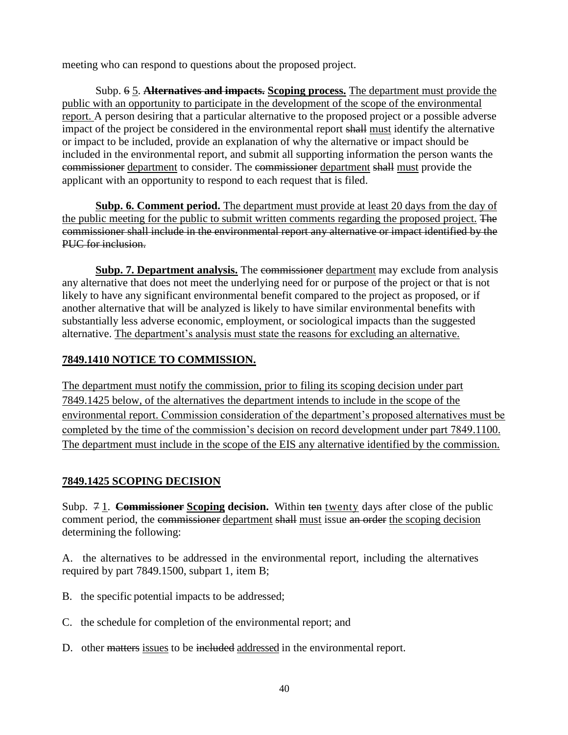meeting who can respond to questions about the proposed project.

Subp. ~~6~~ 5. ~~**Alternatives and impacts.**~~ **Scoping process.** The department must provide the public with an opportunity to participate in the development of the scope of the environmental report. A person desiring that a particular alternative to the proposed project or a possible adverse impact of the project be considered in the environmental report ~~shall~~ must identify the alternative or impact to be included, provide an explanation of why the alternative or impact should be included in the environmental report, and submit all supporting information the person wants the ~~commissioner~~ department to consider. The ~~commissioner~~ department ~~shall~~ must provide the applicant with an opportunity to respond to each request that is filed.

**Subp. 6. Comment period.** The department must provide at least 20 days from the day of the public meeting for the public to submit written comments regarding the proposed project. ~~The commissioner shall include in the environmental report any alternative or impact identified by the PUC for inclusion.~~

**Subp. 7. Department analysis.** The ~~commissioner~~ department may exclude from analysis any alternative that does not meet the underlying need for or purpose of the project or that is not likely to have any significant environmental benefit compared to the project as proposed, or if another alternative that will be analyzed is likely to have similar environmental benefits with substantially less adverse economic, employment, or sociological impacts than the suggested alternative. The department's analysis must state the reasons for excluding an alternative.

## 7849.1410 NOTICE TO COMMISSION.

The department must notify the commission, prior to filing its scoping decision under part 7849.1425 below, of the alternatives the department intends to include in the scope of the environmental report. Commission consideration of the department's proposed alternatives must be completed by the time of the commission's decision on record development under part 7849.1100. The department must include in the scope of the EIS any alternative identified by the commission.

## 7849.1425 SCOPING DECISION

Subp. ~~7~~ 1. ~~**Commissioner**~~ **Scoping decision.** Within ~~ten~~ twenty days after close of the public comment period, the ~~commissioner~~ department ~~shall~~ must issue ~~an order~~ the scoping decision determining the following:

A. the alternatives to be addressed in the environmental report, including the alternatives required by part 7849.1500, subpart 1, item B;

B. the specific potential impacts to be addressed;

C. the schedule for completion of the environmental report; and

D. other ~~matters~~ issues to be ~~included~~ addressed in the environmental report.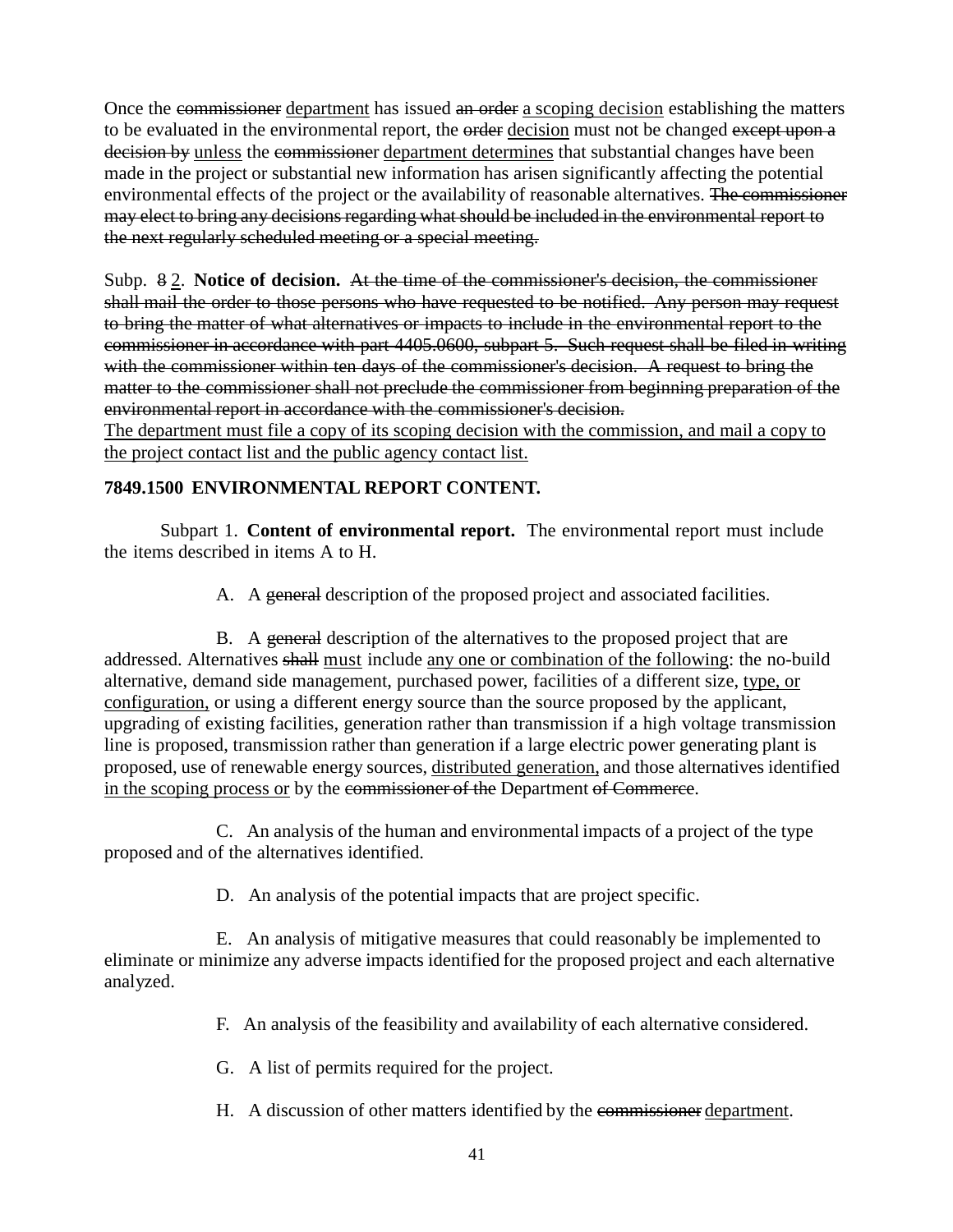Once the ~~commissioner~~ <u>department</u> has issued ~~an order~~ <u>a scoping decision</u> establishing the matters to be evaluated in the environmental report, the ~~order~~ <u>decision</u> must not be changed ~~except upon a decision by~~ <u>unless</u> the ~~commissioner~~ <u>department determines</u> that substantial changes have been made in the project or substantial new information has arisen significantly affecting the potential environmental effects of the project or the availability of reasonable alternatives. ~~The commissioner may elect to bring any decisions regarding what should be included in the environmental report to the next regularly scheduled meeting or a special meeting.~~

Subp. ~~8~~ <u>2</u>. **Notice of decision.** ~~At the time of the commissioner's decision, the commissioner shall mail the order to those persons who have requested to be notified. Any person may request to bring the matter of what alternatives or impacts to include in the environmental report to the commissioner in accordance with part 4405.0600, subpart 5. Such request shall be filed in writing with the commissioner within ten days of the commissioner's decision. A request to bring the matter to the commissioner shall not preclude the commissioner from beginning preparation of the environmental report in accordance with the commissioner's decision.~~
<u>The department must file a copy of its scoping decision with the commission, and mail a copy to the project contact list and the public agency contact list.</u>

**7849.1500 ENVIRONMENTAL REPORT CONTENT.**

Subpart 1. **Content of environmental report.** The environmental report must include the items described in items A to H.

A. A ~~general~~ description of the proposed project and associated facilities.

B. A ~~general~~ description of the alternatives to the proposed project that are addressed. Alternatives ~~shall~~ <u>must</u> include <u>any one or combination of the following</u>: the no-build alternative, demand side management, purchased power, facilities of a different size, <u>type, or configuration,</u> or using a different energy source than the source proposed by the applicant, upgrading of existing facilities, generation rather than transmission if a high voltage transmission line is proposed, transmission rather than generation if a large electric power generating plant is proposed, use of renewable energy sources, <u>distributed generation,</u> and those alternatives identified <u>in the scoping process or</u> by the ~~commissioner of the~~ Department ~~of Commerce~~.

C. An analysis of the human and environmental impacts of a project of the type proposed and of the alternatives identified.

D. An analysis of the potential impacts that are project specific.

E. An analysis of mitigative measures that could reasonably be implemented to eliminate or minimize any adverse impacts identified for the proposed project and each alternative analyzed.

F. An analysis of the feasibility and availability of each alternative considered.

G. A list of permits required for the project.

H. A discussion of other matters identified by the ~~commissioner~~ <u>department</u>.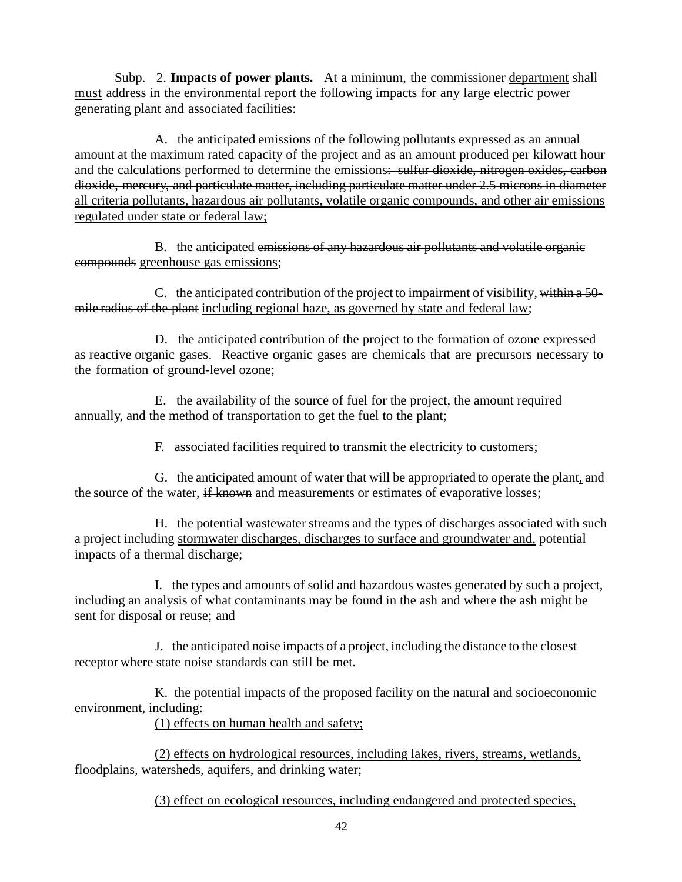Subp. 2. **Impacts of power plants.** At a minimum, the ~~commissioner~~ <u>department</u> ~~shall~~ <u>must</u> address in the environmental report the following impacts for any large electric power generating plant and associated facilities:

A. the anticipated emissions of the following pollutants expressed as an annual amount at the maximum rated capacity of the project and as an amount produced per kilowatt hour and the calculations performed to determine the emissions~~: sulfur dioxide, nitrogen oxides, carbon dioxide, mercury, and particulate matter, including particulate matter under 2.5 microns in diameter~~ <u>all criteria pollutants, hazardous air pollutants, volatile organic compounds, and other air emissions regulated under state or federal law;</u>

B. the anticipated ~~emissions of any hazardous air pollutants and volatile organic compounds~~ <u>greenhouse gas emissions</u>;

C. the anticipated contribution of the project to impairment of visibility<u>,</u> ~~within a 50-mile radius of the plant~~ <u>including regional haze, as governed by state and federal law</u>;

D. the anticipated contribution of the project to the formation of ozone expressed as reactive organic gases. Reactive organic gases are chemicals that are precursors necessary to the formation of ground-level ozone;

E. the availability of the source of fuel for the project, the amount required annually, and the method of transportation to get the fuel to the plant;

F. associated facilities required to transmit the electricity to customers;

G. the anticipated amount of water that will be appropriated to operate the plant<u>,</u> ~~and~~ the source of the water<u>,</u> ~~if known~~ <u>and measurements or estimates of evaporative losses</u>;

H. the potential wastewater streams and the types of discharges associated with such a project including <u>stormwater discharges, discharges to surface and groundwater and,</u> potential impacts of a thermal discharge;

I. the types and amounts of solid and hazardous wastes generated by such a project, including an analysis of what contaminants may be found in the ash and where the ash might be sent for disposal or reuse; and

J. the anticipated noise impacts of a project, including the distance to the closest receptor where state noise standards can still be met.

<u>K. the potential impacts of the proposed facility on the natural and socioeconomic environment, including:</u>

<u>(1) effects on human health and safety;</u>

<u>(2) effects on hydrological resources, including lakes, rivers, streams, wetlands, floodplains, watersheds, aquifers, and drinking water;</u>

<u>(3) effect on ecological resources, including endangered and protected species,</u>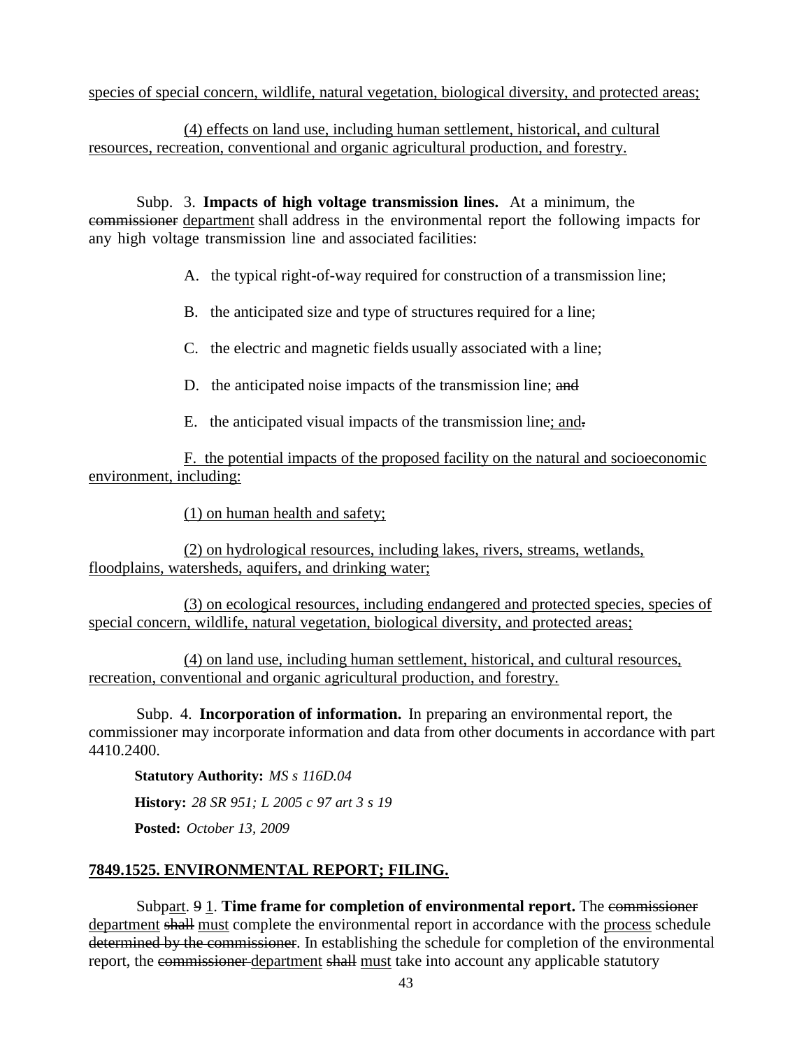species of special concern, wildlife, natural vegetation, biological diversity, and protected areas;

(4) effects on land use, including human settlement, historical, and cultural resources, recreation, conventional and organic agricultural production, and forestry.

Subp. 3. **Impacts of high voltage transmission lines.** At a minimum, the ~~commissioner~~ department shall address in the environmental report the following impacts for any high voltage transmission line and associated facilities:

A. the typical right-of-way required for construction of a transmission line;

B. the anticipated size and type of structures required for a line;

C. the electric and magnetic fields usually associated with a line;

D. the anticipated noise impacts of the transmission line; ~~and~~

E. the anticipated visual impacts of the transmission line; and~~.~~

F. the potential impacts of the proposed facility on the natural and socioeconomic environment, including:

(1) on human health and safety;

(2) on hydrological resources, including lakes, rivers, streams, wetlands, floodplains, watersheds, aquifers, and drinking water;

(3) on ecological resources, including endangered and protected species, species of special concern, wildlife, natural vegetation, biological diversity, and protected areas;

(4) on land use, including human settlement, historical, and cultural resources, recreation, conventional and organic agricultural production, and forestry.

Subp. 4. **Incorporation of information.** In preparing an environmental report, the commissioner may incorporate information and data from other documents in accordance with part 4410.2400.

**Statutory Authority:** *MS s 116D.04*

**History:** *28 SR 951; L 2005 c 97 art 3 s 19*

**Posted:** *October 13, 2009*

## 7849.1525. ENVIRONMENTAL REPORT; FILING.

Subpart. ~~9~~ 1. **Time frame for completion of environmental report.** The ~~commissioner~~ department ~~shall~~ must complete the environmental report in accordance with the process schedule ~~determined by the commissioner~~. In establishing the schedule for completion of the environmental report, the ~~commissioner~~ department ~~shall~~ must take into account any applicable statutory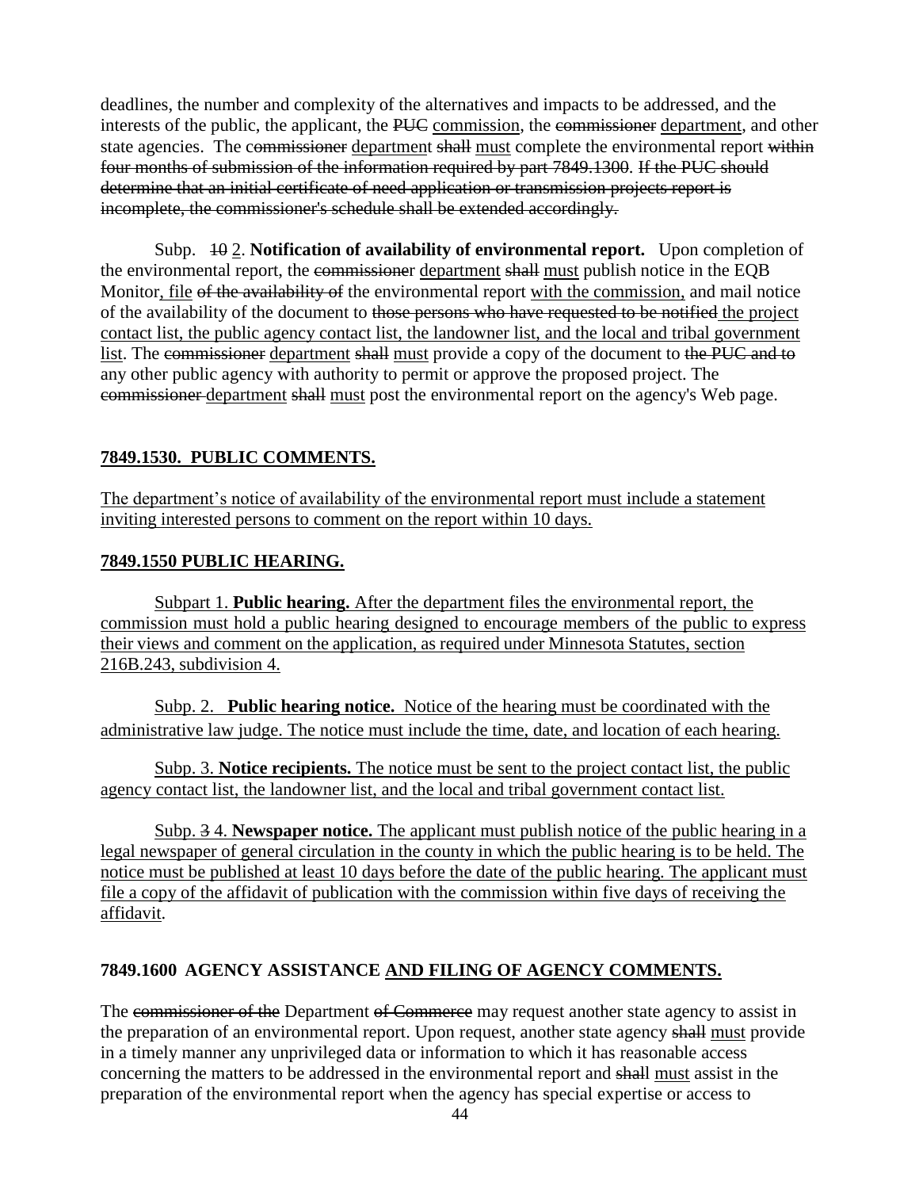deadlines, the number and complexity of the alternatives and impacts to be addressed, and the interests of the public, the applicant, the ~~PUC~~ commission, the ~~commissioner~~ department, and other state agencies. The ~~commissioner~~ department ~~shall~~ must complete the environmental report ~~within four months of submission of the information required by part 7849.1300.~~ ~~If the PUC should determine that an initial certificate of need application or transmission projects report is incomplete, the commissioner's schedule shall be extended accordingly.~~

Subp. ~~10~~ 2. **Notification of availability of environmental report.** Upon completion of the environmental report, the ~~commissioner~~ department ~~shall~~ must publish notice in the EQB Monitor, file ~~of the availability of~~ the environmental report with the commission, and mail notice of the availability of the document to ~~those persons who have requested to be notified~~ the project contact list, the public agency contact list, the landowner list, and the local and tribal government list. The ~~commissioner~~ department ~~shall~~ must provide a copy of the document to ~~the PUC and to~~ any other public agency with authority to permit or approve the proposed project. The ~~commissioner~~ department ~~shall~~ must post the environmental report on the agency's Web page.

**7849.1530. PUBLIC COMMENTS.**

The department's notice of availability of the environmental report must include a statement inviting interested persons to comment on the report within 10 days.

**7849.1550 PUBLIC HEARING.**

Subpart 1. **Public hearing.** After the department files the environmental report, the commission must hold a public hearing designed to encourage members of the public to express their views and comment on the application, as required under Minnesota Statutes, section 216B.243, subdivision 4.

Subp. 2. **Public hearing notice.** Notice of the hearing must be coordinated with the administrative law judge. The notice must include the time, date, and location of each hearing.

Subp. 3. **Notice recipients.** The notice must be sent to the project contact list, the public agency contact list, the landowner list, and the local and tribal government contact list.

Subp. ~~3~~ 4. **Newspaper notice.** The applicant must publish notice of the public hearing in a legal newspaper of general circulation in the county in which the public hearing is to be held. The notice must be published at least 10 days before the date of the public hearing. The applicant must file a copy of the affidavit of publication with the commission within five days of receiving the affidavit.

**7849.1600 AGENCY ASSISTANCE AND FILING OF AGENCY COMMENTS.**

The ~~commissioner of the~~ Department ~~of Commerce~~ may request another state agency to assist in the preparation of an environmental report. Upon request, another state agency ~~shall~~ must provide in a timely manner any unprivileged data or information to which it has reasonable access concerning the matters to be addressed in the environmental report and ~~shall~~ must assist in the preparation of the environmental report when the agency has special expertise or access to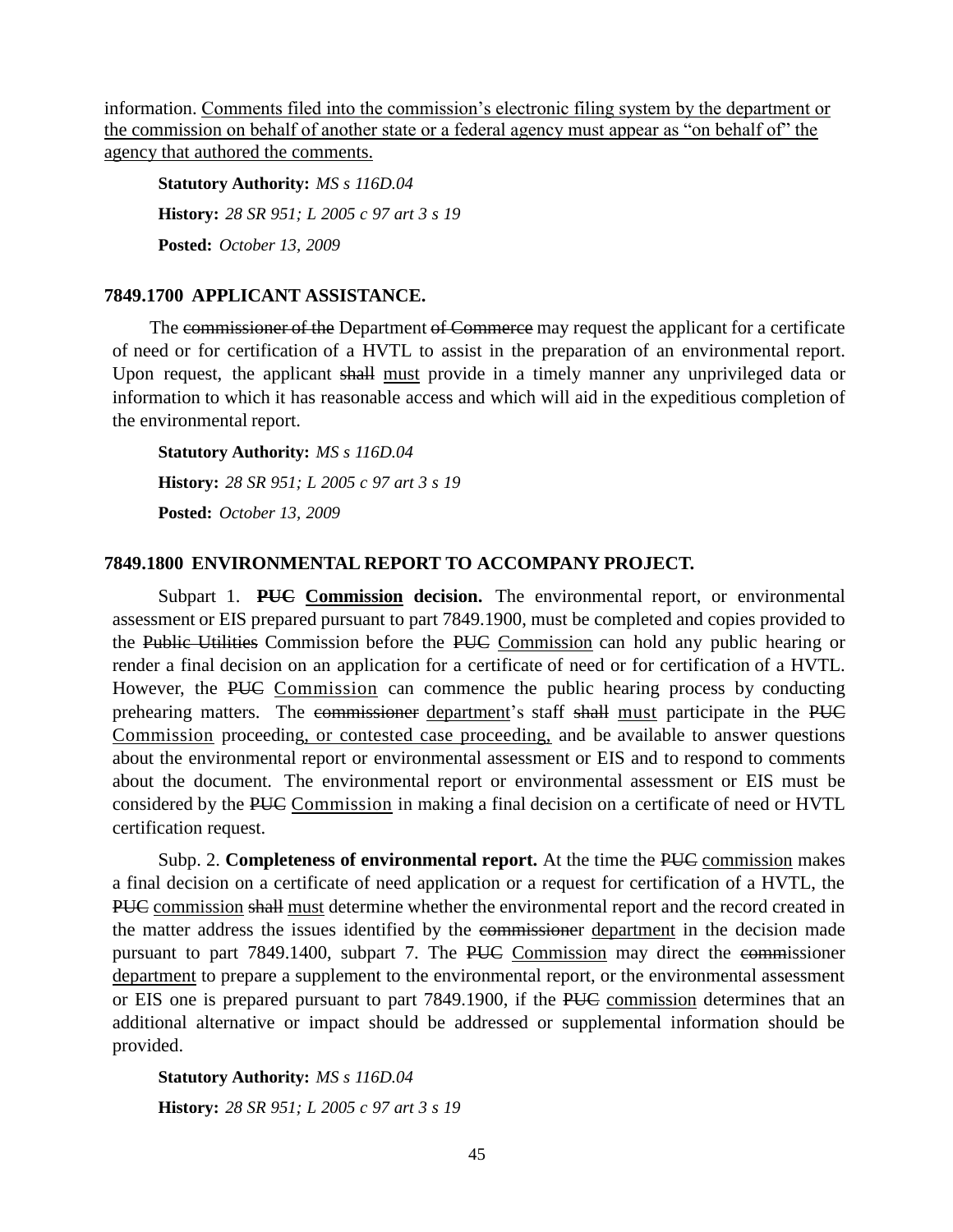information. <u>Comments filed into the commission's electronic filing system by the department or the commission on behalf of another state or a federal agency must appear as "on behalf of" the agency that authored the comments.</u>

**Statutory Authority:** *MS s 116D.04*

**History:** *28 SR 951; L 2005 c 97 art 3 s 19*

**Posted:** *October 13, 2009*

### 7849.1700 APPLICANT ASSISTANCE.

The ~~commissioner of the~~ Department ~~of Commerce~~ may request the applicant for a certificate of need or for certification of a HVTL to assist in the preparation of an environmental report. Upon request, the applicant ~~shall~~ <u>must</u> provide in a timely manner any unprivileged data or information to which it has reasonable access and which will aid in the expeditious completion of the environmental report.

**Statutory Authority:** *MS s 116D.04*

**History:** *28 SR 951; L 2005 c 97 art 3 s 19*

**Posted:** *October 13, 2009*

### 7849.1800 ENVIRONMENTAL REPORT TO ACCOMPANY PROJECT.

Subpart 1. **~~PUC~~ <u>Commission</u> decision.** The environmental report, or environmental assessment or EIS prepared pursuant to part 7849.1900, must be completed and copies provided to the ~~Public Utilities~~ Commission before the ~~PUC~~ <u>Commission</u> can hold any public hearing or render a final decision on an application for a certificate of need or for certification of a HVTL. However, the ~~PUC~~ <u>Commission</u> can commence the public hearing process by conducting prehearing matters. The ~~commissioner~~ <u>department</u>'s staff ~~shall~~ <u>must</u> participate in the ~~PUC~~ <u>Commission</u> proceeding<u>, or contested case proceeding,</u> and be available to answer questions about the environmental report or environmental assessment or EIS and to respond to comments about the document. The environmental report or environmental assessment or EIS must be considered by the ~~PUC~~ <u>Commission</u> in making a final decision on a certificate of need or HVTL certification request.

Subp. 2. **Completeness of environmental report.** At the time the ~~PUC~~ <u>commission</u> makes a final decision on a certificate of need application or a request for certification of a HVTL, the ~~PUC~~ <u>commission</u> ~~shall~~ <u>must</u> determine whether the environmental report and the record created in the matter address the issues identified by the ~~commissioner~~ <u>department</u> in the decision made pursuant to part 7849.1400, subpart 7. The ~~PUC~~ <u>Commission</u> may direct the ~~commissioner~~ <u>department</u> to prepare a supplement to the environmental report, or the environmental assessment or EIS one is prepared pursuant to part 7849.1900, if the ~~PUC~~ <u>commission</u> determines that an additional alternative or impact should be addressed or supplemental information should be provided.

**Statutory Authority:** *MS s 116D.04*

**History:** *28 SR 951; L 2005 c 97 art 3 s 19*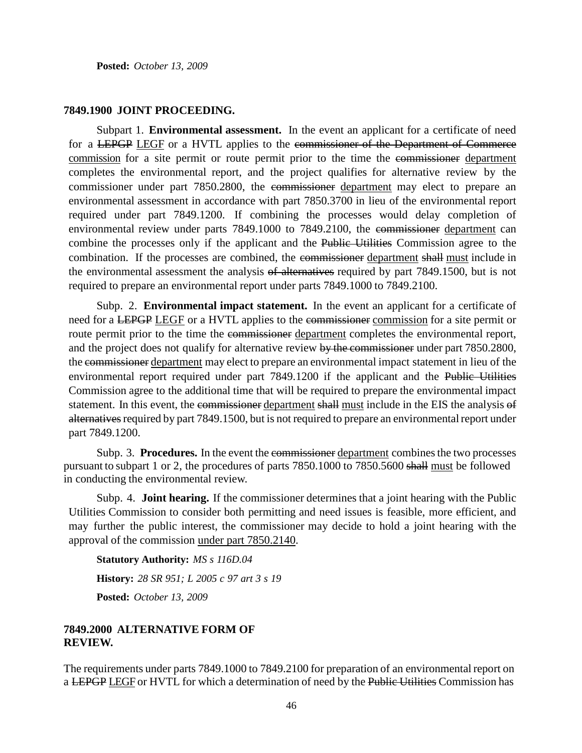**Posted:** *October 13, 2009*

### 7849.1900 JOINT PROCEEDING.

Subpart 1. **Environmental assessment.** In the event an applicant for a certificate of need for a ~~LEPGP~~ <u>LEGF</u> or a HVTL applies to the ~~commissioner of the Department of Commerce~~ <u>commission</u> for a site permit or route permit prior to the time the ~~commissioner~~ <u>department</u> completes the environmental report, and the project qualifies for alternative review by the commissioner under part 7850.2800, the ~~commissioner~~ <u>department</u> may elect to prepare an environmental assessment in accordance with part 7850.3700 in lieu of the environmental report required under part 7849.1200. If combining the processes would delay completion of environmental review under parts 7849.1000 to 7849.2100, the ~~commissioner~~ <u>department</u> can combine the processes only if the applicant and the ~~Public Utilities~~ Commission agree to the combination. If the processes are combined, the ~~commissioner~~ <u>department</u> ~~shall~~ <u>must</u> include in the environmental assessment the analysis ~~of alternatives~~ required by part 7849.1500, but is not required to prepare an environmental report under parts 7849.1000 to 7849.2100.

Subp. 2. **Environmental impact statement.** In the event an applicant for a certificate of need for a ~~LEPGP~~ <u>LEGF</u> or a HVTL applies to the ~~commissioner~~ <u>commission</u> for a site permit or route permit prior to the time the ~~commissioner~~ <u>department</u> completes the environmental report, and the project does not qualify for alternative review ~~by the commissioner~~ under part 7850.2800, the ~~commissioner~~ <u>department</u> may elect to prepare an environmental impact statement in lieu of the environmental report required under part 7849.1200 if the applicant and the ~~Public Utilities~~ Commission agree to the additional time that will be required to prepare the environmental impact statement. In this event, the ~~commissioner~~ <u>department</u> ~~shall~~ <u>must</u> include in the EIS the analysis ~~of alternatives~~ required by part 7849.1500, but is not required to prepare an environmental report under part 7849.1200.

Subp. 3. **Procedures.** In the event the ~~commissioner~~ <u>department</u> combines the two processes pursuant to subpart 1 or 2, the procedures of parts 7850.1000 to 7850.5600 ~~shall~~ <u>must</u> be followed in conducting the environmental review.

Subp. 4. **Joint hearing.** If the commissioner determines that a joint hearing with the Public Utilities Commission to consider both permitting and need issues is feasible, more efficient, and may further the public interest, the commissioner may decide to hold a joint hearing with the approval of the commission <u>under part 7850.2140</u>.

**Statutory Authority:** *MS s 116D.04*

**History:** *28 SR 951; L 2005 c 97 art 3 s 19*

**Posted:** *October 13, 2009*

### 7849.2000 ALTERNATIVE FORM OF REVIEW.

The requirements under parts 7849.1000 to 7849.2100 for preparation of an environmental report on a ~~LEPGP~~ <u>LEGF</u> or HVTL for which a determination of need by the ~~Public Utilities~~ Commission has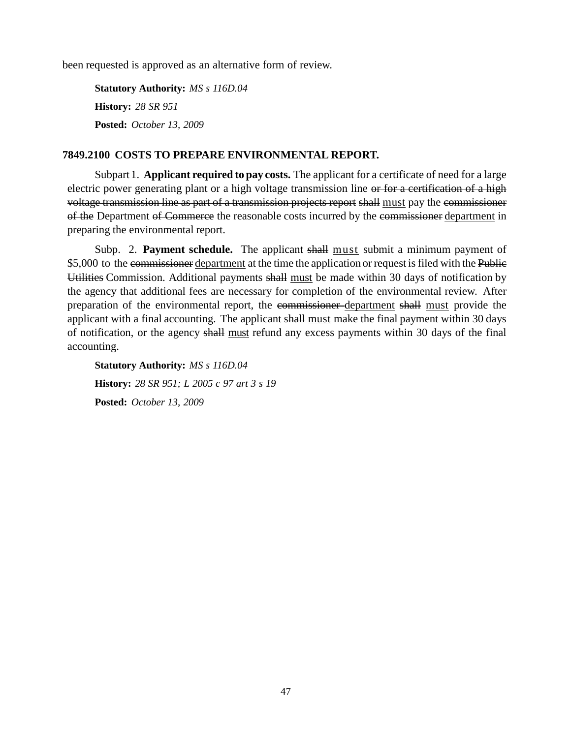been requested is approved as an alternative form of review.

**Statutory Authority:** *MS s 116D.04*

**History:** *28 SR 951*

**Posted:** *October 13, 2009*

**7849.2100 COSTS TO PREPARE ENVIRONMENTAL REPORT.**

Subpart 1. **Applicant required to pay costs.** The applicant for a certificate of need for a large electric power generating plant or a high voltage transmission line ~~or for a certification of a high voltage transmission line as part of a transmission projects report~~ ~~shall~~ <u>must</u> pay the ~~commissioner of the~~ Department ~~of Commerce~~ the reasonable costs incurred by the ~~commissioner~~ <u>department</u> in preparing the environmental report.

Subp. 2. **Payment schedule.** The applicant ~~shall~~ <u>must</u> submit a minimum payment of $5,000 to the ~~commissioner~~ <u>department</u> at the time the application or request is filed with the ~~Public Utilities~~ Commission. Additional payments ~~shall~~ <u>must</u> be made within 30 days of notification by the agency that additional fees are necessary for completion of the environmental review. After preparation of the environmental report, the ~~commissioner~~ <u>department</u> ~~shall~~ <u>must</u> provide the applicant with a final accounting. The applicant ~~shall~~ <u>must</u> make the final payment within 30 days of notification, or the agency ~~shall~~ <u>must</u> refund any excess payments within 30 days of the final accounting.

**Statutory Authority:** *MS s 116D.04*

**History:** *28 SR 951; L 2005 c 97 art 3 s 19*

**Posted:** *October 13, 2009*